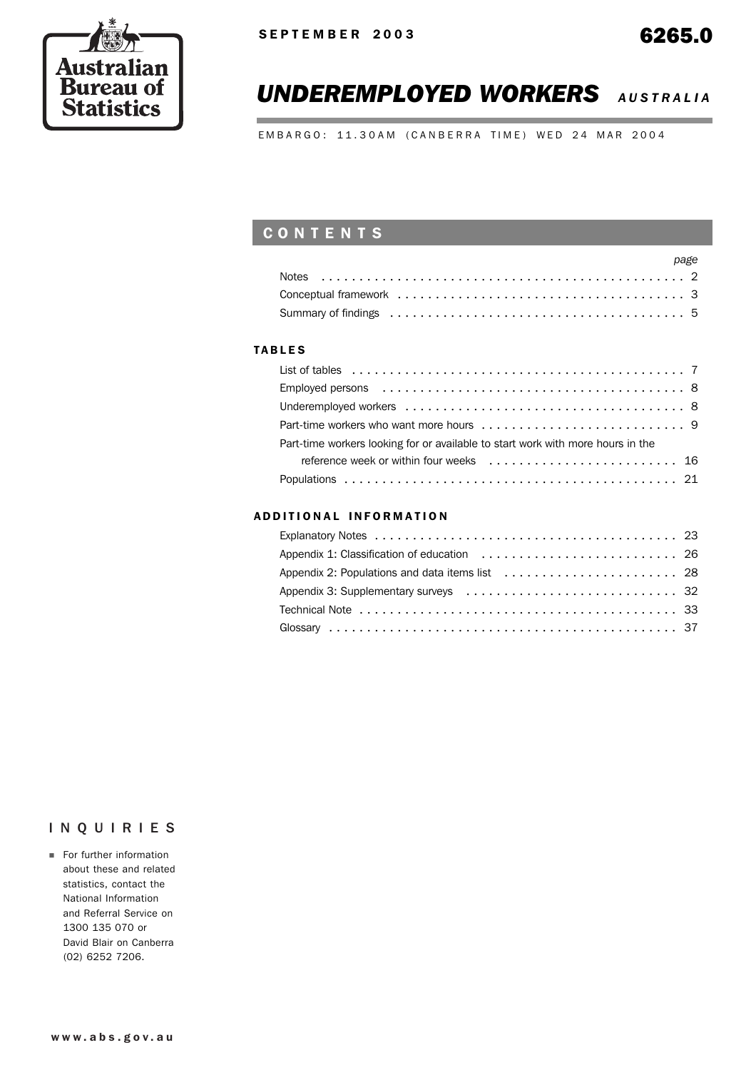Australian Bureau of Statistics

SEPTEMBER 2003

6265.0

# UNDEREMPLOYED WORKERS *AUSTRALIA*

EMBARGO: 11.30AM (CANBERRA TIME) WED 24 MAR 2004

## CONTENTS

| | page |
|---|---|
| Notes | 2 |
| Conceptual framework | 3 |
| Summary of findings | 5 |

### TABLES

| | |
|---|---|
| List of tables | 7 |
| Employed persons | 8 |
| Underemployed workers | 8 |
| Part-time workers who want more hours | 9 |
| Part-time workers looking for or available to start work with more hours in the reference week or within four weeks | 16 |
| Populations | 21 |

### ADDITIONAL INFORMATION

| | |
|---|---|
| Explanatory Notes | 23 |
| Appendix 1: Classification of education | 26 |
| Appendix 2: Populations and data items list | 28 |
| Appendix 3: Supplementary surveys | 32 |
| Technical Note | 33 |
| Glossary | 37 |

## INQUIRIES

- For further information about these and related statistics, contact the National Information and Referral Service on 1300 135 070 or David Blair on Canberra (02) 6252 7206.

www.abs.gov.au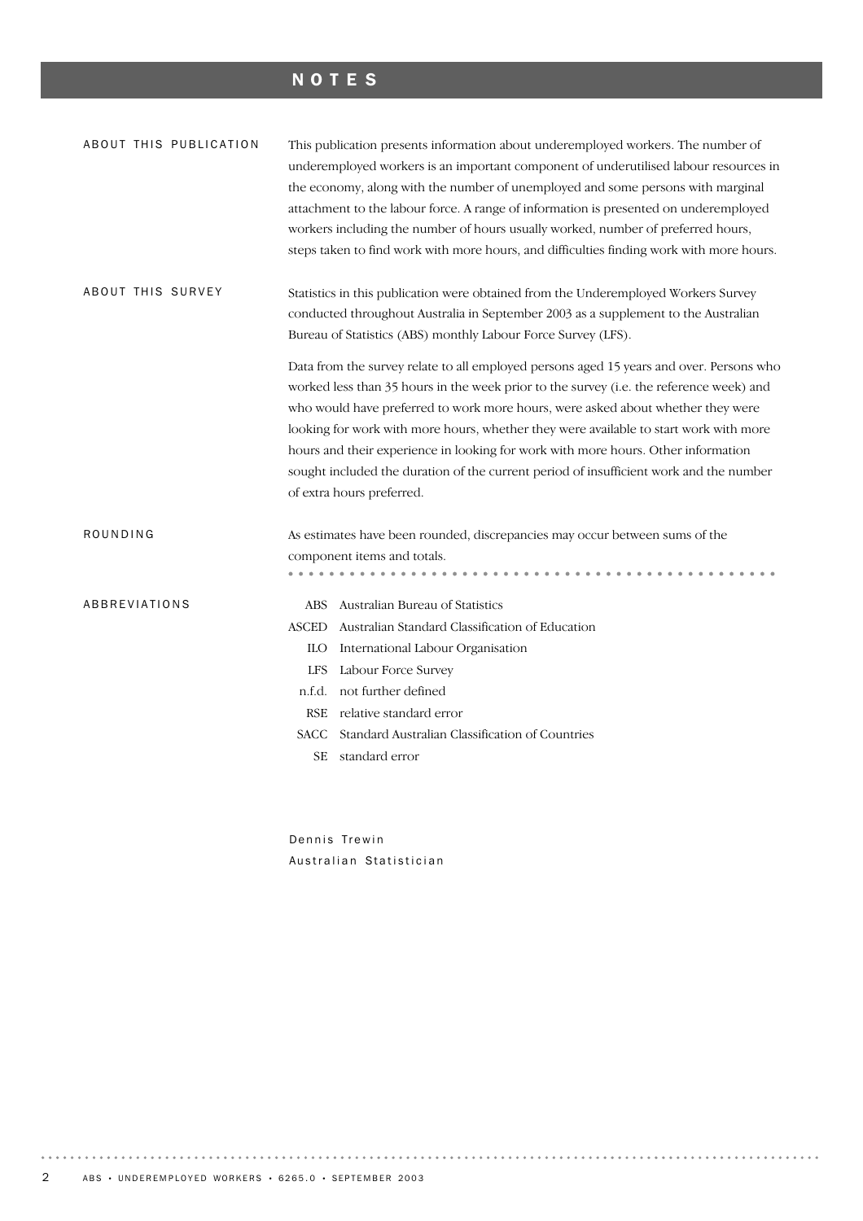# NOTES

## ABOUT THIS PUBLICATION

This publication presents information about underemployed workers. The number of underemployed workers is an important component of underutilised labour resources in the economy, along with the number of unemployed and some persons with marginal attachment to the labour force. A range of information is presented on underemployed workers including the number of hours usually worked, number of preferred hours, steps taken to find work with more hours, and difficulties finding work with more hours.

## ABOUT THIS SURVEY

Statistics in this publication were obtained from the Underemployed Workers Survey conducted throughout Australia in September 2003 as a supplement to the Australian Bureau of Statistics (ABS) monthly Labour Force Survey (LFS).

Data from the survey relate to all employed persons aged 15 years and over. Persons who worked less than 35 hours in the week prior to the survey (i.e. the reference week) and who would have preferred to work more hours, were asked about whether they were looking for work with more hours, whether they were available to start work with more hours and their experience in looking for work with more hours. Other information sought included the duration of the current period of insufficient work and the number of extra hours preferred.

## ROUNDING

As estimates have been rounded, discrepancies may occur between sums of the component items and totals.

## ABBREVIATIONS

| | |
|---|---|
| ABS | Australian Bureau of Statistics |
| ASCED | Australian Standard Classification of Education |
| ILO | International Labour Organisation |
| LFS | Labour Force Survey |
| n.f.d. | not further defined |
| RSE | relative standard error |
| SACC | Standard Australian Classification of Countries |
| SE | standard error |

Dennis Trewin
Australian Statistician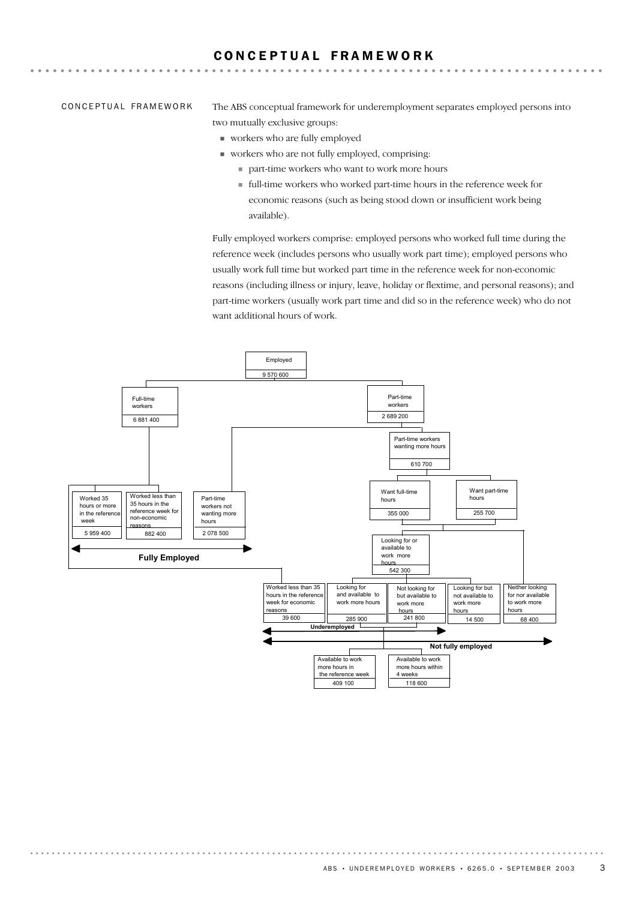# CONCEPTUAL FRAMEWORK

CONCEPTUAL FRAMEWORK

The ABS conceptual framework for underemployment separates employed persons into two mutually exclusive groups:

- workers who are fully employed
- workers who are not fully employed, comprising:
  - part-time workers who want to work more hours
  - full-time workers who worked part-time hours in the reference week for economic reasons (such as being stood down or insufficient work being available).

Fully employed workers comprise: employed persons who worked full time during the reference week (includes persons who usually work part time); employed persons who usually work full time but worked part time in the reference week for non-economic reasons (including illness or injury, leave, holiday or flextime, and personal reasons); and part-time workers (usually work part time and did so in the reference week) who do not want additional hours of work.

- Employed: 9 570 600
  - Full-time workers: 6 881 400
    - Worked 35 hours or more in the reference week: 5 959 400 (Fully Employed)
    - Worked less than 35 hours in the reference week for non-economic reasons: 882 400 (Fully Employed)
    - Worked less than 35 hours in the reference week for economic reasons: 39 600 (Underemployed; Not fully employed)
  - Part-time workers: 2 689 200
    - Part-time workers not wanting more hours: 2 078 500 (Fully Employed)
    - Part-time workers wanting more hours: 610 700
      - Want full-time hours: 355 000
      - Want part-time hours: 255 700
      - Looking for or available to work more hours: 542 300
        - Looking for and available to work more hours: 285 900 (Underemployed; Not fully employed)
        - Not looking for but available to work more hours: 241 800 (Underemployed; Not fully employed)
          - Available to work more hours in the reference week: 409 100
          - Available to work more hours within 4 weeks: 118 600
        - Looking for but not available to work more hours: 14 500 (Not fully employed)
      - Neither looking for nor available to work more hours: 68 400 (Not fully employed)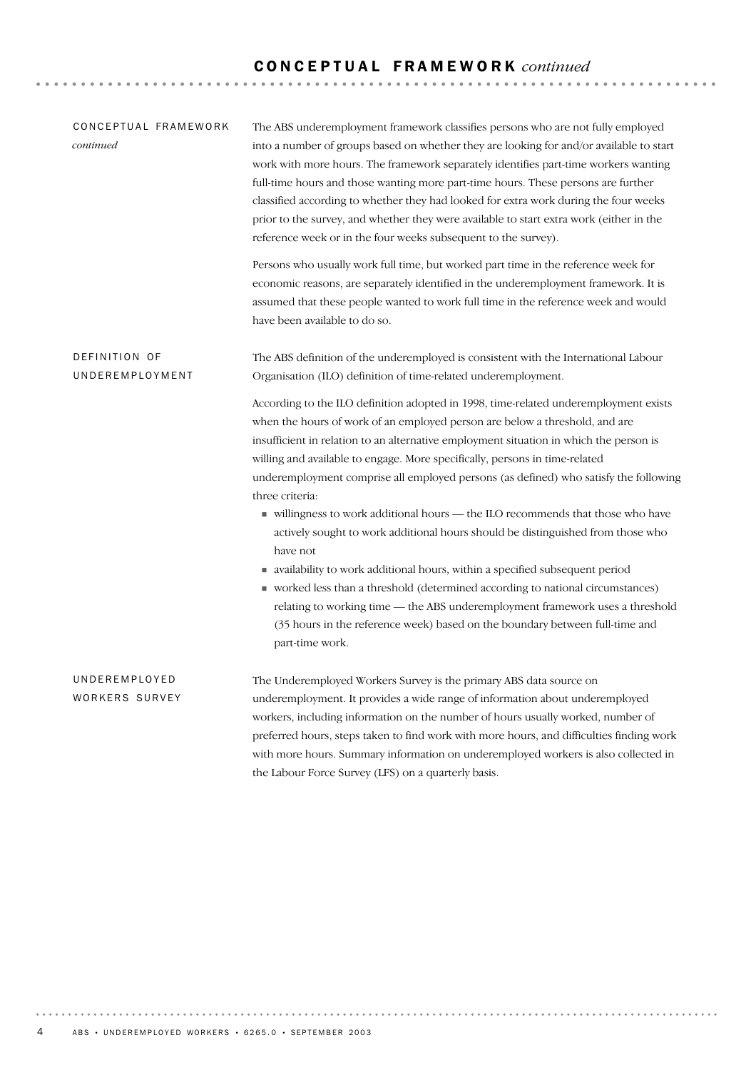## CONCEPTUAL FRAMEWORK *continued*

### CONCEPTUAL FRAMEWORK *continued*

The ABS underemployment framework classifies persons who are not fully employed into a number of groups based on whether they are looking for and/or available to start work with more hours. The framework separately identifies part-time workers wanting full-time hours and those wanting more part-time hours. These persons are further classified according to whether they had looked for extra work during the four weeks prior to the survey, and whether they were available to start extra work (either in the reference week or in the four weeks subsequent to the survey).

Persons who usually work full time, but worked part time in the reference week for economic reasons, are separately identified in the underemployment framework. It is assumed that these people wanted to work full time in the reference week and would have been available to do so.

### DEFINITION OF UNDEREMPLOYMENT

The ABS definition of the underemployed is consistent with the International Labour Organisation (ILO) definition of time-related underemployment.

According to the ILO definition adopted in 1998, time-related underemployment exists when the hours of work of an employed person are below a threshold, and are insufficient in relation to an alternative employment situation in which the person is willing and available to engage. More specifically, persons in time-related underemployment comprise all employed persons (as defined) who satisfy the following three criteria:

- willingness to work additional hours — the ILO recommends that those who have actively sought to work additional hours should be distinguished from those who have not
- availability to work additional hours, within a specified subsequent period
- worked less than a threshold (determined according to national circumstances) relating to working time — the ABS underemployment framework uses a threshold (35 hours in the reference week) based on the boundary between full-time and part-time work.

### UNDEREMPLOYED WORKERS SURVEY

The Underemployed Workers Survey is the primary ABS data source on underemployment. It provides a wide range of information about underemployed workers, including information on the number of hours usually worked, number of preferred hours, steps taken to find work with more hours, and difficulties finding work with more hours. Summary information on underemployed workers is also collected in the Labour Force Survey (LFS) on a quarterly basis.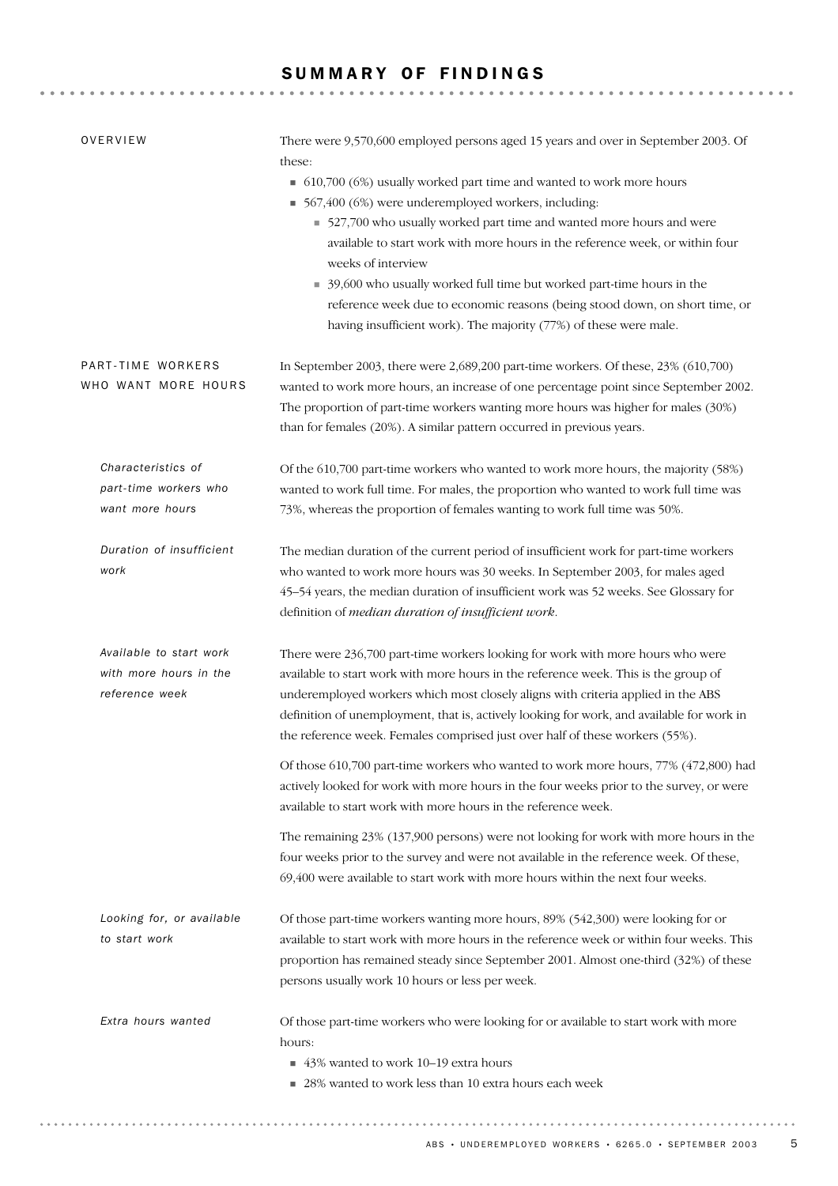# SUMMARY OF FINDINGS

## OVERVIEW

There were 9,570,600 employed persons aged 15 years and over in September 2003. Of these:

- 610,700 (6%) usually worked part time and wanted to work more hours
- 567,400 (6%) were underemployed workers, including:
  - 527,700 who usually worked part time and wanted more hours and were available to start work with more hours in the reference week, or within four weeks of interview
  - 39,600 who usually worked full time but worked part-time hours in the reference week due to economic reasons (being stood down, on short time, or having insufficient work). The majority (77%) of these were male.

## PART-TIME WORKERS WHO WANT MORE HOURS

In September 2003, there were 2,689,200 part-time workers. Of these, 23% (610,700) wanted to work more hours, an increase of one percentage point since September 2002. The proportion of part-time workers wanting more hours was higher for males (30%) than for females (20%). A similar pattern occurred in previous years.

### *Characteristics of part-time workers who want more hours*

Of the 610,700 part-time workers who wanted to work more hours, the majority (58%) wanted to work full time. For males, the proportion who wanted to work full time was 73%, whereas the proportion of females wanting to work full time was 50%.

### *Duration of insufficient work*

The median duration of the current period of insufficient work for part-time workers who wanted to work more hours was 30 weeks. In September 2003, for males aged 45–54 years, the median duration of insufficient work was 52 weeks. See Glossary for definition of *median duration of insufficient work*.

### *Available to start work with more hours in the reference week*

There were 236,700 part-time workers looking for work with more hours who were available to start work with more hours in the reference week. This is the group of underemployed workers which most closely aligns with criteria applied in the ABS definition of unemployment, that is, actively looking for work, and available for work in the reference week. Females comprised just over half of these workers (55%).

Of those 610,700 part-time workers who wanted to work more hours, 77% (472,800) had actively looked for work with more hours in the four weeks prior to the survey, or were available to start work with more hours in the reference week.

The remaining 23% (137,900 persons) were not looking for work with more hours in the four weeks prior to the survey and were not available in the reference week. Of these, 69,400 were available to start work with more hours within the next four weeks.

### *Looking for, or available to start work*

Of those part-time workers wanting more hours, 89% (542,300) were looking for or available to start work with more hours in the reference week or within four weeks. This proportion has remained steady since September 2001. Almost one-third (32%) of these persons usually work 10 hours or less per week.

### *Extra hours wanted*

Of those part-time workers who were looking for or available to start work with more hours:

- 43% wanted to work 10–19 extra hours
- 28% wanted to work less than 10 extra hours each week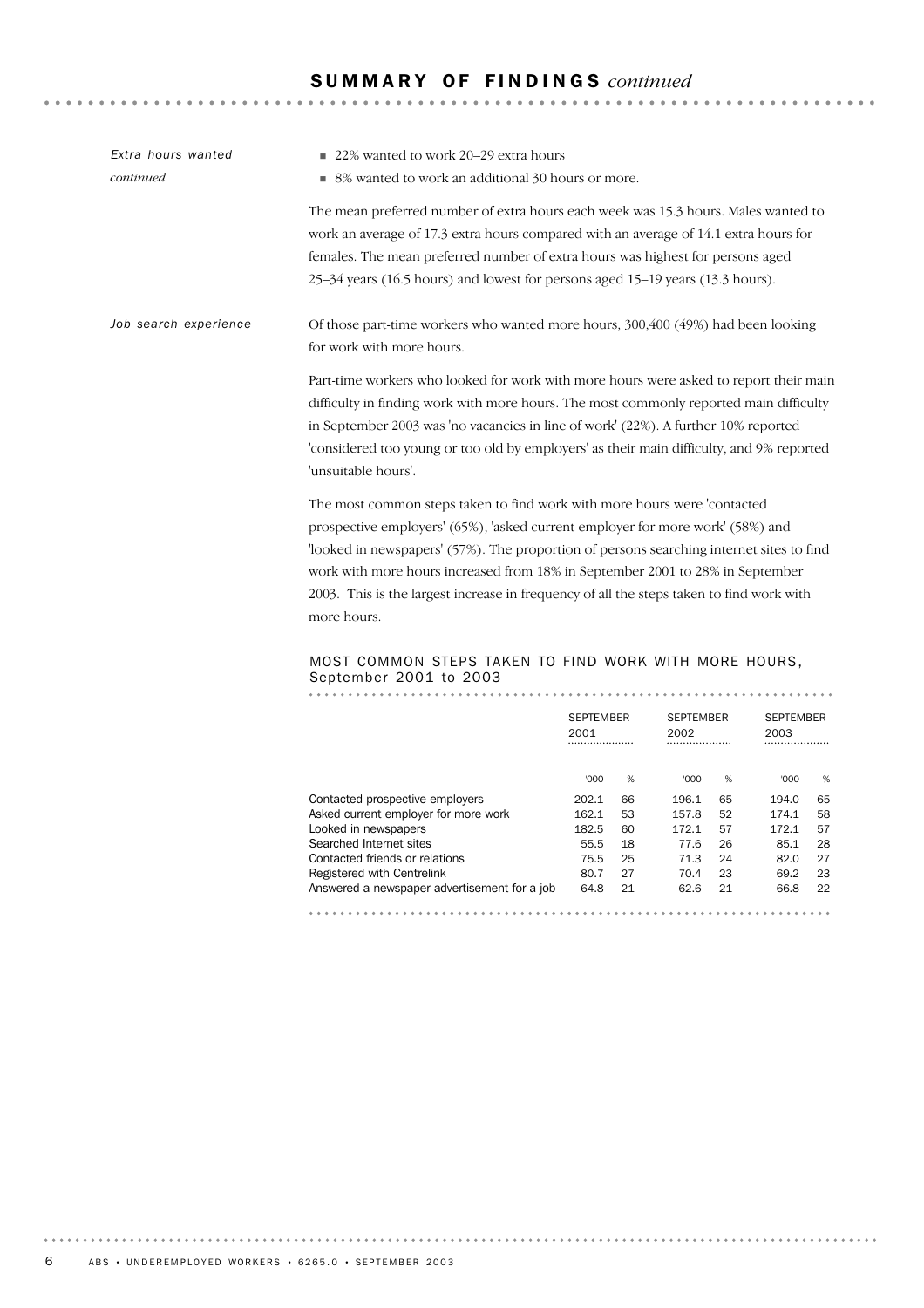## SUMMARY OF FINDINGS *continued*

*Extra hours wanted continued*

- 22% wanted to work 20–29 extra hours
- 8% wanted to work an additional 30 hours or more.

The mean preferred number of extra hours each week was 15.3 hours. Males wanted to work an average of 17.3 extra hours compared with an average of 14.1 extra hours for females. The mean preferred number of extra hours was highest for persons aged 25–34 years (16.5 hours) and lowest for persons aged 15–19 years (13.3 hours).

*Job search experience*

Of those part-time workers who wanted more hours, 300,400 (49%) had been looking for work with more hours.

Part-time workers who looked for work with more hours were asked to report their main difficulty in finding work with more hours. The most commonly reported main difficulty in September 2003 was 'no vacancies in line of work' (22%). A further 10% reported 'considered too young or too old by employers' as their main difficulty, and 9% reported 'unsuitable hours'.

The most common steps taken to find work with more hours were 'contacted prospective employers' (65%), 'asked current employer for more work' (58%) and 'looked in newspapers' (57%). The proportion of persons searching internet sites to find work with more hours increased from 18% in September 2001 to 28% in September 2003. This is the largest increase in frequency of all the steps taken to find work with more hours.

### MOST COMMON STEPS TAKEN TO FIND WORK WITH MORE HOURS, September 2001 to 2003

| | SEPTEMBER 2001 | | SEPTEMBER 2002 | | SEPTEMBER 2003 | |
|---|---|---|---|---|---|---|
| | '000 | % | '000 | % | '000 | % |
| Contacted prospective employers | 202.1 | 66 | 196.1 | 65 | 194.0 | 65 |
| Asked current employer for more work | 162.1 | 53 | 157.8 | 52 | 174.1 | 58 |
| Looked in newspapers | 182.5 | 60 | 172.1 | 57 | 172.1 | 57 |
| Searched Internet sites | 55.5 | 18 | 77.6 | 26 | 85.1 | 28 |
| Contacted friends or relations | 75.5 | 25 | 71.3 | 24 | 82.0 | 27 |
| Registered with Centrelink | 80.7 | 27 | 70.4 | 23 | 69.2 | 23 |
| Answered a newspaper advertisement for a job | 64.8 | 21 | 62.6 | 21 | 66.8 | 22 |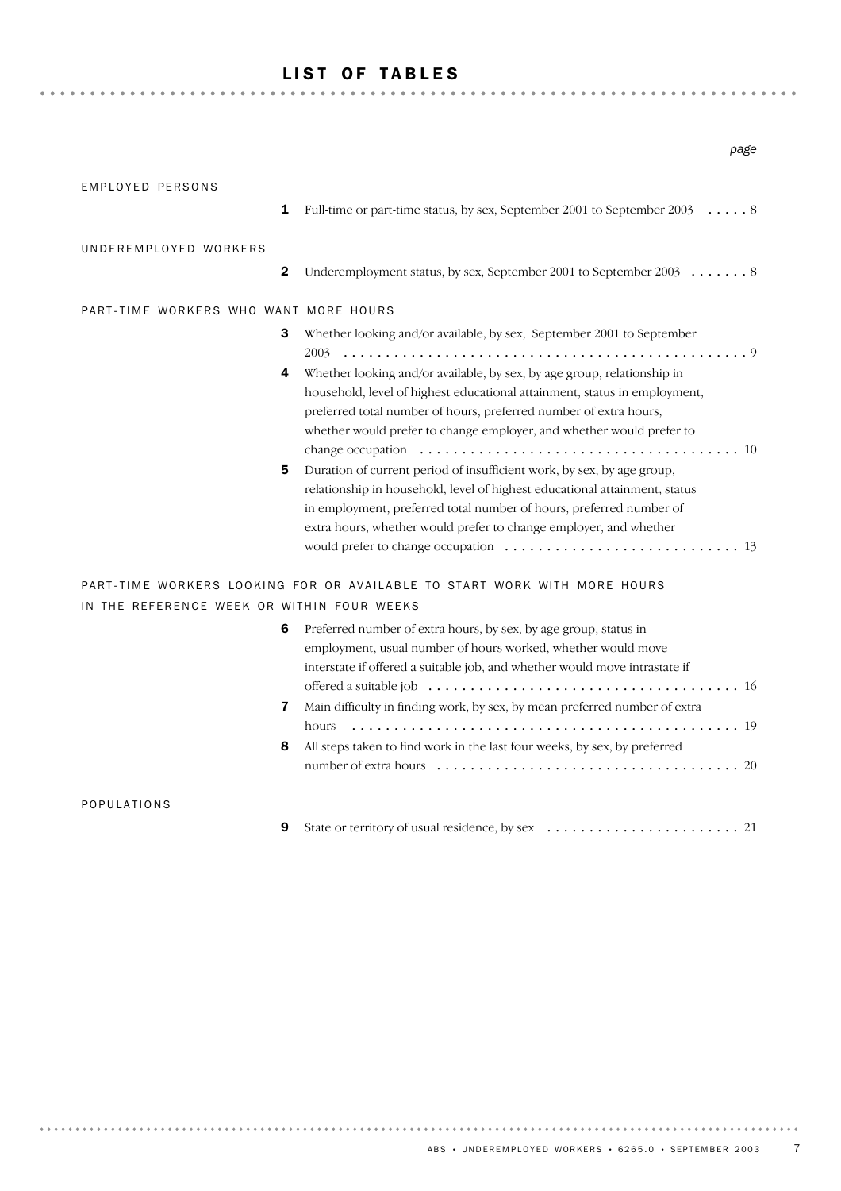# LIST OF TABLES

*page*

EMPLOYED PERSONS

**1** Full-time or part-time status, by sex, September 2001 to September 2003 ..... 8

UNDEREMPLOYED WORKERS

**2** Underemployment status, by sex, September 2001 to September 2003 ....... 8

PART-TIME WORKERS WHO WANT MORE HOURS

**3** Whether looking and/or available, by sex, September 2001 to September 2003 ..... 9

**4** Whether looking and/or available, by sex, by age group, relationship in household, level of highest educational attainment, status in employment, preferred total number of hours, preferred number of extra hours, whether would prefer to change employer, and whether would prefer to change occupation ..... 10

**5** Duration of current period of insufficient work, by sex, by age group, relationship in household, level of highest educational attainment, status in employment, preferred total number of hours, preferred number of extra hours, whether would prefer to change employer, and whether would prefer to change occupation ..... 13

PART-TIME WORKERS LOOKING FOR OR AVAILABLE TO START WORK WITH MORE HOURS IN THE REFERENCE WEEK OR WITHIN FOUR WEEKS

**6** Preferred number of extra hours, by sex, by age group, status in employment, usual number of hours worked, whether would move interstate if offered a suitable job, and whether would move intrastate if offered a suitable job ..... 16

**7** Main difficulty in finding work, by sex, by mean preferred number of extra hours ..... 19

**8** All steps taken to find work in the last four weeks, by sex, by preferred number of extra hours ..... 20

POPULATIONS

**9** State or territory of usual residence, by sex ..... 21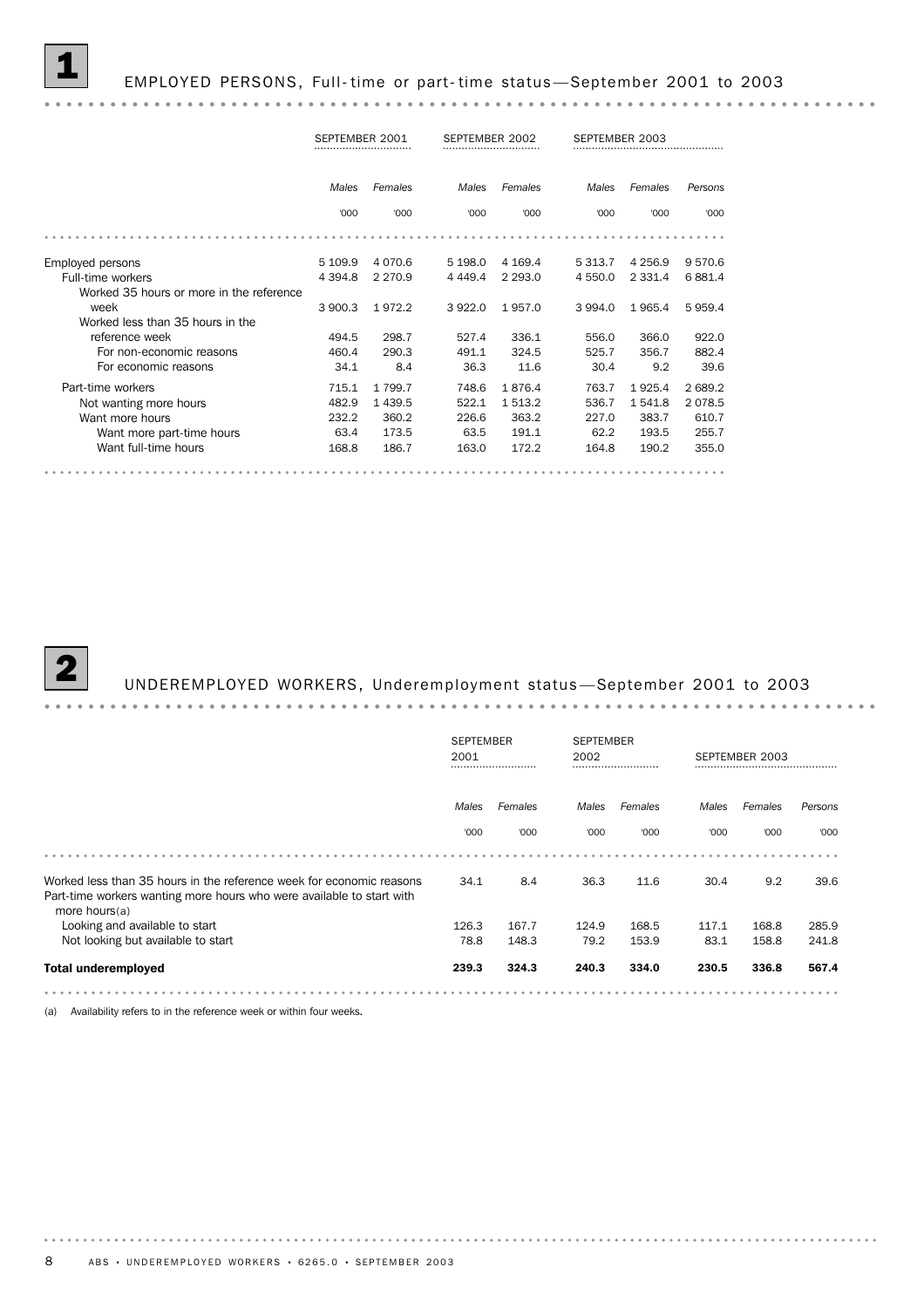## 1 EMPLOYED PERSONS, Full-time or part-time status—September 2001 to 2003

| | SEPTEMBER 2001 | | SEPTEMBER 2002 | | SEPTEMBER 2003 | | |
|---|---|---|---|---|---|---|---|
| | *Males* | *Females* | *Males* | *Females* | *Males* | *Females* | *Persons* |
| | '000 | '000 | '000 | '000 | '000 | '000 | '000 |
| Employed persons | 5 109.9 | 4 070.6 | 5 198.0 | 4 169.4 | 5 313.7 | 4 256.9 | 9 570.6 |
| Full-time workers | 4 394.8 | 2 270.9 | 4 449.4 | 2 293.0 | 4 550.0 | 2 331.4 | 6 881.4 |
| Worked 35 hours or more in the reference week | 3 900.3 | 1 972.2 | 3 922.0 | 1 957.0 | 3 994.0 | 1 965.4 | 5 959.4 |
| Worked less than 35 hours in the reference week | 494.5 | 298.7 | 527.4 | 336.1 | 556.0 | 366.0 | 922.0 |
| For non-economic reasons | 460.4 | 290.3 | 491.1 | 324.5 | 525.7 | 356.7 | 882.4 |
| For economic reasons | 34.1 | 8.4 | 36.3 | 11.6 | 30.4 | 9.2 | 39.6 |
| Part-time workers | 715.1 | 1 799.7 | 748.6 | 1 876.4 | 763.7 | 1 925.4 | 2 689.2 |
| Not wanting more hours | 482.9 | 1 439.5 | 522.1 | 1 513.2 | 536.7 | 1 541.8 | 2 078.5 |
| Want more hours | 232.2 | 360.2 | 226.6 | 363.2 | 227.0 | 383.7 | 610.7 |
| Want more part-time hours | 63.4 | 173.5 | 63.5 | 191.1 | 62.2 | 193.5 | 255.7 |
| Want full-time hours | 168.8 | 186.7 | 163.0 | 172.2 | 164.8 | 190.2 | 355.0 |

## 2 UNDEREMPLOYED WORKERS, Underemployment status—September 2001 to 2003

| | SEPTEMBER 2001 | | SEPTEMBER 2002 | | SEPTEMBER 2003 | | |
|---|---|---|---|---|---|---|---|
| | *Males* | *Females* | *Males* | *Females* | *Males* | *Females* | *Persons* |
| | '000 | '000 | '000 | '000 | '000 | '000 | '000 |
| Worked less than 35 hours in the reference week for economic reasons | 34.1 | 8.4 | 36.3 | 11.6 | 30.4 | 9.2 | 39.6 |
| Part-time workers wanting more hours who were available to start with more hours(a) | | | | | | | |
| Looking and available to start | 126.3 | 167.7 | 124.9 | 168.5 | 117.1 | 168.8 | 285.9 |
| Not looking but available to start | 78.8 | 148.3 | 79.2 | 153.9 | 83.1 | 158.8 | 241.8 |
| **Total underemployed** | **239.3** | **324.3** | **240.3** | **334.0** | **230.5** | **336.8** | **567.4** |

(a) Availability refers to in the reference week or within four weeks.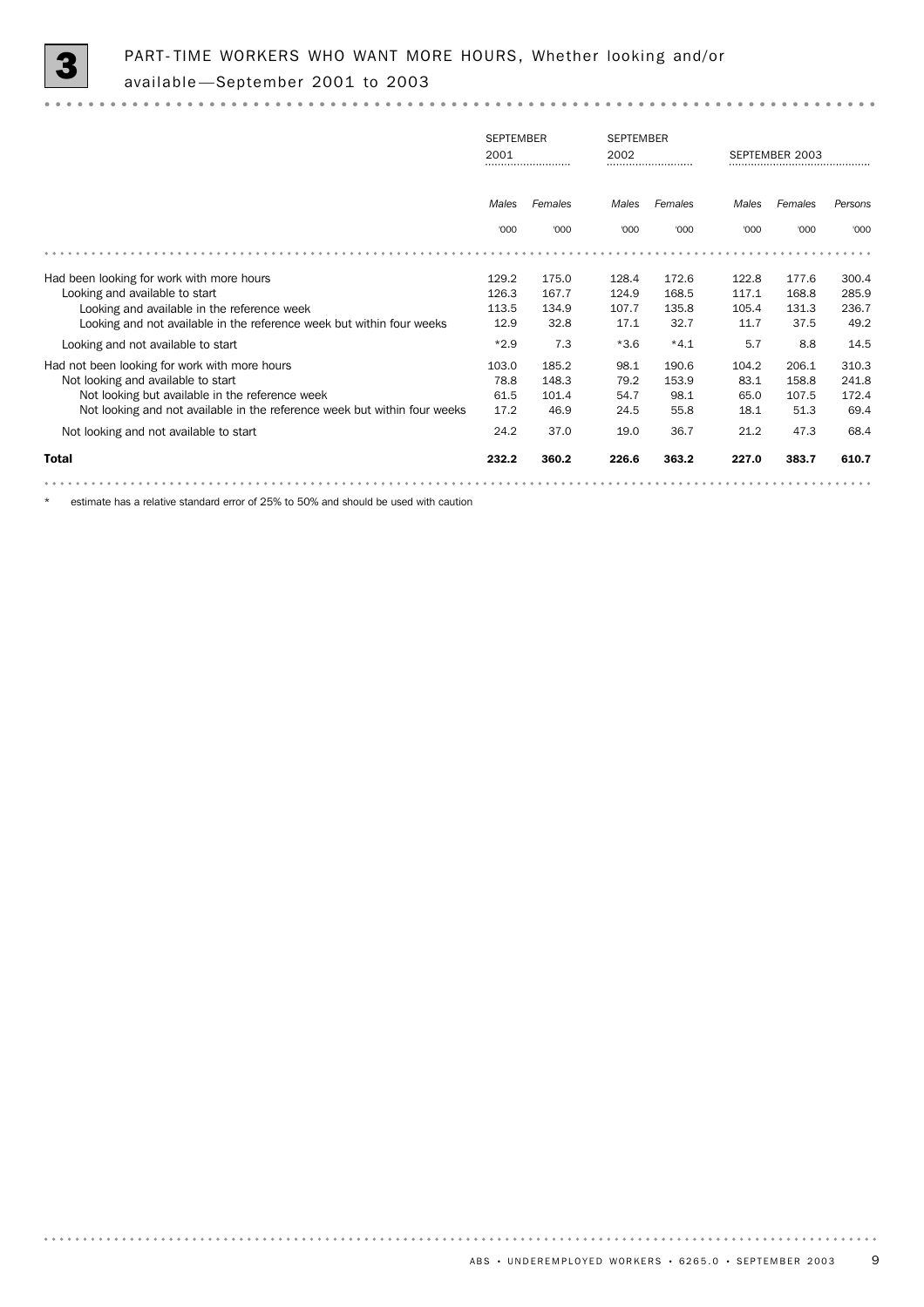## 3 PART-TIME WORKERS WHO WANT MORE HOURS, Whether looking and/or available—September 2001 to 2003

| | SEPTEMBER 2001 | | SEPTEMBER 2002 | | SEPTEMBER 2003 | | |
|---|---|---|---|---|---|---|---|
| | *Males* | *Females* | *Males* | *Females* | *Males* | *Females* | *Persons* |
| | '000 | '000 | '000 | '000 | '000 | '000 | '000 |
| Had been looking for work with more hours | 129.2 | 175.0 | 128.4 | 172.6 | 122.8 | 177.6 | 300.4 |
| Looking and available to start | 126.3 | 167.7 | 124.9 | 168.5 | 117.1 | 168.8 | 285.9 |
| Looking and available in the reference week | 113.5 | 134.9 | 107.7 | 135.8 | 105.4 | 131.3 | 236.7 |
| Looking and not available in the reference week but within four weeks | 12.9 | 32.8 | 17.1 | 32.7 | 11.7 | 37.5 | 49.2 |
| Looking and not available to start | *2.9 | 7.3 | *3.6 | *4.1 | 5.7 | 8.8 | 14.5 |
| Had not been looking for work with more hours | 103.0 | 185.2 | 98.1 | 190.6 | 104.2 | 206.1 | 310.3 |
| Not looking and available to start | 78.8 | 148.3 | 79.2 | 153.9 | 83.1 | 158.8 | 241.8 |
| Not looking but available in the reference week | 61.5 | 101.4 | 54.7 | 98.1 | 65.0 | 107.5 | 172.4 |
| Not looking and not available in the reference week but within four weeks | 17.2 | 46.9 | 24.5 | 55.8 | 18.1 | 51.3 | 69.4 |
| Not looking and not available to start | 24.2 | 37.0 | 19.0 | 36.7 | 21.2 | 47.3 | 68.4 |
| **Total** | **232.2** | **360.2** | **226.6** | **363.2** | **227.0** | **383.7** | **610.7** |

\* estimate has a relative standard error of 25% to 50% and should be used with caution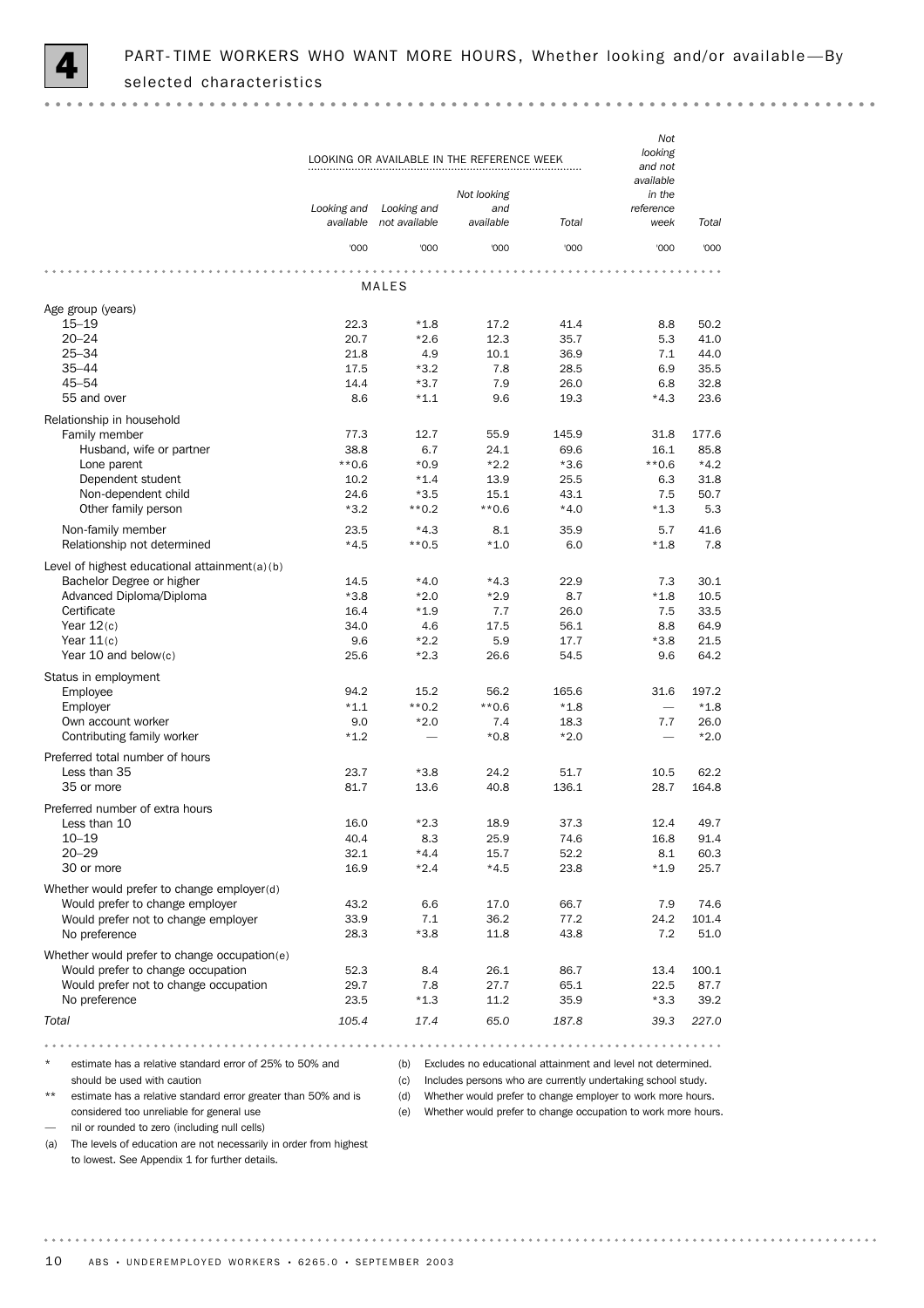# 4 PART-TIME WORKERS WHO WANT MORE HOURS, Whether looking and/or available—By selected characteristics

| | LOOKING OR AVAILABLE IN THE REFERENCE WEEK | | | | Not looking and not available in the reference week | Total |
|---|---|---|---|---|---|---|
| | Looking and available | Looking and not available | Not looking and available | Total | | |
| | '000 | '000 | '000 | '000 | '000 | '000 |
| **MALES** | | | | | | |
| Age group (years) | | | | | | |
| 15–19 | 22.3 | *1.8 | 17.2 | 41.4 | 8.8 | 50.2 |
| 20–24 | 20.7 | *2.6 | 12.3 | 35.7 | 5.3 | 41.0 |
| 25–34 | 21.8 | 4.9 | 10.1 | 36.9 | 7.1 | 44.0 |
| 35–44 | 17.5 | *3.2 | 7.8 | 28.5 | 6.9 | 35.5 |
| 45–54 | 14.4 | *3.7 | 7.9 | 26.0 | 6.8 | 32.8 |
| 55 and over | 8.6 | *1.1 | 9.6 | 19.3 | *4.3 | 23.6 |
| Relationship in household | | | | | | |
| Family member | 77.3 | 12.7 | 55.9 | 145.9 | 31.8 | 177.6 |
| Husband, wife or partner | 38.8 | 6.7 | 24.1 | 69.6 | 16.1 | 85.8 |
| Lone parent | **0.6 | *0.9 | *2.2 | *3.6 | **0.6 | *4.2 |
| Dependent student | 10.2 | *1.4 | 13.9 | 25.5 | 6.3 | 31.8 |
| Non-dependent child | 24.6 | *3.5 | 15.1 | 43.1 | 7.5 | 50.7 |
| Other family person | *3.2 | **0.2 | **0.6 | *4.0 | *1.3 | 5.3 |
| Non-family member | 23.5 | *4.3 | 8.1 | 35.9 | 5.7 | 41.6 |
| Relationship not determined | *4.5 | **0.5 | *1.0 | 6.0 | *1.8 | 7.8 |
| Level of highest educational attainment(a)(b) | | | | | | |
| Bachelor Degree or higher | 14.5 | *4.0 | *4.3 | 22.9 | 7.3 | 30.1 |
| Advanced Diploma/Diploma | *3.8 | *2.0 | *2.9 | 8.7 | *1.8 | 10.5 |
| Certificate | 16.4 | *1.9 | 7.7 | 26.0 | 7.5 | 33.5 |
| Year 12(c) | 34.0 | 4.6 | 17.5 | 56.1 | 8.8 | 64.9 |
| Year 11(c) | 9.6 | *2.2 | 5.9 | 17.7 | *3.8 | 21.5 |
| Year 10 and below(c) | 25.6 | *2.3 | 26.6 | 54.5 | 9.6 | 64.2 |
| Status in employment | | | | | | |
| Employee | 94.2 | 15.2 | 56.2 | 165.6 | 31.6 | 197.2 |
| Employer | *1.1 | **0.2 | **0.6 | *1.8 | — | *1.8 |
| Own account worker | 9.0 | *2.0 | 7.4 | 18.3 | 7.7 | 26.0 |
| Contributing family worker | *1.2 | — | *0.8 | *2.0 | — | *2.0 |
| Preferred total number of hours | | | | | | |
| Less than 35 | 23.7 | *3.8 | 24.2 | 51.7 | 10.5 | 62.2 |
| 35 or more | 81.7 | 13.6 | 40.8 | 136.1 | 28.7 | 164.8 |
| Preferred number of extra hours | | | | | | |
| Less than 10 | 16.0 | *2.3 | 18.9 | 37.3 | 12.4 | 49.7 |
| 10–19 | 40.4 | 8.3 | 25.9 | 74.6 | 16.8 | 91.4 |
| 20–29 | 32.1 | *4.4 | 15.7 | 52.2 | 8.1 | 60.3 |
| 30 or more | 16.9 | *2.4 | *4.5 | 23.8 | *1.9 | 25.7 |
| Whether would prefer to change employer(d) | | | | | | |
| Would prefer to change employer | 43.2 | 6.6 | 17.0 | 66.7 | 7.9 | 74.6 |
| Would prefer not to change employer | 33.9 | 7.1 | 36.2 | 77.2 | 24.2 | 101.4 |
| No preference | 28.3 | *3.8 | 11.8 | 43.8 | 7.2 | 51.0 |
| Whether would prefer to change occupation(e) | | | | | | |
| Would prefer to change occupation | 52.3 | 8.4 | 26.1 | 86.7 | 13.4 | 100.1 |
| Would prefer not to change occupation | 29.7 | 7.8 | 27.7 | 65.1 | 22.5 | 87.7 |
| No preference | 23.5 | *1.3 | 11.2 | 35.9 | *3.3 | 39.2 |
| *Total* | *105.4* | *17.4* | *65.0* | *187.8* | *39.3* | *227.0* |

\* estimate has a relative standard error of 25% to 50% and should be used with caution

\*\* estimate has a relative standard error greater than 50% and is considered too unreliable for general use

— nil or rounded to zero (including null cells)

(a) The levels of education are not necessarily in order from highest to lowest. See Appendix 1 for further details.

(b) Excludes no educational attainment and level not determined.

(c) Includes persons who are currently undertaking school study.

(d) Whether would prefer to change employer to work more hours.

(e) Whether would prefer to change occupation to work more hours.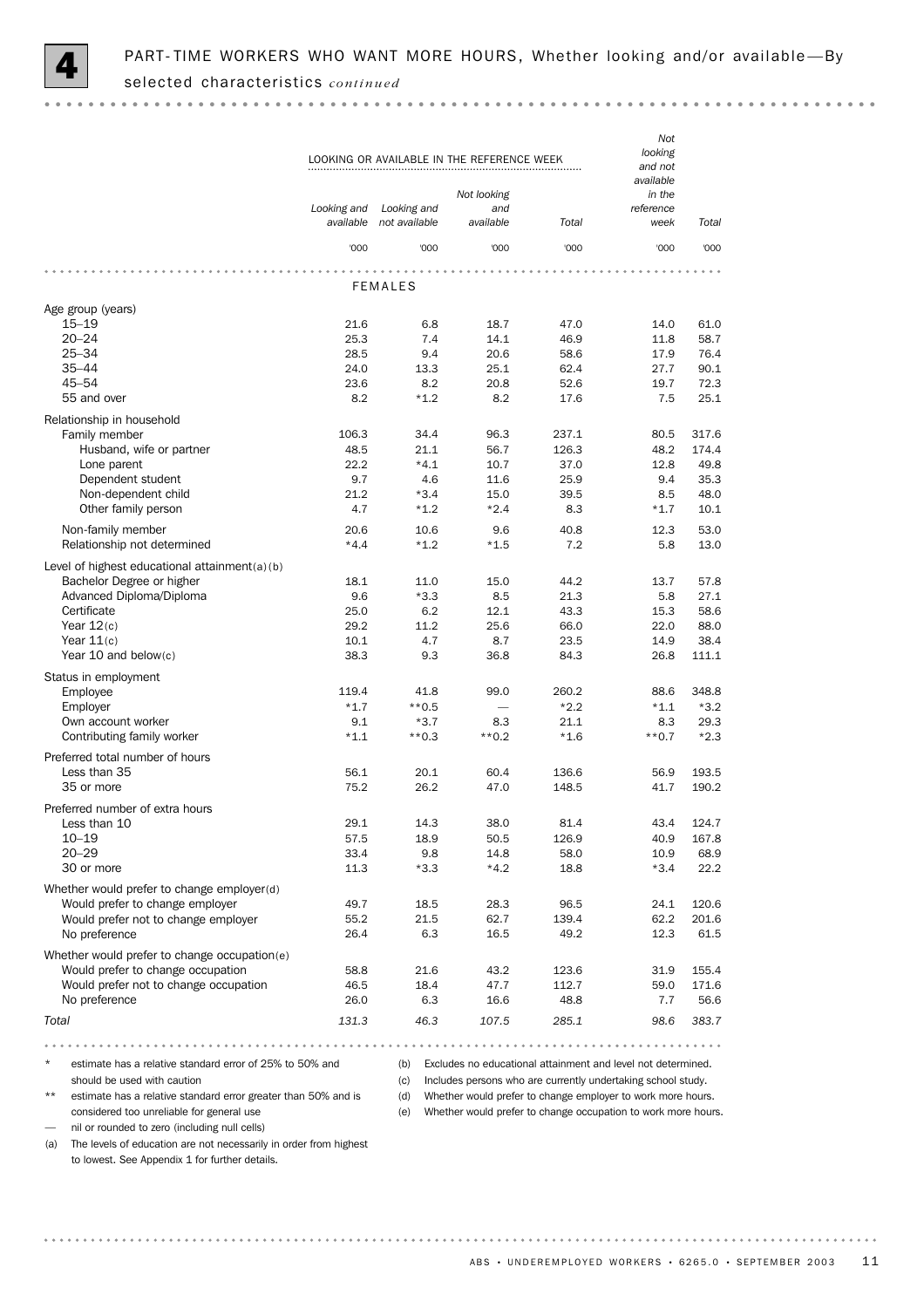# 4 PART-TIME WORKERS WHO WANT MORE HOURS, Whether looking and/or available—By selected characteristics *continued*

| | LOOKING OR AVAILABLE IN THE REFERENCE WEEK | | | | Not looking and not available in the reference week | Total |
|---|---|---|---|---|---|---|
| | Looking and available | Looking and not available | Not looking and available | Total | | |
| | '000 | '000 | '000 | '000 | '000 | '000 |
| **FEMALES** | | | | | | |
| Age group (years) | | | | | | |
| 15–19 | 21.6 | 6.8 | 18.7 | 47.0 | 14.0 | 61.0 |
| 20–24 | 25.3 | 7.4 | 14.1 | 46.9 | 11.8 | 58.7 |
| 25–34 | 28.5 | 9.4 | 20.6 | 58.6 | 17.9 | 76.4 |
| 35–44 | 24.0 | 13.3 | 25.1 | 62.4 | 27.7 | 90.1 |
| 45–54 | 23.6 | 8.2 | 20.8 | 52.6 | 19.7 | 72.3 |
| 55 and over | 8.2 | *1.2 | 8.2 | 17.6 | 7.5 | 25.1 |
| Relationship in household | | | | | | |
| Family member | 106.3 | 34.4 | 96.3 | 237.1 | 80.5 | 317.6 |
| Husband, wife or partner | 48.5 | 21.1 | 56.7 | 126.3 | 48.2 | 174.4 |
| Lone parent | 22.2 | *4.1 | 10.7 | 37.0 | 12.8 | 49.8 |
| Dependent student | 9.7 | 4.6 | 11.6 | 25.9 | 9.4 | 35.3 |
| Non-dependent child | 21.2 | *3.4 | 15.0 | 39.5 | 8.5 | 48.0 |
| Other family person | 4.7 | *1.2 | *2.4 | 8.3 | *1.7 | 10.1 |
| Non-family member | 20.6 | 10.6 | 9.6 | 40.8 | 12.3 | 53.0 |
| Relationship not determined | *4.4 | *1.2 | *1.5 | 7.2 | 5.8 | 13.0 |
| Level of highest educational attainment(a)(b) | | | | | | |
| Bachelor Degree or higher | 18.1 | 11.0 | 15.0 | 44.2 | 13.7 | 57.8 |
| Advanced Diploma/Diploma | 9.6 | *3.3 | 8.5 | 21.3 | 5.8 | 27.1 |
| Certificate | 25.0 | 6.2 | 12.1 | 43.3 | 15.3 | 58.6 |
| Year 12(c) | 29.2 | 11.2 | 25.6 | 66.0 | 22.0 | 88.0 |
| Year 11(c) | 10.1 | 4.7 | 8.7 | 23.5 | 14.9 | 38.4 |
| Year 10 and below(c) | 38.3 | 9.3 | 36.8 | 84.3 | 26.8 | 111.1 |
| Status in employment | | | | | | |
| Employee | 119.4 | 41.8 | 99.0 | 260.2 | 88.6 | 348.8 |
| Employer | *1.7 | **0.5 | — | *2.2 | *1.1 | *3.2 |
| Own account worker | 9.1 | *3.7 | 8.3 | 21.1 | 8.3 | 29.3 |
| Contributing family worker | *1.1 | **0.3 | **0.2 | *1.6 | **0.7 | *2.3 |
| Preferred total number of hours | | | | | | |
| Less than 35 | 56.1 | 20.1 | 60.4 | 136.6 | 56.9 | 193.5 |
| 35 or more | 75.2 | 26.2 | 47.0 | 148.5 | 41.7 | 190.2 |
| Preferred number of extra hours | | | | | | |
| Less than 10 | 29.1 | 14.3 | 38.0 | 81.4 | 43.4 | 124.7 |
| 10–19 | 57.5 | 18.9 | 50.5 | 126.9 | 40.9 | 167.8 |
| 20–29 | 33.4 | 9.8 | 14.8 | 58.0 | 10.9 | 68.9 |
| 30 or more | 11.3 | *3.3 | *4.2 | 18.8 | *3.4 | 22.2 |
| Whether would prefer to change employer(d) | | | | | | |
| Would prefer to change employer | 49.7 | 18.5 | 28.3 | 96.5 | 24.1 | 120.6 |
| Would prefer not to change employer | 55.2 | 21.5 | 62.7 | 139.4 | 62.2 | 201.6 |
| No preference | 26.4 | 6.3 | 16.5 | 49.2 | 12.3 | 61.5 |
| Whether would prefer to change occupation(e) | | | | | | |
| Would prefer to change occupation | 58.8 | 21.6 | 43.2 | 123.6 | 31.9 | 155.4 |
| Would prefer not to change occupation | 46.5 | 18.4 | 47.7 | 112.7 | 59.0 | 171.6 |
| No preference | 26.0 | 6.3 | 16.6 | 48.8 | 7.7 | 56.6 |
| *Total* | *131.3* | *46.3* | *107.5* | *285.1* | *98.6* | *383.7* |

\* estimate has a relative standard error of 25% to 50% and should be used with caution

** estimate has a relative standard error greater than 50% and is considered too unreliable for general use

— nil or rounded to zero (including null cells)

(a) The levels of education are not necessarily in order from highest to lowest. See Appendix 1 for further details.

(b) Excludes no educational attainment and level not determined.

(c) Includes persons who are currently undertaking school study.

(d) Whether would prefer to change employer to work more hours.

(e) Whether would prefer to change occupation to work more hours.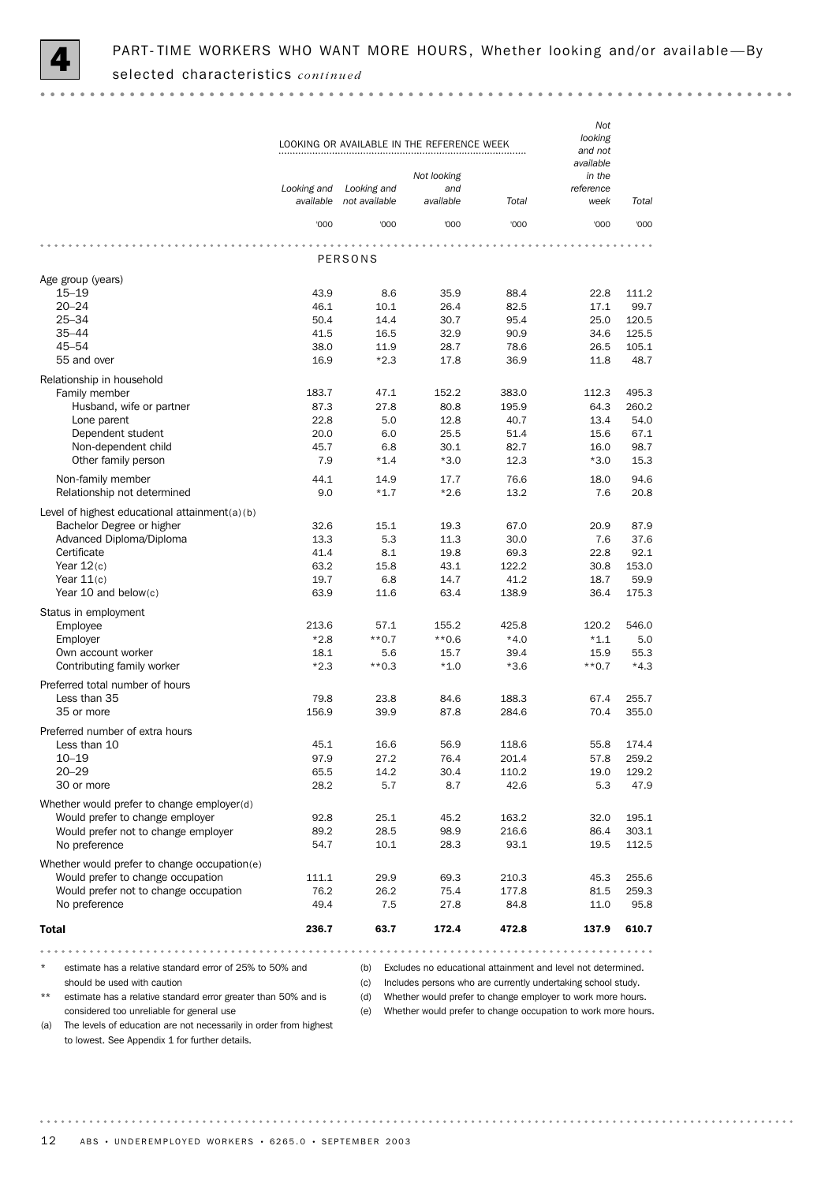## 4 PART-TIME WORKERS WHO WANT MORE HOURS, Whether looking and/or available—By selected characteristics *continued*

| | LOOKING OR AVAILABLE IN THE REFERENCE WEEK | | | | Not looking and not available in the reference week | Total |
|---|---|---|---|---|---|---|
| | Looking and available | Looking and not available | Not looking and available | Total | | |
| | '000 | '000 | '000 | '000 | '000 | '000 |
| **PERSONS** | | | | | | |
| Age group (years) | | | | | | |
| 15–19 | 43.9 | 8.6 | 35.9 | 88.4 | 22.8 | 111.2 |
| 20–24 | 46.1 | 10.1 | 26.4 | 82.5 | 17.1 | 99.7 |
| 25–34 | 50.4 | 14.4 | 30.7 | 95.4 | 25.0 | 120.5 |
| 35–44 | 41.5 | 16.5 | 32.9 | 90.9 | 34.6 | 125.5 |
| 45–54 | 38.0 | 11.9 | 28.7 | 78.6 | 26.5 | 105.1 |
| 55 and over | 16.9 | *2.3 | 17.8 | 36.9 | 11.8 | 48.7 |
| Relationship in household | | | | | | |
| Family member | 183.7 | 47.1 | 152.2 | 383.0 | 112.3 | 495.3 |
| Husband, wife or partner | 87.3 | 27.8 | 80.8 | 195.9 | 64.3 | 260.2 |
| Lone parent | 22.8 | 5.0 | 12.8 | 40.7 | 13.4 | 54.0 |
| Dependent student | 20.0 | 6.0 | 25.5 | 51.4 | 15.6 | 67.1 |
| Non-dependent child | 45.7 | 6.8 | 30.1 | 82.7 | 16.0 | 98.7 |
| Other family person | 7.9 | *1.4 | *3.0 | 12.3 | *3.0 | 15.3 |
| Non-family member | 44.1 | 14.9 | 17.7 | 76.6 | 18.0 | 94.6 |
| Relationship not determined | 9.0 | *1.7 | *2.6 | 13.2 | 7.6 | 20.8 |
| Level of highest educational attainment(a)(b) | | | | | | |
| Bachelor Degree or higher | 32.6 | 15.1 | 19.3 | 67.0 | 20.9 | 87.9 |
| Advanced Diploma/Diploma | 13.3 | 5.3 | 11.3 | 30.0 | 7.6 | 37.6 |
| Certificate | 41.4 | 8.1 | 19.8 | 69.3 | 22.8 | 92.1 |
| Year 12(c) | 63.2 | 15.8 | 43.1 | 122.2 | 30.8 | 153.0 |
| Year 11(c) | 19.7 | 6.8 | 14.7 | 41.2 | 18.7 | 59.9 |
| Year 10 and below(c) | 63.9 | 11.6 | 63.4 | 138.9 | 36.4 | 175.3 |
| Status in employment | | | | | | |
| Employee | 213.6 | 57.1 | 155.2 | 425.8 | 120.2 | 546.0 |
| Employer | *2.8 | **0.7 | **0.6 | *4.0 | *1.1 | 5.0 |
| Own account worker | 18.1 | 5.6 | 15.7 | 39.4 | 15.9 | 55.3 |
| Contributing family worker | *2.3 | **0.3 | *1.0 | *3.6 | **0.7 | *4.3 |
| Preferred total number of hours | | | | | | |
| Less than 35 | 79.8 | 23.8 | 84.6 | 188.3 | 67.4 | 255.7 |
| 35 or more | 156.9 | 39.9 | 87.8 | 284.6 | 70.4 | 355.0 |
| Preferred number of extra hours | | | | | | |
| Less than 10 | 45.1 | 16.6 | 56.9 | 118.6 | 55.8 | 174.4 |
| 10–19 | 97.9 | 27.2 | 76.4 | 201.4 | 57.8 | 259.2 |
| 20–29 | 65.5 | 14.2 | 30.4 | 110.2 | 19.0 | 129.2 |
| 30 or more | 28.2 | 5.7 | 8.7 | 42.6 | 5.3 | 47.9 |
| Whether would prefer to change employer(d) | | | | | | |
| Would prefer to change employer | 92.8 | 25.1 | 45.2 | 163.2 | 32.0 | 195.1 |
| Would prefer not to change employer | 89.2 | 28.5 | 98.9 | 216.6 | 86.4 | 303.1 |
| No preference | 54.7 | 10.1 | 28.3 | 93.1 | 19.5 | 112.5 |
| Whether would prefer to change occupation(e) | | | | | | |
| Would prefer to change occupation | 111.1 | 29.9 | 69.3 | 210.3 | 45.3 | 255.6 |
| Would prefer not to change occupation | 76.2 | 26.2 | 75.4 | 177.8 | 81.5 | 259.3 |
| No preference | 49.4 | 7.5 | 27.8 | 84.8 | 11.0 | 95.8 |
| **Total** | **236.7** | **63.7** | **172.4** | **472.8** | **137.9** | **610.7** |

\* estimate has a relative standard error of 25% to 50% and should be used with caution

** estimate has a relative standard error greater than 50% and is considered too unreliable for general use

(a) The levels of education are not necessarily in order from highest to lowest. See Appendix 1 for further details.

(b) Excludes no educational attainment and level not determined.

(c) Includes persons who are currently undertaking school study.

(d) Whether would prefer to change employer to work more hours.

(e) Whether would prefer to change occupation to work more hours.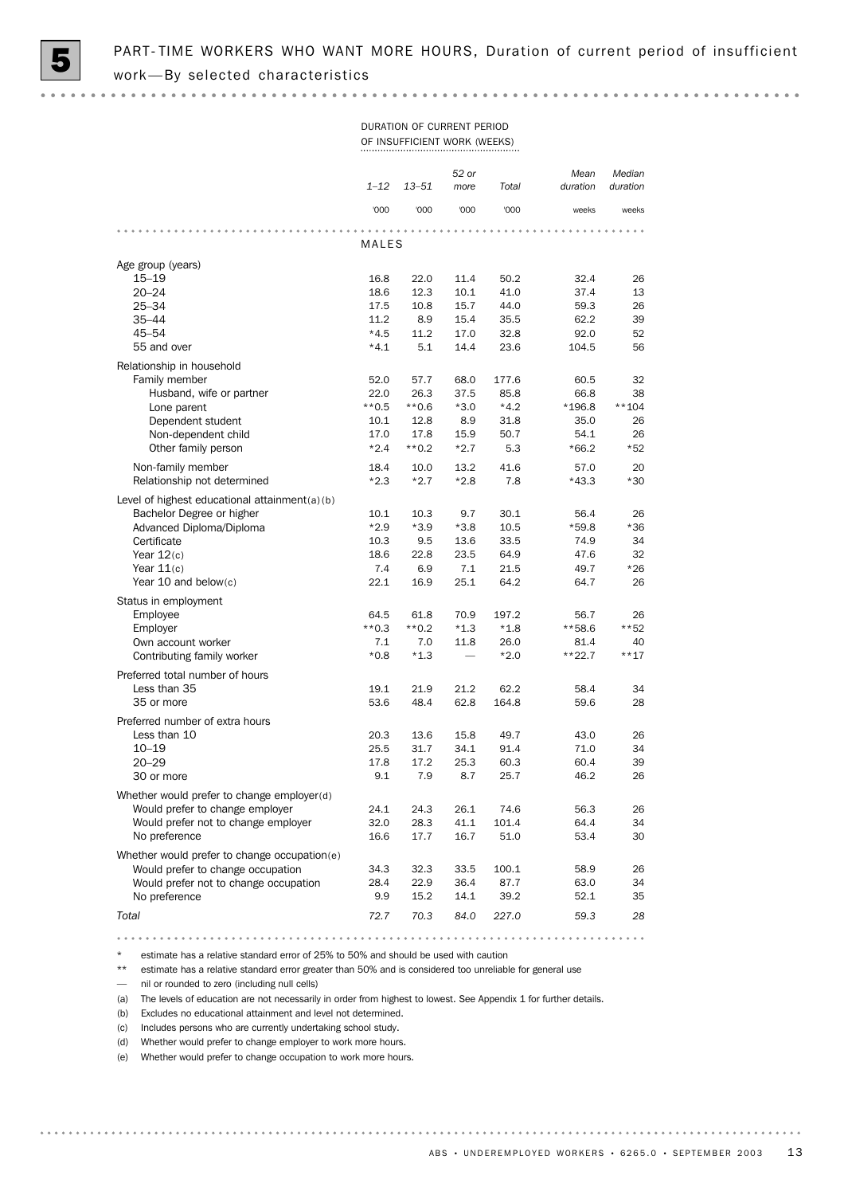# 5 PART-TIME WORKERS WHO WANT MORE HOURS, Duration of current period of insufficient work—By selected characteristics

| | DURATION OF CURRENT PERIOD OF INSUFFICIENT WORK (WEEKS) | | | | | |
|---|---|---|---|---|---|---|
| | 1–12 | 13–51 | 52 or more | Total | Mean duration | Median duration |
| | '000 | '000 | '000 | '000 | weeks | weeks |
| **MALES** | | | | | | |
| Age group (years) | | | | | | |
| 15–19 | 16.8 | 22.0 | 11.4 | 50.2 | 32.4 | 26 |
| 20–24 | 18.6 | 12.3 | 10.1 | 41.0 | 37.4 | 13 |
| 25–34 | 17.5 | 10.8 | 15.7 | 44.0 | 59.3 | 26 |
| 35–44 | 11.2 | 8.9 | 15.4 | 35.5 | 62.2 | 39 |
| 45–54 | *4.5 | 11.2 | 17.0 | 32.8 | 92.0 | 52 |
| 55 and over | *4.1 | 5.1 | 14.4 | 23.6 | 104.5 | 56 |
| Relationship in household | | | | | | |
| Family member | 52.0 | 57.7 | 68.0 | 177.6 | 60.5 | 32 |
| Husband, wife or partner | 22.0 | 26.3 | 37.5 | 85.8 | 66.8 | 38 |
| Lone parent | **0.5 | **0.6 | *3.0 | *4.2 | *196.8 | **104 |
| Dependent student | 10.1 | 12.8 | 8.9 | 31.8 | 35.0 | 26 |
| Non-dependent child | 17.0 | 17.8 | 15.9 | 50.7 | 54.1 | 26 |
| Other family person | *2.4 | **0.2 | *2.7 | 5.3 | *66.2 | *52 |
| Non-family member | 18.4 | 10.0 | 13.2 | 41.6 | 57.0 | 20 |
| Relationship not determined | *2.3 | *2.7 | *2.8 | 7.8 | *43.3 | *30 |
| Level of highest educational attainment(a)(b) | | | | | | |
| Bachelor Degree or higher | 10.1 | 10.3 | 9.7 | 30.1 | 56.4 | 26 |
| Advanced Diploma/Diploma | *2.9 | *3.9 | *3.8 | 10.5 | *59.8 | *36 |
| Certificate | 10.3 | 9.5 | 13.6 | 33.5 | 74.9 | 34 |
| Year 12(c) | 18.6 | 22.8 | 23.5 | 64.9 | 47.6 | 32 |
| Year 11(c) | 7.4 | 6.9 | 7.1 | 21.5 | 49.7 | *26 |
| Year 10 and below(c) | 22.1 | 16.9 | 25.1 | 64.2 | 64.7 | 26 |
| Status in employment | | | | | | |
| Employee | 64.5 | 61.8 | 70.9 | 197.2 | 56.7 | 26 |
| Employer | **0.3 | **0.2 | *1.3 | *1.8 | **58.6 | **52 |
| Own account worker | 7.1 | 7.0 | 11.8 | 26.0 | 81.4 | 40 |
| Contributing family worker | *0.8 | *1.3 | — | *2.0 | **22.7 | **17 |
| Preferred total number of hours | | | | | | |
| Less than 35 | 19.1 | 21.9 | 21.2 | 62.2 | 58.4 | 34 |
| 35 or more | 53.6 | 48.4 | 62.8 | 164.8 | 59.6 | 28 |
| Preferred number of extra hours | | | | | | |
| Less than 10 | 20.3 | 13.6 | 15.8 | 49.7 | 43.0 | 26 |
| 10–19 | 25.5 | 31.7 | 34.1 | 91.4 | 71.0 | 34 |
| 20–29 | 17.8 | 17.2 | 25.3 | 60.3 | 60.4 | 39 |
| 30 or more | 9.1 | 7.9 | 8.7 | 25.7 | 46.2 | 26 |
| Whether would prefer to change employer(d) | | | | | | |
| Would prefer to change employer | 24.1 | 24.3 | 26.1 | 74.6 | 56.3 | 26 |
| Would prefer not to change employer | 32.0 | 28.3 | 41.1 | 101.4 | 64.4 | 34 |
| No preference | 16.6 | 17.7 | 16.7 | 51.0 | 53.4 | 30 |
| Whether would prefer to change occupation(e) | | | | | | |
| Would prefer to change occupation | 34.3 | 32.3 | 33.5 | 100.1 | 58.9 | 26 |
| Would prefer not to change occupation | 28.4 | 22.9 | 36.4 | 87.7 | 63.0 | 34 |
| No preference | 9.9 | 15.2 | 14.1 | 39.2 | 52.1 | 35 |
| *Total* | *72.7* | *70.3* | *84.0* | *227.0* | *59.3* | *28* |

\* estimate has a relative standard error of 25% to 50% and should be used with caution

\** estimate has a relative standard error greater than 50% and is considered too unreliable for general use

— nil or rounded to zero (including null cells)

(a) The levels of education are not necessarily in order from highest to lowest. See Appendix 1 for further details.

(b) Excludes no educational attainment and level not determined.

(c) Includes persons who are currently undertaking school study.

(d) Whether would prefer to change employer to work more hours.

(e) Whether would prefer to change occupation to work more hours.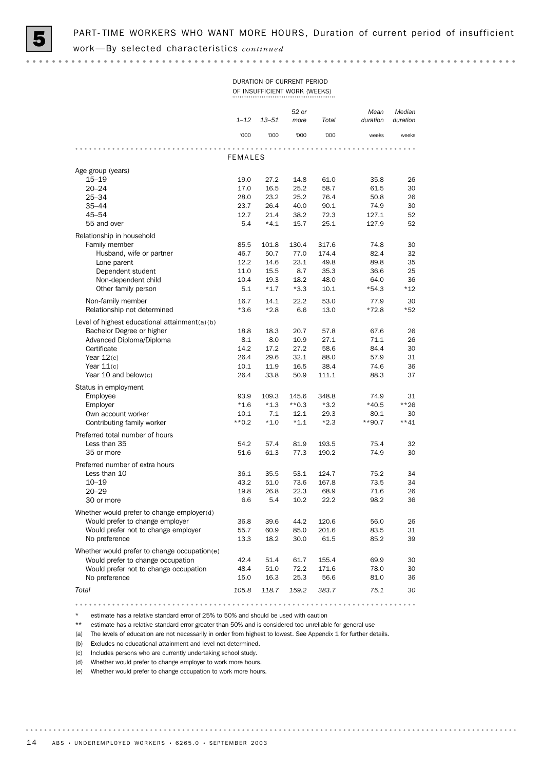# 5 PART-TIME WORKERS WHO WANT MORE HOURS, Duration of current period of insufficient work—By selected characteristics *continued*

| | DURATION OF CURRENT PERIOD OF INSUFFICIENT WORK (WEEKS) | | | | | |
|---|---|---|---|---|---|---|
| | 1–12 | 13–51 | 52 or more | Total | Mean duration | Median duration |
| | '000 | '000 | '000 | '000 | weeks | weeks |
| **FEMALES** | | | | | | |
| Age group (years) | | | | | | |
| 15–19 | 19.0 | 27.2 | 14.8 | 61.0 | 35.8 | 26 |
| 20–24 | 17.0 | 16.5 | 25.2 | 58.7 | 61.5 | 30 |
| 25–34 | 28.0 | 23.2 | 25.2 | 76.4 | 50.8 | 26 |
| 35–44 | 23.7 | 26.4 | 40.0 | 90.1 | 74.9 | 30 |
| 45–54 | 12.7 | 21.4 | 38.2 | 72.3 | 127.1 | 52 |
| 55 and over | 5.4 | *4.1 | 15.7 | 25.1 | 127.9 | 52 |
| Relationship in household | | | | | | |
| Family member | 85.5 | 101.8 | 130.4 | 317.6 | 74.8 | 30 |
| Husband, wife or partner | 46.7 | 50.7 | 77.0 | 174.4 | 82.4 | 32 |
| Lone parent | 12.2 | 14.6 | 23.1 | 49.8 | 89.8 | 35 |
| Dependent student | 11.0 | 15.5 | 8.7 | 35.3 | 36.6 | 25 |
| Non-dependent child | 10.4 | 19.3 | 18.2 | 48.0 | 64.0 | 36 |
| Other family person | 5.1 | *1.7 | *3.3 | 10.1 | *54.3 | *12 |
| Non-family member | 16.7 | 14.1 | 22.2 | 53.0 | 77.9 | 30 |
| Relationship not determined | *3.6 | *2.8 | 6.6 | 13.0 | *72.8 | *52 |
| Level of highest educational attainment(a)(b) | | | | | | |
| Bachelor Degree or higher | 18.8 | 18.3 | 20.7 | 57.8 | 67.6 | 26 |
| Advanced Diploma/Diploma | 8.1 | 8.0 | 10.9 | 27.1 | 71.1 | 26 |
| Certificate | 14.2 | 17.2 | 27.2 | 58.6 | 84.4 | 30 |
| Year 12(c) | 26.4 | 29.6 | 32.1 | 88.0 | 57.9 | 31 |
| Year 11(c) | 10.1 | 11.9 | 16.5 | 38.4 | 74.6 | 36 |
| Year 10 and below(c) | 26.4 | 33.8 | 50.9 | 111.1 | 88.3 | 37 |
| Status in employment | | | | | | |
| Employee | 93.9 | 109.3 | 145.6 | 348.8 | 74.9 | 31 |
| Employer | *1.6 | *1.3 | **0.3 | *3.2 | *40.5 | **26 |
| Own account worker | 10.1 | 7.1 | 12.1 | 29.3 | 80.1 | 30 |
| Contributing family worker | **0.2 | *1.0 | *1.1 | *2.3 | **90.7 | **41 |
| Preferred total number of hours | | | | | | |
| Less than 35 | 54.2 | 57.4 | 81.9 | 193.5 | 75.4 | 32 |
| 35 or more | 51.6 | 61.3 | 77.3 | 190.2 | 74.9 | 30 |
| Preferred number of extra hours | | | | | | |
| Less than 10 | 36.1 | 35.5 | 53.1 | 124.7 | 75.2 | 34 |
| 10–19 | 43.2 | 51.0 | 73.6 | 167.8 | 73.5 | 34 |
| 20–29 | 19.8 | 26.8 | 22.3 | 68.9 | 71.6 | 26 |
| 30 or more | 6.6 | 5.4 | 10.2 | 22.2 | 98.2 | 36 |
| Whether would prefer to change employer(d) | | | | | | |
| Would prefer to change employer | 36.8 | 39.6 | 44.2 | 120.6 | 56.0 | 26 |
| Would prefer not to change employer | 55.7 | 60.9 | 85.0 | 201.6 | 83.5 | 31 |
| No preference | 13.3 | 18.2 | 30.0 | 61.5 | 85.2 | 39 |
| Whether would prefer to change occupation(e) | | | | | | |
| Would prefer to change occupation | 42.4 | 51.4 | 61.7 | 155.4 | 69.9 | 30 |
| Would prefer not to change occupation | 48.4 | 51.0 | 72.2 | 171.6 | 78.0 | 30 |
| No preference | 15.0 | 16.3 | 25.3 | 56.6 | 81.0 | 36 |
| *Total* | *105.8* | *118.7* | *159.2* | *383.7* | *75.1* | *30* |

\* estimate has a relative standard error of 25% to 50% and should be used with caution

** estimate has a relative standard error greater than 50% and is considered too unreliable for general use

(a) The levels of education are not necessarily in order from highest to lowest. See Appendix 1 for further details.

(b) Excludes no educational attainment and level not determined.

(c) Includes persons who are currently undertaking school study.

(d) Whether would prefer to change employer to work more hours.

(e) Whether would prefer to change occupation to work more hours.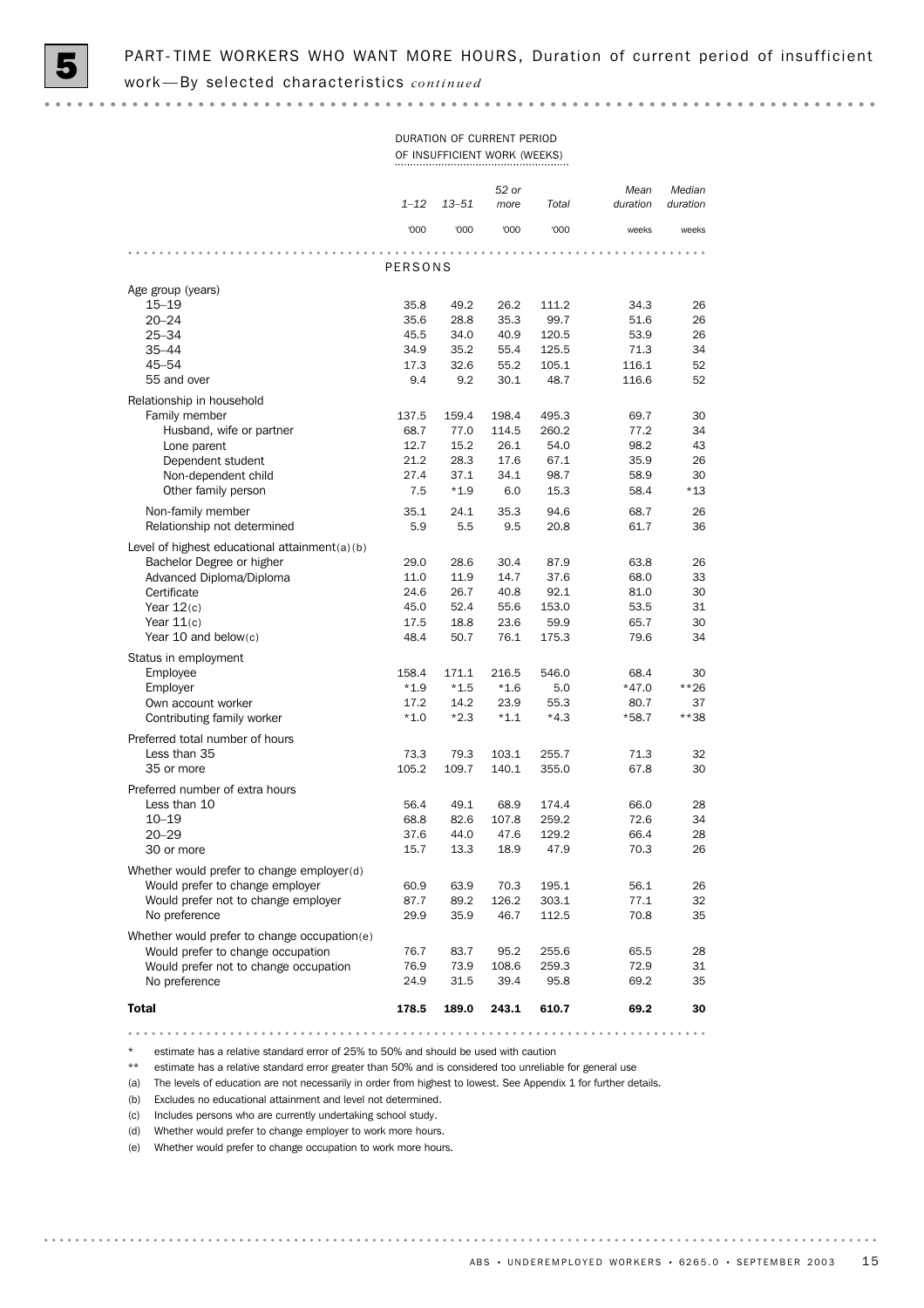# 5 PART-TIME WORKERS WHO WANT MORE HOURS, Duration of current period of insufficient work—By selected characteristics *continued*

| | DURATION OF CURRENT PERIOD OF INSUFFICIENT WORK (WEEKS) | | | | | |
|---|---|---|---|---|---|---|
| | 1–12 | 13–51 | 52 or more | Total | Mean duration | Median duration |
| | '000 | '000 | '000 | '000 | weeks | weeks |
| **PERSONS** | | | | | | |
| Age group (years) | | | | | | |
| 15–19 | 35.8 | 49.2 | 26.2 | 111.2 | 34.3 | 26 |
| 20–24 | 35.6 | 28.8 | 35.3 | 99.7 | 51.6 | 26 |
| 25–34 | 45.5 | 34.0 | 40.9 | 120.5 | 53.9 | 26 |
| 35–44 | 34.9 | 35.2 | 55.4 | 125.5 | 71.3 | 34 |
| 45–54 | 17.3 | 32.6 | 55.2 | 105.1 | 116.1 | 52 |
| 55 and over | 9.4 | 9.2 | 30.1 | 48.7 | 116.6 | 52 |
| Relationship in household | | | | | | |
| Family member | 137.5 | 159.4 | 198.4 | 495.3 | 69.7 | 30 |
| Husband, wife or partner | 68.7 | 77.0 | 114.5 | 260.2 | 77.2 | 34 |
| Lone parent | 12.7 | 15.2 | 26.1 | 54.0 | 98.2 | 43 |
| Dependent student | 21.2 | 28.3 | 17.6 | 67.1 | 35.9 | 26 |
| Non-dependent child | 27.4 | 37.1 | 34.1 | 98.7 | 58.9 | 30 |
| Other family person | 7.5 | *1.9 | 6.0 | 15.3 | 58.4 | *13 |
| Non-family member | 35.1 | 24.1 | 35.3 | 94.6 | 68.7 | 26 |
| Relationship not determined | 5.9 | 5.5 | 9.5 | 20.8 | 61.7 | 36 |
| Level of highest educational attainment(a)(b) | | | | | | |
| Bachelor Degree or higher | 29.0 | 28.6 | 30.4 | 87.9 | 63.8 | 26 |
| Advanced Diploma/Diploma | 11.0 | 11.9 | 14.7 | 37.6 | 68.0 | 33 |
| Certificate | 24.6 | 26.7 | 40.8 | 92.1 | 81.0 | 30 |
| Year 12(c) | 45.0 | 52.4 | 55.6 | 153.0 | 53.5 | 31 |
| Year 11(c) | 17.5 | 18.8 | 23.6 | 59.9 | 65.7 | 30 |
| Year 10 and below(c) | 48.4 | 50.7 | 76.1 | 175.3 | 79.6 | 34 |
| Status in employment | | | | | | |
| Employee | 158.4 | 171.1 | 216.5 | 546.0 | 68.4 | 30 |
| Employer | *1.9 | *1.5 | *1.6 | 5.0 | *47.0 | **26 |
| Own account worker | 17.2 | 14.2 | 23.9 | 55.3 | 80.7 | 37 |
| Contributing family worker | *1.0 | *2.3 | *1.1 | *4.3 | *58.7 | **38 |
| Preferred total number of hours | | | | | | |
| Less than 35 | 73.3 | 79.3 | 103.1 | 255.7 | 71.3 | 32 |
| 35 or more | 105.2 | 109.7 | 140.1 | 355.0 | 67.8 | 30 |
| Preferred number of extra hours | | | | | | |
| Less than 10 | 56.4 | 49.1 | 68.9 | 174.4 | 66.0 | 28 |
| 10–19 | 68.8 | 82.6 | 107.8 | 259.2 | 72.6 | 34 |
| 20–29 | 37.6 | 44.0 | 47.6 | 129.2 | 66.4 | 28 |
| 30 or more | 15.7 | 13.3 | 18.9 | 47.9 | 70.3 | 26 |
| Whether would prefer to change employer(d) | | | | | | |
| Would prefer to change employer | 60.9 | 63.9 | 70.3 | 195.1 | 56.1 | 26 |
| Would prefer not to change employer | 87.7 | 89.2 | 126.2 | 303.1 | 77.1 | 32 |
| No preference | 29.9 | 35.9 | 46.7 | 112.5 | 70.8 | 35 |
| Whether would prefer to change occupation(e) | | | | | | |
| Would prefer to change occupation | 76.7 | 83.7 | 95.2 | 255.6 | 65.5 | 28 |
| Would prefer not to change occupation | 76.9 | 73.9 | 108.6 | 259.3 | 72.9 | 31 |
| No preference | 24.9 | 31.5 | 39.4 | 95.8 | 69.2 | 35 |
| **Total** | **178.5** | **189.0** | **243.1** | **610.7** | **69.2** | **30** |

\* estimate has a relative standard error of 25% to 50% and should be used with caution

\*\* estimate has a relative standard error greater than 50% and is considered too unreliable for general use

(a) The levels of education are not necessarily in order from highest to lowest. See Appendix 1 for further details.

(b) Excludes no educational attainment and level not determined.

(c) Includes persons who are currently undertaking school study.

(d) Whether would prefer to change employer to work more hours.

(e) Whether would prefer to change occupation to work more hours.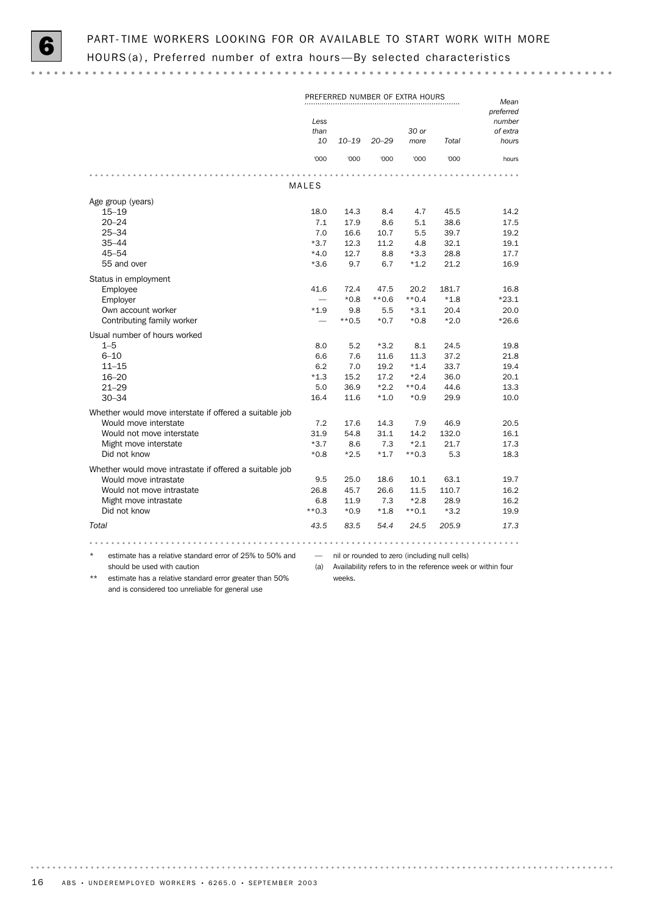# 6 PART-TIME WORKERS LOOKING FOR OR AVAILABLE TO START WORK WITH MORE HOURS(a), Preferred number of extra hours—By selected characteristics

| | PREFERRED NUMBER OF EXTRA HOURS | | | | | |
|---|---|---|---|---|---|---|
| | Less than 10 | 10–19 | 20–29 | 30 or more | Total | *Mean preferred number of extra hours* |
| | '000 | '000 | '000 | '000 | '000 | hours |
| **MALES** | | | | | | |
| Age group (years) | | | | | | |
| 15–19 | 18.0 | 14.3 | 8.4 | 4.7 | 45.5 | 14.2 |
| 20–24 | 7.1 | 17.9 | 8.6 | 5.1 | 38.6 | 17.5 |
| 25–34 | 7.0 | 16.6 | 10.7 | 5.5 | 39.7 | 19.2 |
| 35–44 | *3.7 | 12.3 | 11.2 | 4.8 | 32.1 | 19.1 |
| 45–54 | *4.0 | 12.7 | 8.8 | *3.3 | 28.8 | 17.7 |
| 55 and over | *3.6 | 9.7 | 6.7 | *1.2 | 21.2 | 16.9 |
| Status in employment | | | | | | |
| Employee | 41.6 | 72.4 | 47.5 | 20.2 | 181.7 | 16.8 |
| Employer | — | *0.8 | **0.6 | **0.4 | *1.8 | *23.1 |
| Own account worker | *1.9 | 9.8 | 5.5 | *3.1 | 20.4 | 20.0 |
| Contributing family worker | — | **0.5 | *0.7 | *0.8 | *2.0 | *26.6 |
| Usual number of hours worked | | | | | | |
| 1–5 | 8.0 | 5.2 | *3.2 | 8.1 | 24.5 | 19.8 |
| 6–10 | 6.6 | 7.6 | 11.6 | 11.3 | 37.2 | 21.8 |
| 11–15 | 6.2 | 7.0 | 19.2 | *1.4 | 33.7 | 19.4 |
| 16–20 | *1.3 | 15.2 | 17.2 | *2.4 | 36.0 | 20.1 |
| 21–29 | 5.0 | 36.9 | *2.2 | **0.4 | 44.6 | 13.3 |
| 30–34 | 16.4 | 11.6 | *1.0 | *0.9 | 29.9 | 10.0 |
| Whether would move interstate if offered a suitable job | | | | | | |
| Would move interstate | 7.2 | 17.6 | 14.3 | 7.9 | 46.9 | 20.5 |
| Would not move interstate | 31.9 | 54.8 | 31.1 | 14.2 | 132.0 | 16.1 |
| Might move interstate | *3.7 | 8.6 | 7.3 | *2.1 | 21.7 | 17.3 |
| Did not know | *0.8 | *2.5 | *1.7 | **0.3 | 5.3 | 18.3 |
| Whether would move intrastate if offered a suitable job | | | | | | |
| Would move intrastate | 9.5 | 25.0 | 18.6 | 10.1 | 63.1 | 19.7 |
| Would not move intrastate | 26.8 | 45.7 | 26.6 | 11.5 | 110.7 | 16.2 |
| Might move intrastate | 6.8 | 11.9 | 7.3 | *2.8 | 28.9 | 16.2 |
| Did not know | **0.3 | *0.9 | *1.8 | **0.1 | *3.2 | 19.9 |
| *Total* | *43.5* | *83.5* | *54.4* | *24.5* | *205.9* | *17.3* |

\* estimate has a relative standard error of 25% to 50% and should be used with caution

\*\* estimate has a relative standard error greater than 50% and is considered too unreliable for general use

— nil or rounded to zero (including null cells)

(a) Availability refers to in the reference week or within four weeks.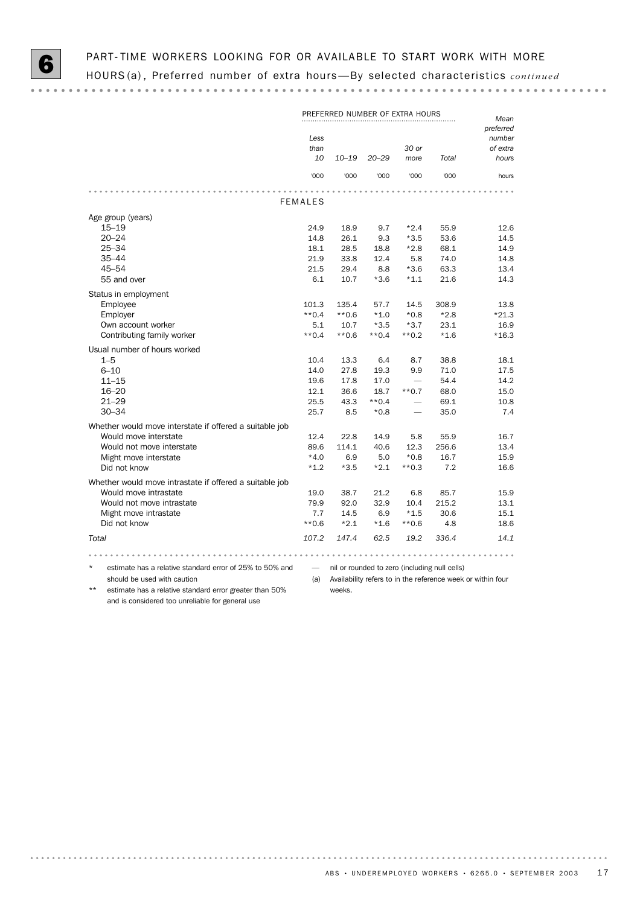## 6 PART-TIME WORKERS LOOKING FOR OR AVAILABLE TO START WORK WITH MORE HOURS(a), Preferred number of extra hours—By selected characteristics *continued*

| | PREFERRED NUMBER OF EXTRA HOURS | | | | | Mean preferred number of extra hours |
|---|---|---|---|---|---|---|
| | Less than 10 | 10–19 | 20–29 | 30 or more | Total | |
| | '000 | '000 | '000 | '000 | '000 | hours |
| **FEMALES** | | | | | | |
| Age group (years) | | | | | | |
| 15–19 | 24.9 | 18.9 | 9.7 | *2.4 | 55.9 | 12.6 |
| 20–24 | 14.8 | 26.1 | 9.3 | *3.5 | 53.6 | 14.5 |
| 25–34 | 18.1 | 28.5 | 18.8 | *2.8 | 68.1 | 14.9 |
| 35–44 | 21.9 | 33.8 | 12.4 | 5.8 | 74.0 | 14.8 |
| 45–54 | 21.5 | 29.4 | 8.8 | *3.6 | 63.3 | 13.4 |
| 55 and over | 6.1 | 10.7 | *3.6 | *1.1 | 21.6 | 14.3 |
| Status in employment | | | | | | |
| Employee | 101.3 | 135.4 | 57.7 | 14.5 | 308.9 | 13.8 |
| Employer | **0.4 | **0.6 | *1.0 | *0.8 | *2.8 | *21.3 |
| Own account worker | 5.1 | 10.7 | *3.5 | *3.7 | 23.1 | 16.9 |
| Contributing family worker | **0.4 | **0.6 | **0.4 | **0.2 | *1.6 | *16.3 |
| Usual number of hours worked | | | | | | |
| 1–5 | 10.4 | 13.3 | 6.4 | 8.7 | 38.8 | 18.1 |
| 6–10 | 14.0 | 27.8 | 19.3 | 9.9 | 71.0 | 17.5 |
| 11–15 | 19.6 | 17.8 | 17.0 | — | 54.4 | 14.2 |
| 16–20 | 12.1 | 36.6 | 18.7 | **0.7 | 68.0 | 15.0 |
| 21–29 | 25.5 | 43.3 | **0.4 | — | 69.1 | 10.8 |
| 30–34 | 25.7 | 8.5 | *0.8 | — | 35.0 | 7.4 |
| Whether would move interstate if offered a suitable job | | | | | | |
| Would move interstate | 12.4 | 22.8 | 14.9 | 5.8 | 55.9 | 16.7 |
| Would not move interstate | 89.6 | 114.1 | 40.6 | 12.3 | 256.6 | 13.4 |
| Might move interstate | *4.0 | 6.9 | 5.0 | *0.8 | 16.7 | 15.9 |
| Did not know | *1.2 | *3.5 | *2.1 | **0.3 | 7.2 | 16.6 |
| Whether would move intrastate if offered a suitable job | | | | | | |
| Would move intrastate | 19.0 | 38.7 | 21.2 | 6.8 | 85.7 | 15.9 |
| Would not move intrastate | 79.9 | 92.0 | 32.9 | 10.4 | 215.2 | 13.1 |
| Might move intrastate | 7.7 | 14.5 | 6.9 | *1.5 | 30.6 | 15.1 |
| Did not know | **0.6 | *2.1 | *1.6 | **0.6 | 4.8 | 18.6 |
| *Total* | *107.2* | *147.4* | *62.5* | *19.2* | *336.4* | *14.1* |

\* estimate has a relative standard error of 25% to 50% and should be used with caution

\*\* estimate has a relative standard error greater than 50% and is considered too unreliable for general use

— nil or rounded to zero (including null cells)

(a) Availability refers to in the reference week or within four weeks.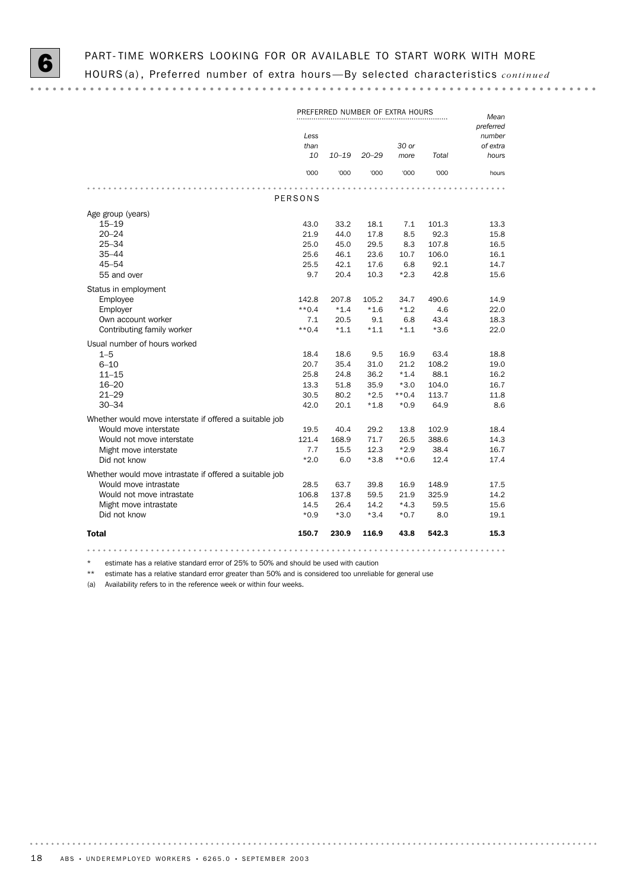## 6 PART-TIME WORKERS LOOKING FOR OR AVAILABLE TO START WORK WITH MORE HOURS(a), Preferred number of extra hours—By selected characteristics *continued*

| | PREFERRED NUMBER OF EXTRA HOURS | | | | | Mean preferred number of extra hours |
|---|---|---|---|---|---|---|
| | Less than 10 | 10–19 | 20–29 | 30 or more | Total | |
| | '000 | '000 | '000 | '000 | '000 | hours |
| **PERSONS** | | | | | | |
| Age group (years) | | | | | | |
| 15–19 | 43.0 | 33.2 | 18.1 | 7.1 | 101.3 | 13.3 |
| 20–24 | 21.9 | 44.0 | 17.8 | 8.5 | 92.3 | 15.8 |
| 25–34 | 25.0 | 45.0 | 29.5 | 8.3 | 107.8 | 16.5 |
| 35–44 | 25.6 | 46.1 | 23.6 | 10.7 | 106.0 | 16.1 |
| 45–54 | 25.5 | 42.1 | 17.6 | 6.8 | 92.1 | 14.7 |
| 55 and over | 9.7 | 20.4 | 10.3 | *2.3 | 42.8 | 15.6 |
| Status in employment | | | | | | |
| Employee | 142.8 | 207.8 | 105.2 | 34.7 | 490.6 | 14.9 |
| Employer | **0.4 | *1.4 | *1.6 | *1.2 | 4.6 | 22.0 |
| Own account worker | 7.1 | 20.5 | 9.1 | 6.8 | 43.4 | 18.3 |
| Contributing family worker | **0.4 | *1.1 | *1.1 | *1.1 | *3.6 | 22.0 |
| Usual number of hours worked | | | | | | |
| 1–5 | 18.4 | 18.6 | 9.5 | 16.9 | 63.4 | 18.8 |
| 6–10 | 20.7 | 35.4 | 31.0 | 21.2 | 108.2 | 19.0 |
| 11–15 | 25.8 | 24.8 | 36.2 | *1.4 | 88.1 | 16.2 |
| 16–20 | 13.3 | 51.8 | 35.9 | *3.0 | 104.0 | 16.7 |
| 21–29 | 30.5 | 80.2 | *2.5 | **0.4 | 113.7 | 11.8 |
| 30–34 | 42.0 | 20.1 | *1.8 | *0.9 | 64.9 | 8.6 |
| Whether would move interstate if offered a suitable job | | | | | | |
| Would move interstate | 19.5 | 40.4 | 29.2 | 13.8 | 102.9 | 18.4 |
| Would not move interstate | 121.4 | 168.9 | 71.7 | 26.5 | 388.6 | 14.3 |
| Might move interstate | 7.7 | 15.5 | 12.3 | *2.9 | 38.4 | 16.7 |
| Did not know | *2.0 | 6.0 | *3.8 | **0.6 | 12.4 | 17.4 |
| Whether would move intrastate if offered a suitable job | | | | | | |
| Would move intrastate | 28.5 | 63.7 | 39.8 | 16.9 | 148.9 | 17.5 |
| Would not move intrastate | 106.8 | 137.8 | 59.5 | 21.9 | 325.9 | 14.2 |
| Might move intrastate | 14.5 | 26.4 | 14.2 | *4.3 | 59.5 | 15.6 |
| Did not know | *0.9 | *3.0 | *3.4 | *0.7 | 8.0 | 19.1 |
| **Total** | **150.7** | **230.9** | **116.9** | **43.8** | **542.3** | **15.3** |

\* estimate has a relative standard error of 25% to 50% and should be used with caution

** estimate has a relative standard error greater than 50% and is considered too unreliable for general use

(a) Availability refers to in the reference week or within four weeks.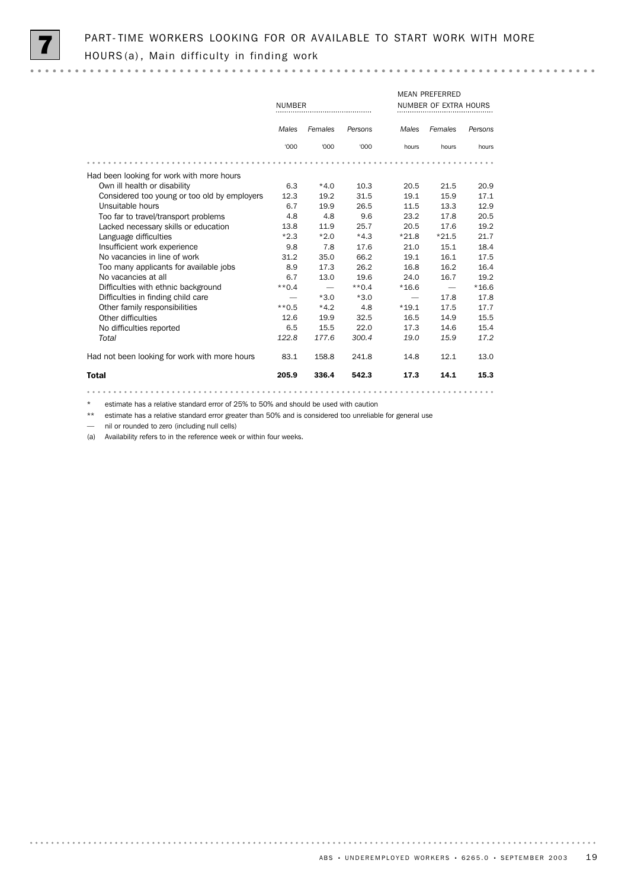# 7 PART-TIME WORKERS LOOKING FOR OR AVAILABLE TO START WORK WITH MORE HOURS(a), Main difficulty in finding work

| | NUMBER | | | MEAN PREFERRED NUMBER OF EXTRA HOURS | | |
|---|---|---|---|---|---|---|
| | *Males* | *Females* | *Persons* | *Males* | *Females* | *Persons* |
| | '000 | '000 | '000 | hours | hours | hours |
| Had been looking for work with more hours | | | | | | |
| Own ill health or disability | 6.3 | *4.0 | 10.3 | 20.5 | 21.5 | 20.9 |
| Considered too young or too old by employers | 12.3 | 19.2 | 31.5 | 19.1 | 15.9 | 17.1 |
| Unsuitable hours | 6.7 | 19.9 | 26.5 | 11.5 | 13.3 | 12.9 |
| Too far to travel/transport problems | 4.8 | 4.8 | 9.6 | 23.2 | 17.8 | 20.5 |
| Lacked necessary skills or education | 13.8 | 11.9 | 25.7 | 20.5 | 17.6 | 19.2 |
| Language difficulties | *2.3 | *2.0 | *4.3 | *21.8 | *21.5 | 21.7 |
| Insufficient work experience | 9.8 | 7.8 | 17.6 | 21.0 | 15.1 | 18.4 |
| No vacancies in line of work | 31.2 | 35.0 | 66.2 | 19.1 | 16.1 | 17.5 |
| Too many applicants for available jobs | 8.9 | 17.3 | 26.2 | 16.8 | 16.2 | 16.4 |
| No vacancies at all | 6.7 | 13.0 | 19.6 | 24.0 | 16.7 | 19.2 |
| Difficulties with ethnic background | **0.4 | — | **0.4 | *16.6 | — | *16.6 |
| Difficulties in finding child care | — | *3.0 | *3.0 | — | 17.8 | 17.8 |
| Other family responsibilities | **0.5 | *4.2 | 4.8 | *19.1 | 17.5 | 17.7 |
| Other difficulties | 12.6 | 19.9 | 32.5 | 16.5 | 14.9 | 15.5 |
| No difficulties reported | 6.5 | 15.5 | 22.0 | 17.3 | 14.6 | 15.4 |
| *Total* | *122.8* | *177.6* | *300.4* | *19.0* | *15.9* | *17.2* |
| Had not been looking for work with more hours | 83.1 | 158.8 | 241.8 | 14.8 | 12.1 | 13.0 |
| **Total** | **205.9** | **336.4** | **542.3** | **17.3** | **14.1** | **15.3** |

\* estimate has a relative standard error of 25% to 50% and should be used with caution

\*\* estimate has a relative standard error greater than 50% and is considered too unreliable for general use

— nil or rounded to zero (including null cells)

(a) Availability refers to in the reference week or within four weeks.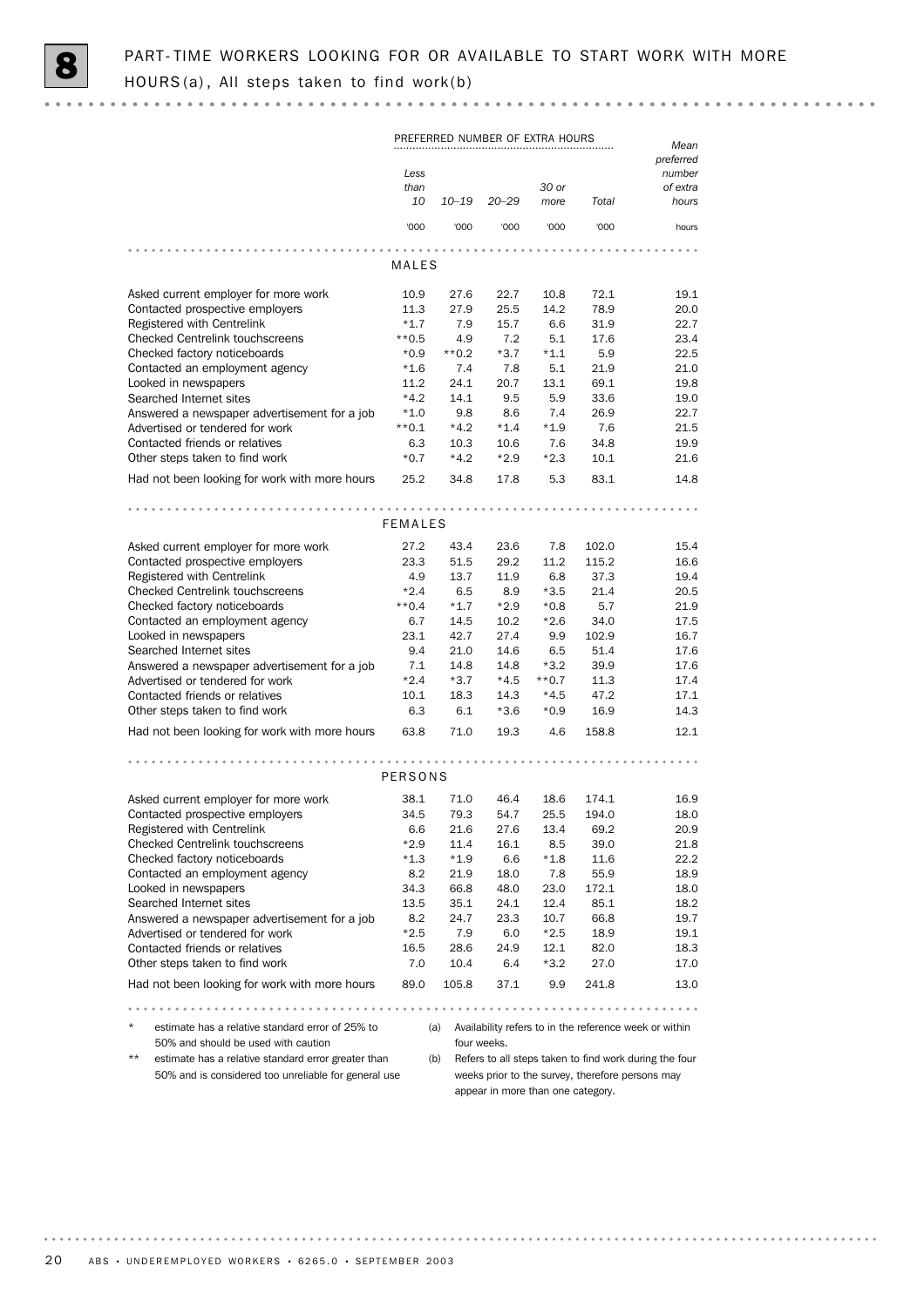# 8 PART-TIME WORKERS LOOKING FOR OR AVAILABLE TO START WORK WITH MORE HOURS(a), All steps taken to find work(b)

| | PREFERRED NUMBER OF EXTRA HOURS | | | | | Mean preferred number of extra hours |
|---|---|---|---|---|---|---|
| | Less than 10 | 10–19 | 20–29 | 30 or more | Total | |
| | '000 | '000 | '000 | '000 | '000 | hours |
| **MALES** | | | | | | |
| Asked current employer for more work | 10.9 | 27.6 | 22.7 | 10.8 | 72.1 | 19.1 |
| Contacted prospective employers | 11.3 | 27.9 | 25.5 | 14.2 | 78.9 | 20.0 |
| Registered with Centrelink | *1.7 | 7.9 | 15.7 | 6.6 | 31.9 | 22.7 |
| Checked Centrelink touchscreens | **0.5 | 4.9 | 7.2 | 5.1 | 17.6 | 23.4 |
| Checked factory noticeboards | *0.9 | **0.2 | *3.7 | *1.1 | 5.9 | 22.5 |
| Contacted an employment agency | *1.6 | 7.4 | 7.8 | 5.1 | 21.9 | 21.0 |
| Looked in newspapers | 11.2 | 24.1 | 20.7 | 13.1 | 69.1 | 19.8 |
| Searched Internet sites | *4.2 | 14.1 | 9.5 | 5.9 | 33.6 | 19.0 |
| Answered a newspaper advertisement for a job | *1.0 | 9.8 | 8.6 | 7.4 | 26.9 | 22.7 |
| Advertised or tendered for work | **0.1 | *4.2 | *1.4 | *1.9 | 7.6 | 21.5 |
| Contacted friends or relatives | 6.3 | 10.3 | 10.6 | 7.6 | 34.8 | 19.9 |
| Other steps taken to find work | *0.7 | *4.2 | *2.9 | *2.3 | 10.1 | 21.6 |
| Had not been looking for work with more hours | 25.2 | 34.8 | 17.8 | 5.3 | 83.1 | 14.8 |
| **FEMALES** | | | | | | |
| Asked current employer for more work | 27.2 | 43.4 | 23.6 | 7.8 | 102.0 | 15.4 |
| Contacted prospective employers | 23.3 | 51.5 | 29.2 | 11.2 | 115.2 | 16.6 |
| Registered with Centrelink | 4.9 | 13.7 | 11.9 | 6.8 | 37.3 | 19.4 |
| Checked Centrelink touchscreens | *2.4 | 6.5 | 8.9 | *3.5 | 21.4 | 20.5 |
| Checked factory noticeboards | **0.4 | *1.7 | *2.9 | *0.8 | 5.7 | 21.9 |
| Contacted an employment agency | 6.7 | 14.5 | 10.2 | *2.6 | 34.0 | 17.5 |
| Looked in newspapers | 23.1 | 42.7 | 27.4 | 9.9 | 102.9 | 16.7 |
| Searched Internet sites | 9.4 | 21.0 | 14.6 | 6.5 | 51.4 | 17.6 |
| Answered a newspaper advertisement for a job | 7.1 | 14.8 | 14.8 | *3.2 | 39.9 | 17.6 |
| Advertised or tendered for work | *2.4 | *3.7 | *4.5 | **0.7 | 11.3 | 17.4 |
| Contacted friends or relatives | 10.1 | 18.3 | 14.3 | *4.5 | 47.2 | 17.1 |
| Other steps taken to find work | 6.3 | 6.1 | *3.6 | *0.9 | 16.9 | 14.3 |
| Had not been looking for work with more hours | 63.8 | 71.0 | 19.3 | 4.6 | 158.8 | 12.1 |
| **PERSONS** | | | | | | |
| Asked current employer for more work | 38.1 | 71.0 | 46.4 | 18.6 | 174.1 | 16.9 |
| Contacted prospective employers | 34.5 | 79.3 | 54.7 | 25.5 | 194.0 | 18.0 |
| Registered with Centrelink | 6.6 | 21.6 | 27.6 | 13.4 | 69.2 | 20.9 |
| Checked Centrelink touchscreens | *2.9 | 11.4 | 16.1 | 8.5 | 39.0 | 21.8 |
| Checked factory noticeboards | *1.3 | *1.9 | 6.6 | *1.8 | 11.6 | 22.2 |
| Contacted an employment agency | 8.2 | 21.9 | 18.0 | 7.8 | 55.9 | 18.9 |
| Looked in newspapers | 34.3 | 66.8 | 48.0 | 23.0 | 172.1 | 18.0 |
| Searched Internet sites | 13.5 | 35.1 | 24.1 | 12.4 | 85.1 | 18.2 |
| Answered a newspaper advertisement for a job | 8.2 | 24.7 | 23.3 | 10.7 | 66.8 | 19.7 |
| Advertised or tendered for work | *2.5 | 7.9 | 6.0 | *2.5 | 18.9 | 19.1 |
| Contacted friends or relatives | 16.5 | 28.6 | 24.9 | 12.1 | 82.0 | 18.3 |
| Other steps taken to find work | 7.0 | 10.4 | 6.4 | *3.2 | 27.0 | 17.0 |
| Had not been looking for work with more hours | 89.0 | 105.8 | 37.1 | 9.9 | 241.8 | 13.0 |

\* estimate has a relative standard error of 25% to 50% and should be used with caution

\*\* estimate has a relative standard error greater than 50% and is considered too unreliable for general use

(a) Availability refers to in the reference week or within four weeks.

(b) Refers to all steps taken to find work during the four weeks prior to the survey, therefore persons may appear in more than one category.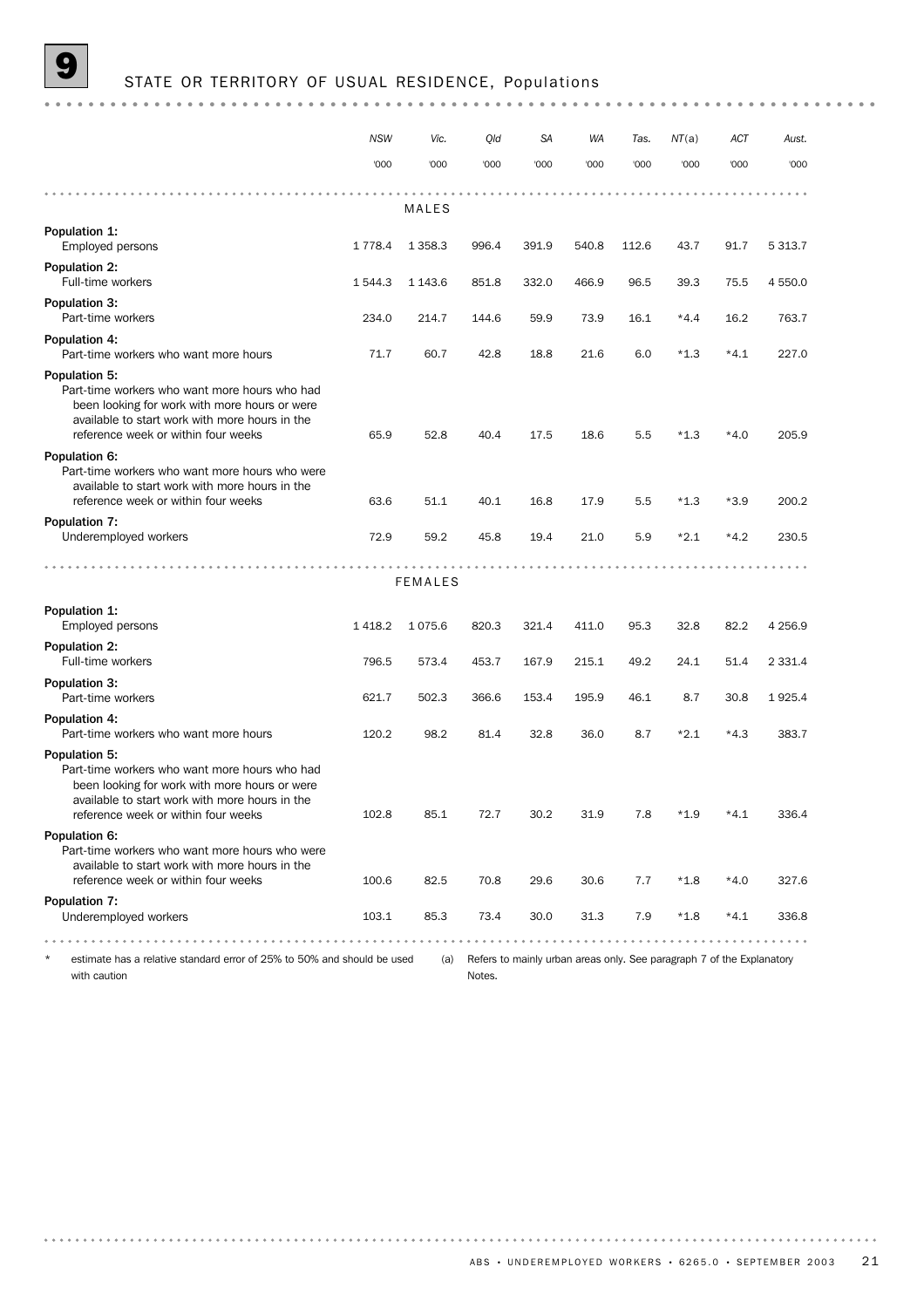## 9 STATE OR TERRITORY OF USUAL RESIDENCE, Populations

| | NSW | Vic. | Qld | SA | WA | Tas. | NT(a) | ACT | Aust. |
|---|---|---|---|---|---|---|---|---|---|
| | '000 | '000 | '000 | '000 | '000 | '000 | '000 | '000 | '000 |
| **MALES** | | | | | | | | | |
| **Population 1:** Employed persons | 1 778.4 | 1 358.3 | 996.4 | 391.9 | 540.8 | 112.6 | 43.7 | 91.7 | 5 313.7 |
| **Population 2:** Full-time workers | 1 544.3 | 1 143.6 | 851.8 | 332.0 | 466.9 | 96.5 | 39.3 | 75.5 | 4 550.0 |
| **Population 3:** Part-time workers | 234.0 | 214.7 | 144.6 | 59.9 | 73.9 | 16.1 | *4.4 | 16.2 | 763.7 |
| **Population 4:** Part-time workers who want more hours | 71.7 | 60.7 | 42.8 | 18.8 | 21.6 | 6.0 | *1.3 | *4.1 | 227.0 |
| **Population 5:** Part-time workers who want more hours who had been looking for work with more hours or were available to start work with more hours in the reference week or within four weeks | 65.9 | 52.8 | 40.4 | 17.5 | 18.6 | 5.5 | *1.3 | *4.0 | 205.9 |
| **Population 6:** Part-time workers who want more hours who were available to start work with more hours in the reference week or within four weeks | 63.6 | 51.1 | 40.1 | 16.8 | 17.9 | 5.5 | *1.3 | *3.9 | 200.2 |
| **Population 7:** Underemployed workers | 72.9 | 59.2 | 45.8 | 19.4 | 21.0 | 5.9 | *2.1 | *4.2 | 230.5 |
| **FEMALES** | | | | | | | | | |
| **Population 1:** Employed persons | 1 418.2 | 1 075.6 | 820.3 | 321.4 | 411.0 | 95.3 | 32.8 | 82.2 | 4 256.9 |
| **Population 2:** Full-time workers | 796.5 | 573.4 | 453.7 | 167.9 | 215.1 | 49.2 | 24.1 | 51.4 | 2 331.4 |
| **Population 3:** Part-time workers | 621.7 | 502.3 | 366.6 | 153.4 | 195.9 | 46.1 | 8.7 | 30.8 | 1 925.4 |
| **Population 4:** Part-time workers who want more hours | 120.2 | 98.2 | 81.4 | 32.8 | 36.0 | 8.7 | *2.1 | *4.3 | 383.7 |
| **Population 5:** Part-time workers who want more hours who had been looking for work with more hours or were available to start work with more hours in the reference week or within four weeks | 102.8 | 85.1 | 72.7 | 30.2 | 31.9 | 7.8 | *1.9 | *4.1 | 336.4 |
| **Population 6:** Part-time workers who want more hours who were available to start work with more hours in the reference week or within four weeks | 100.6 | 82.5 | 70.8 | 29.6 | 30.6 | 7.7 | *1.8 | *4.0 | 327.6 |
| **Population 7:** Underemployed workers | 103.1 | 85.3 | 73.4 | 30.0 | 31.3 | 7.9 | *1.8 | *4.1 | 336.8 |

\* estimate has a relative standard error of 25% to 50% and should be used with caution

(a) Refers to mainly urban areas only. See paragraph 7 of the Explanatory Notes.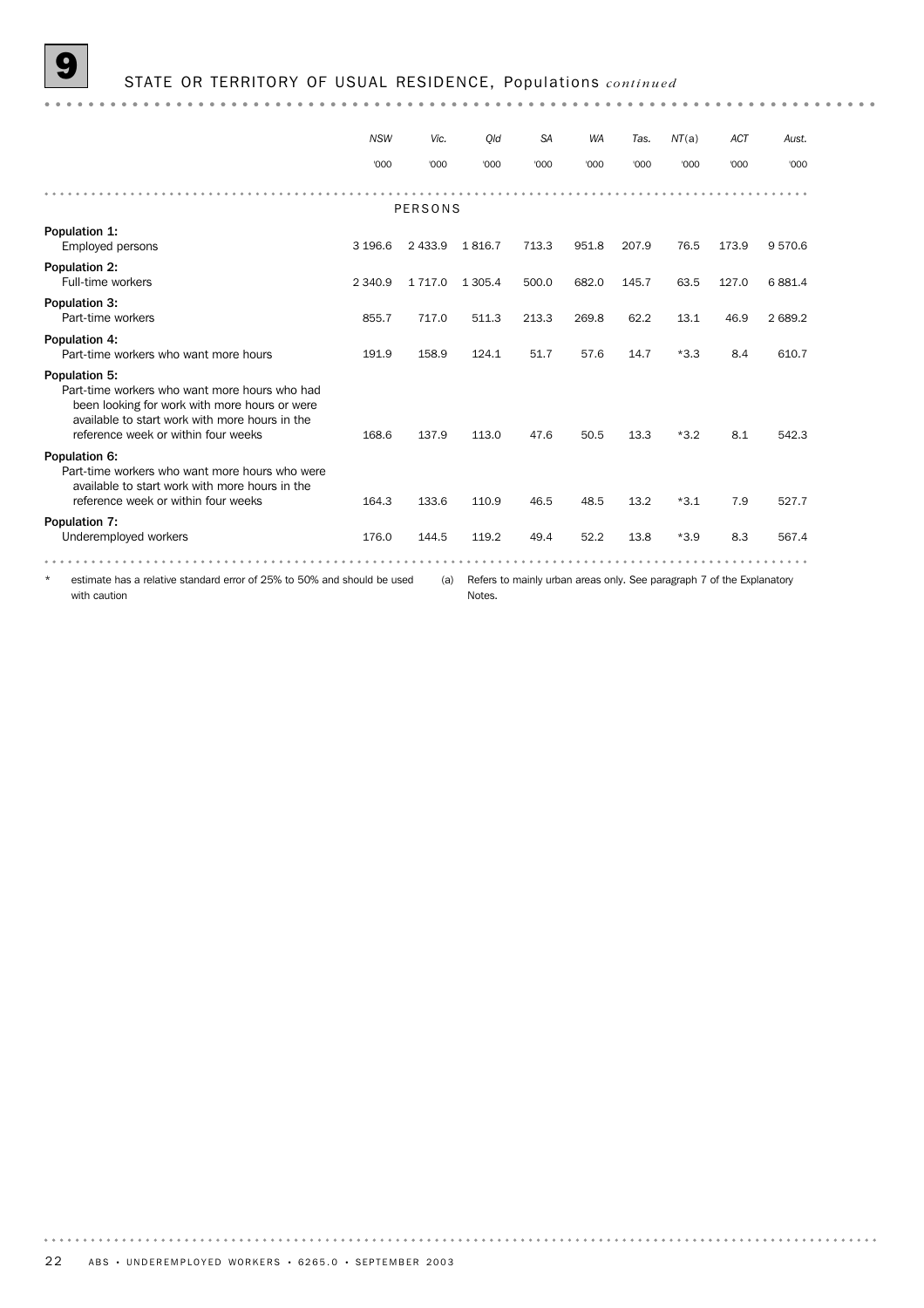# 9 STATE OR TERRITORY OF USUAL RESIDENCE, Populations *continued*

| | NSW | Vic. | Qld | SA | WA | Tas. | NT(a) | ACT | Aust. |
|---|---|---|---|---|---|---|---|---|---|
| | '000 | '000 | '000 | '000 | '000 | '000 | '000 | '000 | '000 |
| **PERSONS** | | | | | | | | | |
| **Population 1:** Employed persons | 3 196.6 | 2 433.9 | 1 816.7 | 713.3 | 951.8 | 207.9 | 76.5 | 173.9 | 9 570.6 |
| **Population 2:** Full-time workers | 2 340.9 | 1 717.0 | 1 305.4 | 500.0 | 682.0 | 145.7 | 63.5 | 127.0 | 6 881.4 |
| **Population 3:** Part-time workers | 855.7 | 717.0 | 511.3 | 213.3 | 269.8 | 62.2 | 13.1 | 46.9 | 2 689.2 |
| **Population 4:** Part-time workers who want more hours | 191.9 | 158.9 | 124.1 | 51.7 | 57.6 | 14.7 | *3.3 | 8.4 | 610.7 |
| **Population 5:** Part-time workers who want more hours who had been looking for work with more hours or were available to start work with more hours in the reference week or within four weeks | 168.6 | 137.9 | 113.0 | 47.6 | 50.5 | 13.3 | *3.2 | 8.1 | 542.3 |
| **Population 6:** Part-time workers who want more hours who were available to start work with more hours in the reference week or within four weeks | 164.3 | 133.6 | 110.9 | 46.5 | 48.5 | 13.2 | *3.1 | 7.9 | 527.7 |
| **Population 7:** Underemployed workers | 176.0 | 144.5 | 119.2 | 49.4 | 52.2 | 13.8 | *3.9 | 8.3 | 567.4 |

\* estimate has a relative standard error of 25% to 50% and should be used with caution

(a) Refers to mainly urban areas only. See paragraph 7 of the Explanatory Notes.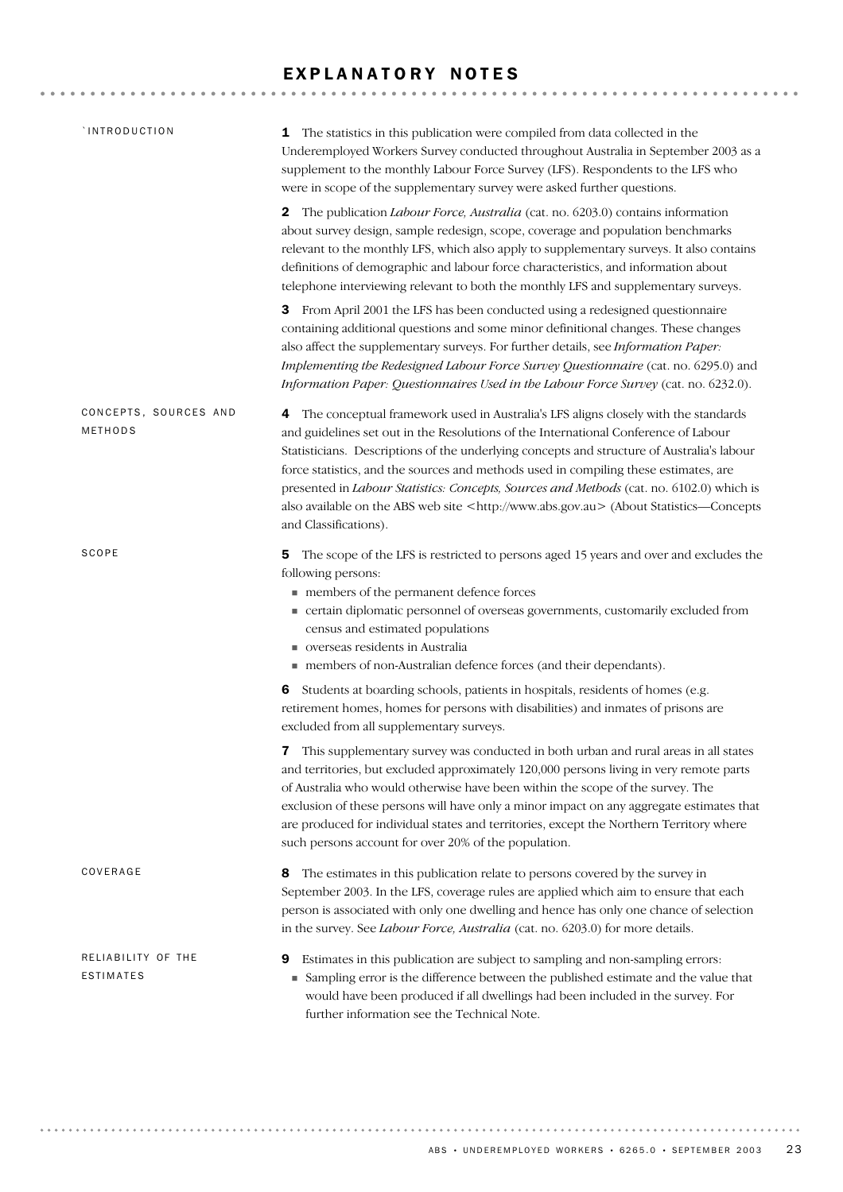# EXPLANATORY NOTES

## INTRODUCTION

**1** The statistics in this publication were compiled from data collected in the Underemployed Workers Survey conducted throughout Australia in September 2003 as a supplement to the monthly Labour Force Survey (LFS). Respondents to the LFS who were in scope of the supplementary survey were asked further questions.

**2** The publication *Labour Force, Australia* (cat. no. 6203.0) contains information about survey design, sample redesign, scope, coverage and population benchmarks relevant to the monthly LFS, which also apply to supplementary surveys. It also contains definitions of demographic and labour force characteristics, and information about telephone interviewing relevant to both the monthly LFS and supplementary surveys.

**3** From April 2001 the LFS has been conducted using a redesigned questionnaire containing additional questions and some minor definitional changes. These changes also affect the supplementary surveys. For further details, see *Information Paper: Implementing the Redesigned Labour Force Survey Questionnaire* (cat. no. 6295.0) and *Information Paper: Questionnaires Used in the Labour Force Survey* (cat. no. 6232.0).

## CONCEPTS, SOURCES AND METHODS

**4** The conceptual framework used in Australia's LFS aligns closely with the standards and guidelines set out in the Resolutions of the International Conference of Labour Statisticians. Descriptions of the underlying concepts and structure of Australia's labour force statistics, and the sources and methods used in compiling these estimates, are presented in *Labour Statistics: Concepts, Sources and Methods* (cat. no. 6102.0) which is also available on the ABS web site <http://www.abs.gov.au> (About Statistics—Concepts and Classifications).

## SCOPE

**5** The scope of the LFS is restricted to persons aged 15 years and over and excludes the following persons:

- members of the permanent defence forces
- certain diplomatic personnel of overseas governments, customarily excluded from census and estimated populations
- overseas residents in Australia
- members of non-Australian defence forces (and their dependants).

**6** Students at boarding schools, patients in hospitals, residents of homes (e.g. retirement homes, homes for persons with disabilities) and inmates of prisons are excluded from all supplementary surveys.

**7** This supplementary survey was conducted in both urban and rural areas in all states and territories, but excluded approximately 120,000 persons living in very remote parts of Australia who would otherwise have been within the scope of the survey. The exclusion of these persons will have only a minor impact on any aggregate estimates that are produced for individual states and territories, except the Northern Territory where such persons account for over 20% of the population.

## COVERAGE

**8** The estimates in this publication relate to persons covered by the survey in September 2003. In the LFS, coverage rules are applied which aim to ensure that each person is associated with only one dwelling and hence has only one chance of selection in the survey. See *Labour Force, Australia* (cat. no. 6203.0) for more details.

## RELIABILITY OF THE ESTIMATES

**9** Estimates in this publication are subject to sampling and non-sampling errors:

- Sampling error is the difference between the published estimate and the value that would have been produced if all dwellings had been included in the survey. For further information see the Technical Note.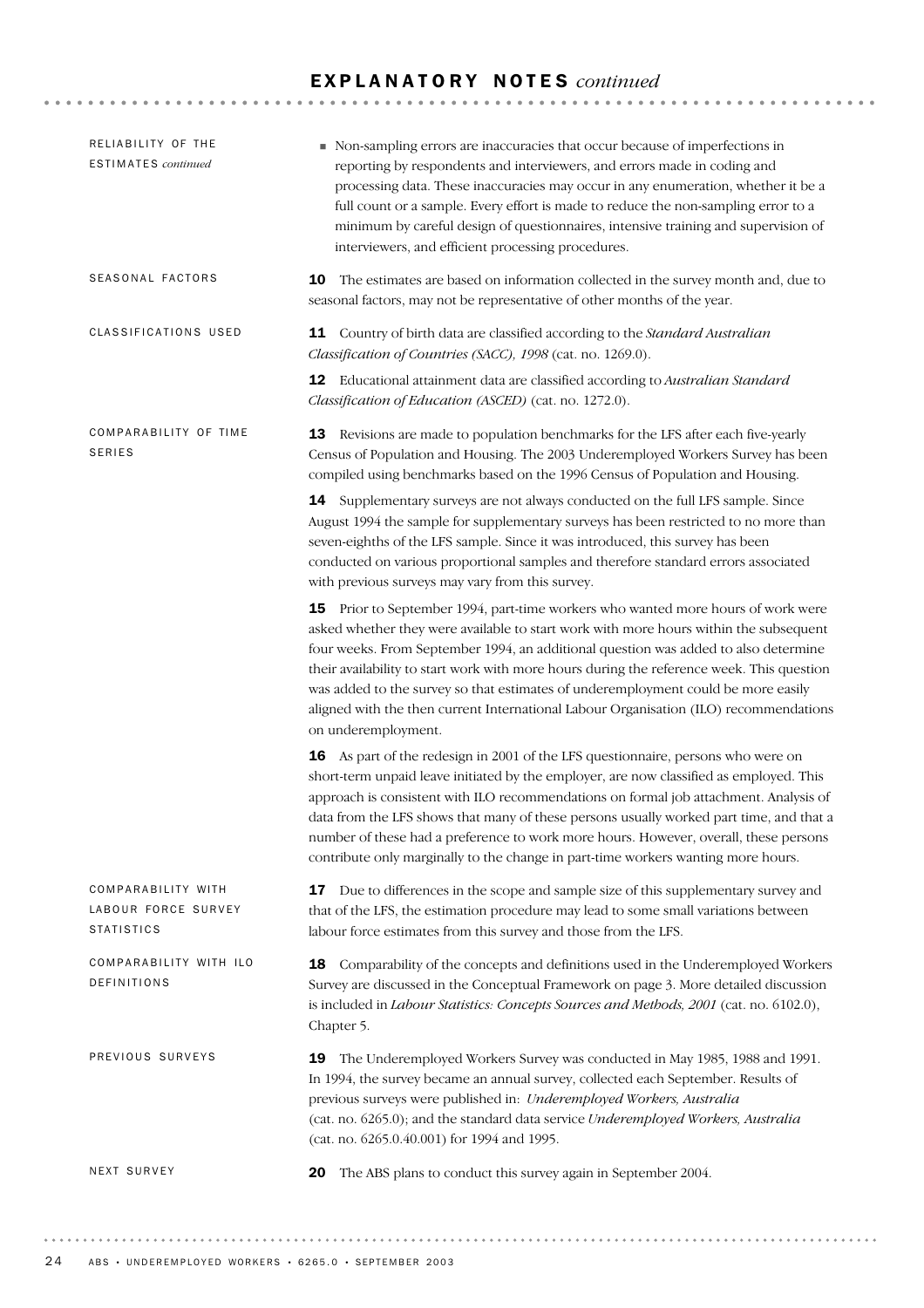## EXPLANATORY NOTES *continued*

### RELIABILITY OF THE ESTIMATES *continued*

- Non-sampling errors are inaccuracies that occur because of imperfections in reporting by respondents and interviewers, and errors made in coding and processing data. These inaccuracies may occur in any enumeration, whether it be a full count or a sample. Every effort is made to reduce the non-sampling error to a minimum by careful design of questionnaires, intensive training and supervision of interviewers, and efficient processing procedures.

### SEASONAL FACTORS

**10** The estimates are based on information collected in the survey month and, due to seasonal factors, may not be representative of other months of the year.

### CLASSIFICATIONS USED

**11** Country of birth data are classified according to the *Standard Australian Classification of Countries (SACC), 1998* (cat. no. 1269.0).

**12** Educational attainment data are classified according to *Australian Standard Classification of Education (ASCED)* (cat. no. 1272.0).

### COMPARABILITY OF TIME SERIES

**13** Revisions are made to population benchmarks for the LFS after each five-yearly Census of Population and Housing. The 2003 Underemployed Workers Survey has been compiled using benchmarks based on the 1996 Census of Population and Housing.

**14** Supplementary surveys are not always conducted on the full LFS sample. Since August 1994 the sample for supplementary surveys has been restricted to no more than seven-eighths of the LFS sample. Since it was introduced, this survey has been conducted on various proportional samples and therefore standard errors associated with previous surveys may vary from this survey.

**15** Prior to September 1994, part-time workers who wanted more hours of work were asked whether they were available to start work with more hours within the subsequent four weeks. From September 1994, an additional question was added to also determine their availability to start work with more hours during the reference week. This question was added to the survey so that estimates of underemployment could be more easily aligned with the then current International Labour Organisation (ILO) recommendations on underemployment.

**16** As part of the redesign in 2001 of the LFS questionnaire, persons who were on short-term unpaid leave initiated by the employer, are now classified as employed. This approach is consistent with ILO recommendations on formal job attachment. Analysis of data from the LFS shows that many of these persons usually worked part time, and that a number of these had a preference to work more hours. However, overall, these persons contribute only marginally to the change in part-time workers wanting more hours.

### COMPARABILITY WITH LABOUR FORCE SURVEY STATISTICS

**17** Due to differences in the scope and sample size of this supplementary survey and that of the LFS, the estimation procedure may lead to some small variations between labour force estimates from this survey and those from the LFS.

### COMPARABILITY WITH ILO DEFINITIONS

**18** Comparability of the concepts and definitions used in the Underemployed Workers Survey are discussed in the Conceptual Framework on page 3. More detailed discussion is included in *Labour Statistics: Concepts Sources and Methods, 2001* (cat. no. 6102.0), Chapter 5.

### PREVIOUS SURVEYS

**19** The Underemployed Workers Survey was conducted in May 1985, 1988 and 1991. In 1994, the survey became an annual survey, collected each September. Results of previous surveys were published in: *Underemployed Workers, Australia* (cat. no. 6265.0); and the standard data service *Underemployed Workers, Australia* (cat. no. 6265.0.40.001) for 1994 and 1995.

### NEXT SURVEY

**20** The ABS plans to conduct this survey again in September 2004.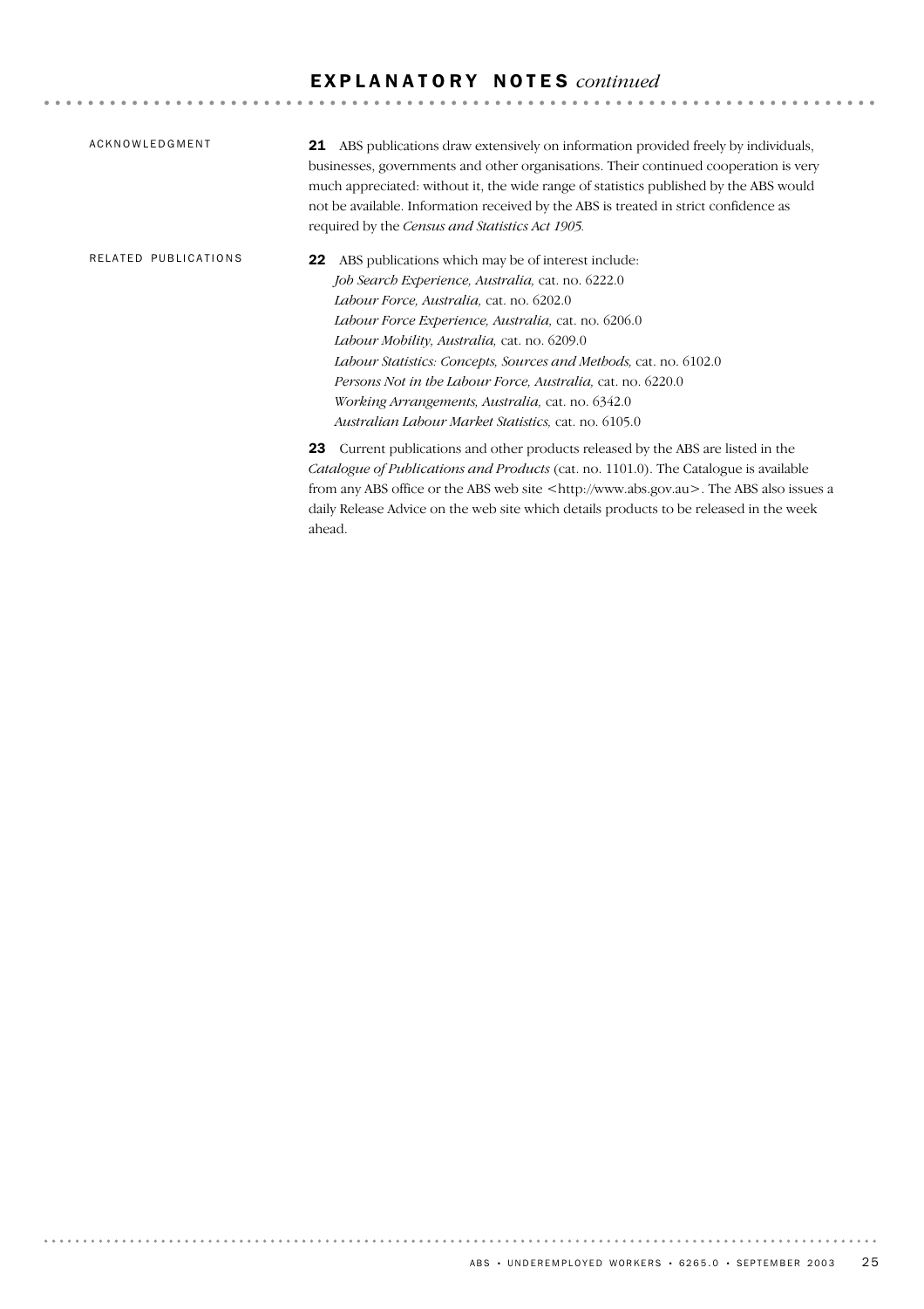# EXPLANATORY NOTES *continued*

## ACKNOWLEDGMENT

**21** ABS publications draw extensively on information provided freely by individuals, businesses, governments and other organisations. Their continued cooperation is very much appreciated: without it, the wide range of statistics published by the ABS would not be available. Information received by the ABS is treated in strict confidence as required by the *Census and Statistics Act 1905.*

## RELATED PUBLICATIONS

**22** ABS publications which may be of interest include:

*Job Search Experience, Australia,* cat. no. 6222.0
*Labour Force, Australia,* cat. no. 6202.0
*Labour Force Experience, Australia,* cat. no. 6206.0
*Labour Mobility, Australia,* cat. no. 6209.0
*Labour Statistics: Concepts, Sources and Methods,* cat. no. 6102.0
*Persons Not in the Labour Force, Australia,* cat. no. 6220.0
*Working Arrangements, Australia,* cat. no. 6342.0
*Australian Labour Market Statistics,* cat. no. 6105.0

**23** Current publications and other products released by the ABS are listed in the *Catalogue of Publications and Products* (cat. no. 1101.0). The Catalogue is available from any ABS office or the ABS web site <http://www.abs.gov.au>. The ABS also issues a daily Release Advice on the web site which details products to be released in the week ahead.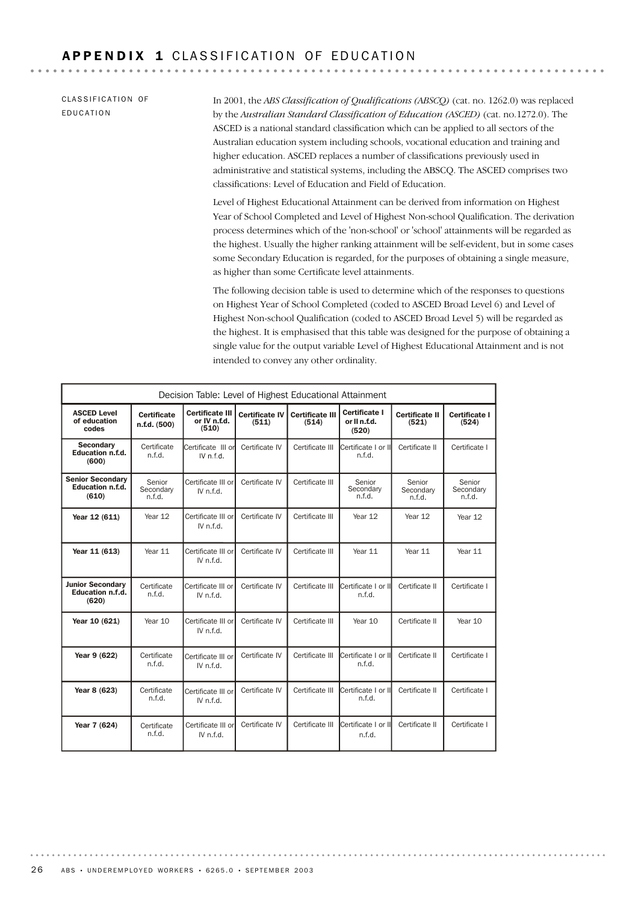# APPENDIX 1 CLASSIFICATION OF EDUCATION

## CLASSIFICATION OF EDUCATION

In 2001, the *ABS Classification of Qualifications (ABSCQ)* (cat. no. 1262.0) was replaced by the *Australian Standard Classification of Education (ASCED)* (cat. no.1272.0). The ASCED is a national standard classification which can be applied to all sectors of the Australian education system including schools, vocational education and training and higher education. ASCED replaces a number of classifications previously used in administrative and statistical systems, including the ABSCQ. The ASCED comprises two classifications: Level of Education and Field of Education.

Level of Highest Educational Attainment can be derived from information on Highest Year of School Completed and Level of Highest Non-school Qualification. The derivation process determines which of the 'non-school' or 'school' attainments will be regarded as the highest. Usually the higher ranking attainment will be self-evident, but in some cases some Secondary Education is regarded, for the purposes of obtaining a single measure, as higher than some Certificate level attainments.

The following decision table is used to determine which of the responses to questions on Highest Year of School Completed (coded to ASCED Broad Level 6) and Level of Highest Non-school Qualification (coded to ASCED Broad Level 5) will be regarded as the highest. It is emphasised that this table was designed for the purpose of obtaining a single value for the output variable Level of Highest Educational Attainment and is not intended to convey any other ordinality.

Decision Table: Level of Highest Educational Attainment

| ASCED Level of education codes | Certificate n.f.d. (500) | Certificate III or IV n.f.d. (510) | Certificate IV (511) | Certificate III (514) | Certificate I or II n.f.d. (520) | Certificate II (521) | Certificate I (524) |
|---|---|---|---|---|---|---|---|
| **Secondary Education n.f.d. (600)** | Certificate n.f.d. | Certificate III or IV n.f.d. | Certificate IV | Certificate III | Certificate I or II n.f.d. | Certificate II | Certificate I |
| **Senior Secondary Education n.f.d. (610)** | Senior Secondary n.f.d. | Certificate III or IV n.f.d. | Certificate IV | Certificate III | Senior Secondary n.f.d. | Senior Secondary n.f.d. | Senior Secondary n.f.d. |
| **Year 12 (611)** | Year 12 | Certificate III or IV n.f.d. | Certificate IV | Certificate III | Year 12 | Year 12 | Year 12 |
| **Year 11 (613)** | Year 11 | Certificate III or IV n.f.d. | Certificate IV | Certificate III | Year 11 | Year 11 | Year 11 |
| **Junior Secondary Education n.f.d. (620)** | Certificate n.f.d. | Certificate III or IV n.f.d. | Certificate IV | Certificate III | Certificate I or II n.f.d. | Certificate II | Certificate I |
| **Year 10 (621)** | Year 10 | Certificate III or IV n.f.d. | Certificate IV | Certificate III | Year 10 | Certificate II | Year 10 |
| **Year 9 (622)** | Certificate n.f.d. | Certificate III or IV n.f.d. | Certificate IV | Certificate III | Certificate I or II n.f.d. | Certificate II | Certificate I |
| **Year 8 (623)** | Certificate n.f.d. | Certificate III or IV n.f.d. | Certificate IV | Certificate III | Certificate I or II n.f.d. | Certificate II | Certificate I |
| **Year 7 (624)** | Certificate n.f.d. | Certificate III or IV n.f.d. | Certificate IV | Certificate III | Certificate I or II n.f.d. | Certificate II | Certificate I |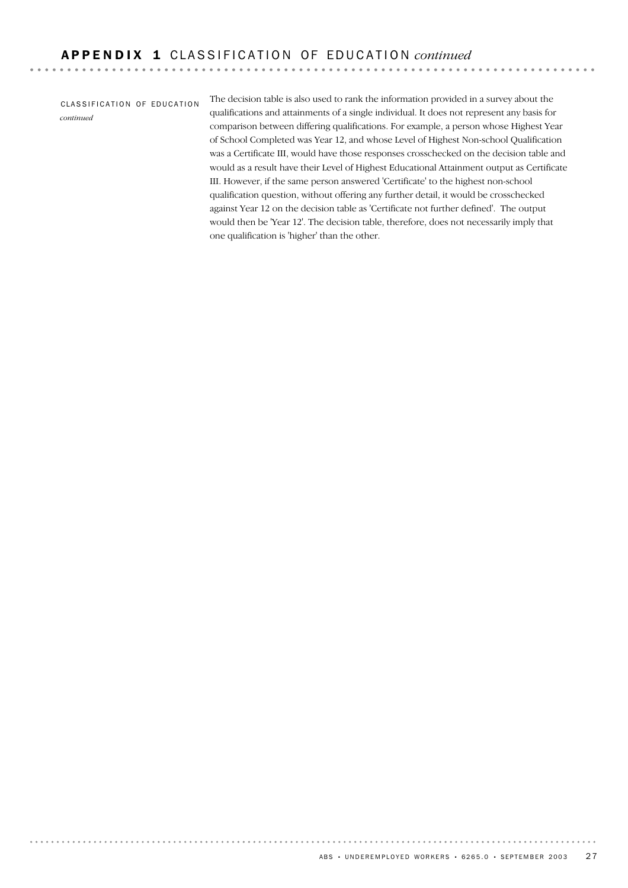## APPENDIX 1 CLASSIFICATION OF EDUCATION *continued*

CLASSIFICATION OF EDUCATION *continued*

The decision table is also used to rank the information provided in a survey about the qualifications and attainments of a single individual. It does not represent any basis for comparison between differing qualifications. For example, a person whose Highest Year of School Completed was Year 12, and whose Level of Highest Non-school Qualification was a Certificate III, would have those responses crosschecked on the decision table and would as a result have their Level of Highest Educational Attainment output as Certificate III. However, if the same person answered 'Certificate' to the highest non-school qualification question, without offering any further detail, it would be crosschecked against Year 12 on the decision table as 'Certificate not further defined'. The output would then be 'Year 12'. The decision table, therefore, does not necessarily imply that one qualification is 'higher' than the other.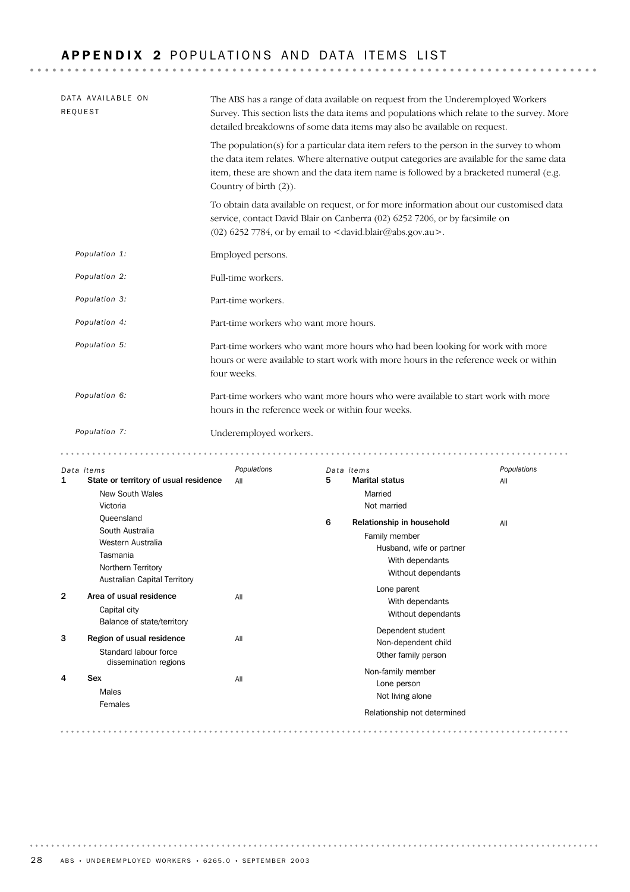# APPENDIX 2 POPULATIONS AND DATA ITEMS LIST

## DATA AVAILABLE ON REQUEST

The ABS has a range of data available on request from the Underemployed Workers Survey. This section lists the data items and populations which relate to the survey. More detailed breakdowns of some data items may also be available on request.

The population(s) for a particular data item refers to the person in the survey to whom the data item relates. Where alternative output categories are available for the same data item, these are shown and the data item name is followed by a bracketed numeral (e.g. Country of birth (2)).

To obtain data available on request, or for more information about our customised data service, contact David Blair on Canberra (02) 6252 7206, or by facsimile on (02) 6252 7784, or by email to <david.blair@abs.gov.au>.

*Population 1:* Employed persons.

*Population 2:* Full-time workers.

*Population 3:* Part-time workers.

*Population 4:* Part-time workers who want more hours.

*Population 5:* Part-time workers who want more hours who had been looking for work with more hours or were available to start work with more hours in the reference week or within four weeks.

*Population 6:* Part-time workers who want more hours who were available to start work with more hours in the reference week or within four weeks.

*Population 7:* Underemployed workers.

| | *Data items* | *Populations* |
|---|---|---|
| 1 | **State or territory of usual residence** | All |
| | New South Wales | |
| | Victoria | |
| | Queensland | |
| | South Australia | |
| | Western Australia | |
| | Tasmania | |
| | Northern Territory | |
| | Australian Capital Territory | |
| 2 | **Area of usual residence** | All |
| | Capital city | |
| | Balance of state/territory | |
| 3 | **Region of usual residence** | All |
| | Standard labour force dissemination regions | |
| 4 | **Sex** | All |
| | Males | |
| | Females | |
| 5 | **Marital status** | All |
| | Married | |
| | Not married | |
| 6 | **Relationship in household** | All |
| | Family member | |
| | Husband, wife or partner | |
| | With dependants | |
| | Without dependants | |
| | Lone parent | |
| | With dependants | |
| | Without dependants | |
| | Dependent student | |
| | Non-dependent child | |
| | Other family person | |
| | Non-family member | |
| | Lone person | |
| | Not living alone | |
| | Relationship not determined | |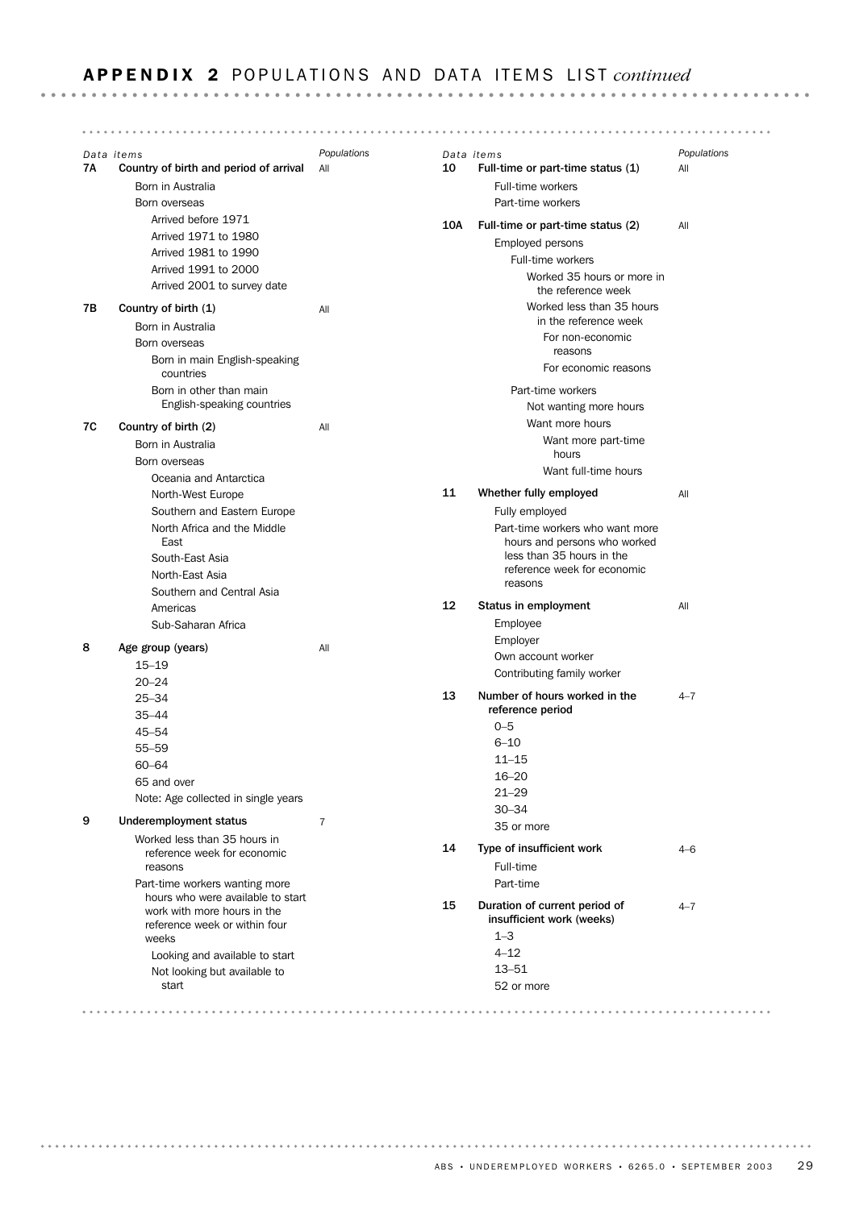## APPENDIX 2 POPULATIONS AND DATA ITEMS LIST *continued*

| | *Data items* | *Populations* |
|---|---|---|
| **7A** | **Country of birth and period of arrival** | All |
| | Born in Australia | |
| | Born overseas | |
| | Arrived before 1971 | |
| | Arrived 1971 to 1980 | |
| | Arrived 1981 to 1990 | |
| | Arrived 1991 to 2000 | |
| | Arrived 2001 to survey date | |
| **7B** | **Country of birth (1)** | All |
| | Born in Australia | |
| | Born overseas | |
| | Born in main English-speaking countries | |
| | Born in other than main English-speaking countries | |
| **7C** | **Country of birth (2)** | All |
| | Born in Australia | |
| | Born overseas | |
| | Oceania and Antarctica | |
| | North-West Europe | |
| | Southern and Eastern Europe | |
| | North Africa and the Middle East | |
| | South-East Asia | |
| | North-East Asia | |
| | Southern and Central Asia | |
| | Americas | |
| | Sub-Saharan Africa | |
| **8** | **Age group (years)** | All |
| | 15–19 | |
| | 20–24 | |
| | 25–34 | |
| | 35–44 | |
| | 45–54 | |
| | 55–59 | |
| | 60–64 | |
| | 65 and over | |
| | Note: Age collected in single years | |
| **9** | **Underemployment status** | 7 |
| | Worked less than 35 hours in reference week for economic reasons | |
| | Part-time workers wanting more hours who were available to start work with more hours in the reference week or within four weeks | |
| | Looking and available to start | |
| | Not looking but available to start | |
| **10** | **Full-time or part-time status (1)** | All |
| | Full-time workers | |
| | Part-time workers | |
| **10A** | **Full-time or part-time status (2)** | All |
| | Employed persons | |
| | Full-time workers | |
| | Worked 35 hours or more in the reference week | |
| | Worked less than 35 hours in the reference week | |
| | For non-economic reasons | |
| | For economic reasons | |
| | Part-time workers | |
| | Not wanting more hours | |
| | Want more hours | |
| | Want more part-time hours | |
| | Want full-time hours | |
| **11** | **Whether fully employed** | All |
| | Fully employed | |
| | Part-time workers who want more hours and persons who worked less than 35 hours in the reference week for economic reasons | |
| **12** | **Status in employment** | All |
| | Employee | |
| | Employer | |
| | Own account worker | |
| | Contributing family worker | |
| **13** | **Number of hours worked in the reference period** | 4–7 |
| | 0–5 | |
| | 6–10 | |
| | 11–15 | |
| | 16–20 | |
| | 21–29 | |
| | 30–34 | |
| | 35 or more | |
| **14** | **Type of insufficient work** | 4–6 |
| | Full-time | |
| | Part-time | |
| **15** | **Duration of current period of insufficient work (weeks)** | 4–7 |
| | 1–3 | |
| | 4–12 | |
| | 13–51 | |
| | 52 or more | |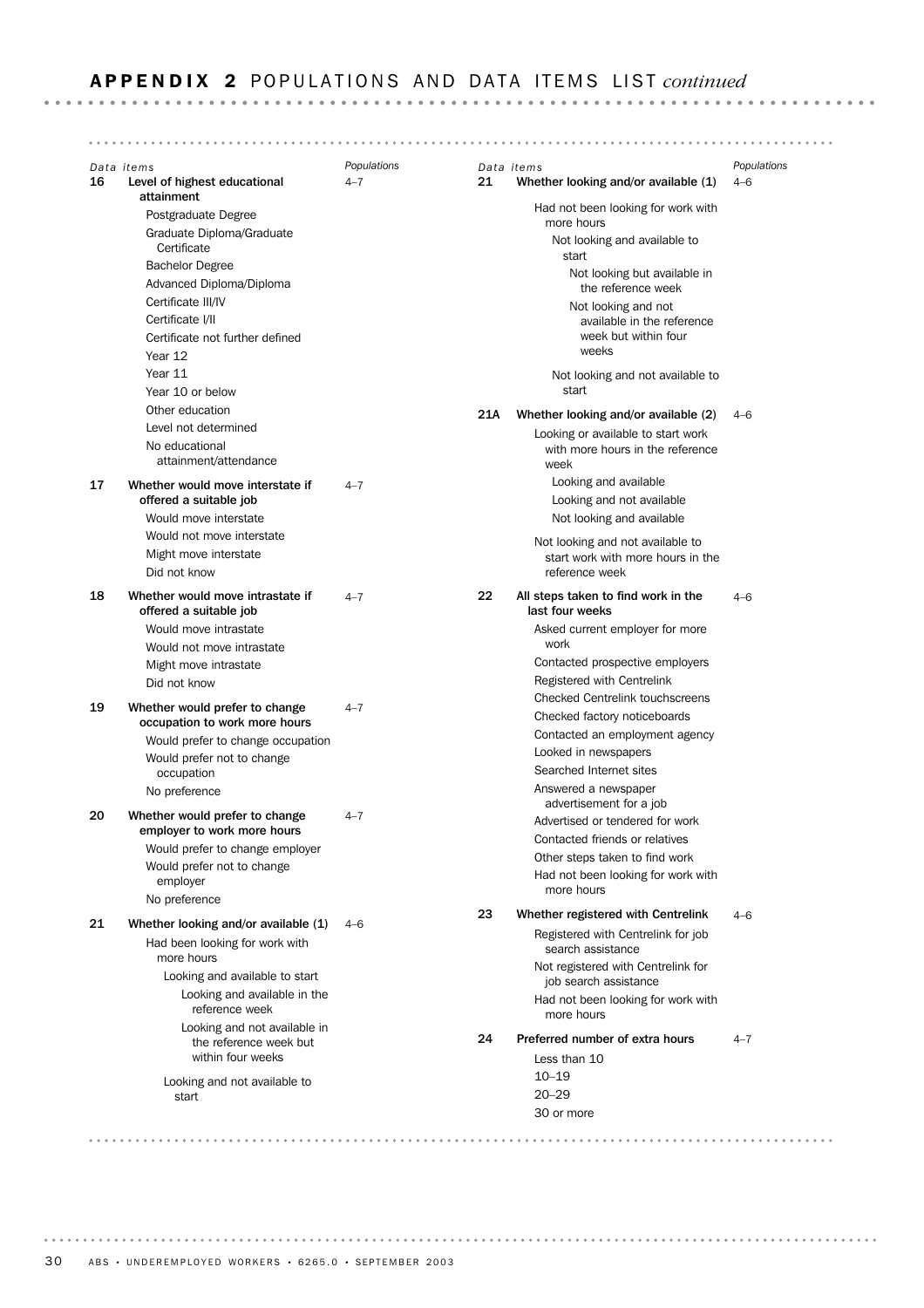## APPENDIX 2 POPULATIONS AND DATA ITEMS LIST *continued*

| | *Data items* | *Populations* |
|---|---|---|
| 16 | **Level of highest educational attainment** | 4–7 |
| | Postgraduate Degree | |
| | Graduate Diploma/Graduate Certificate | |
| | Bachelor Degree | |
| | Advanced Diploma/Diploma | |
| | Certificate III/IV | |
| | Certificate I/II | |
| | Certificate not further defined | |
| | Year 12 | |
| | Year 11 | |
| | Year 10 or below | |
| | Other education | |
| | Level not determined | |
| | No educational attainment/attendance | |
| 17 | **Whether would move interstate if offered a suitable job** | 4–7 |
| | Would move interstate | |
| | Would not move interstate | |
| | Might move interstate | |
| | Did not know | |
| 18 | **Whether would move intrastate if offered a suitable job** | 4–7 |
| | Would move intrastate | |
| | Would not move intrastate | |
| | Might move intrastate | |
| | Did not know | |
| 19 | **Whether would prefer to change occupation to work more hours** | 4–7 |
| | Would prefer to change occupation | |
| | Would prefer not to change occupation | |
| | No preference | |
| 20 | **Whether would prefer to change employer to work more hours** | 4–7 |
| | Would prefer to change employer | |
| | Would prefer not to change employer | |
| | No preference | |
| 21 | **Whether looking and/or available (1)** | 4–6 |
| | Had been looking for work with more hours | |
| | Looking and available to start | |
| | Looking and available in the reference week | |
| | Looking and not available in the reference week but within four weeks | |
| | Looking and not available to start | |
| | Had not been looking for work with more hours | |
| | Not looking and available to start | |
| | Not looking but available in the reference week | |
| | Not looking and not available in the reference week but within four weeks | |
| | Not looking and not available to start | |
| 21A | **Whether looking and/or available (2)** | 4–6 |
| | Looking or available to start work with more hours in the reference week | |
| | Looking and available | |
| | Looking and not available | |
| | Not looking and available | |
| | Not looking and not available to start work with more hours in the reference week | |
| 22 | **All steps taken to find work in the last four weeks** | 4–6 |
| | Asked current employer for more work | |
| | Contacted prospective employers | |
| | Registered with Centrelink | |
| | Checked Centrelink touchscreens | |
| | Checked factory noticeboards | |
| | Contacted an employment agency | |
| | Looked in newspapers | |
| | Searched Internet sites | |
| | Answered a newspaper advertisement for a job | |
| | Advertised or tendered for work | |
| | Contacted friends or relatives | |
| | Other steps taken to find work | |
| | Had not been looking for work with more hours | |
| 23 | **Whether registered with Centrelink** | 4–6 |
| | Registered with Centrelink for job search assistance | |
| | Not registered with Centrelink for job search assistance | |
| | Had not been looking for work with more hours | |
| 24 | **Preferred number of extra hours** | 4–7 |
| | Less than 10 | |
| | 10–19 | |
| | 20–29 | |
| | 30 or more | |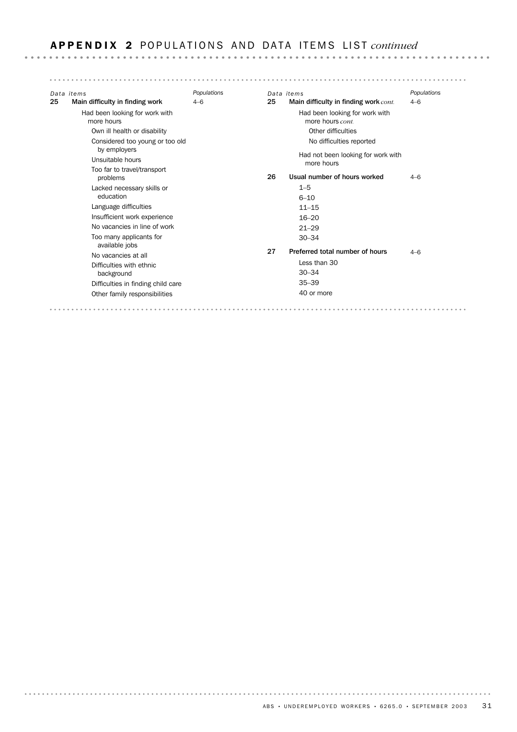## APPENDIX 2 POPULATIONS AND DATA ITEMS LIST *continued*

| | *Data items* | *Populations* |
|---|---|---|
| **25** | **Main difficulty in finding work** | 4–6 |
| | Had been looking for work with more hours | |
| | Own ill health or disability | |
| | Considered too young or too old by employers | |
| | Unsuitable hours | |
| | Too far to travel/transport problems | |
| | Lacked necessary skills or education | |
| | Language difficulties | |
| | Insufficient work experience | |
| | No vacancies in line of work | |
| | Too many applicants for available jobs | |
| | No vacancies at all | |
| | Difficulties with ethnic background | |
| | Difficulties in finding child care | |
| | Other family responsibilities | |
| | Other difficulties | |
| | No difficulties reported | |
| | Had not been looking for work with more hours | |
| **26** | **Usual number of hours worked** | 4–6 |
| | 1–5 | |
| | 6–10 | |
| | 11–15 | |
| | 16–20 | |
| | 21–29 | |
| | 30–34 | |
| **27** | **Preferred total number of hours** | 4–6 |
| | Less than 30 | |
| | 30–34 | |
| | 35–39 | |
| | 40 or more | |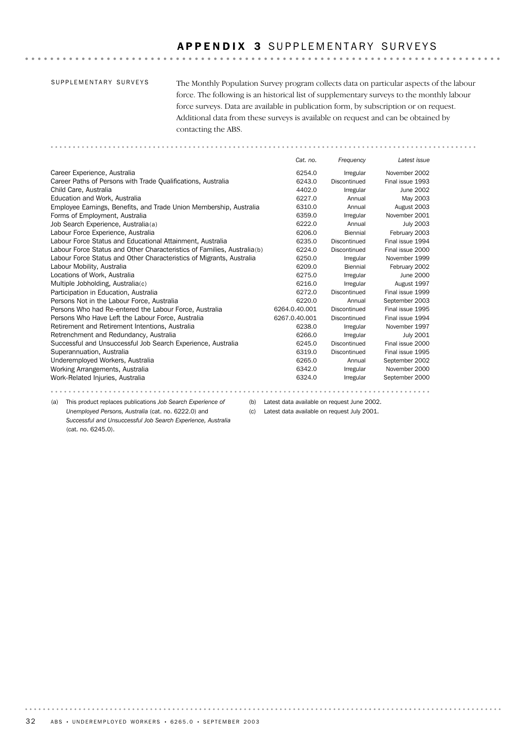# APPENDIX 3 SUPPLEMENTARY SURVEYS

## SUPPLEMENTARY SURVEYS

The Monthly Population Survey program collects data on particular aspects of the labour force. The following is an historical list of supplementary surveys to the monthly labour force surveys. Data are available in publication form, by subscription or on request. Additional data from these surveys is available on request and can be obtained by contacting the ABS.

| | *Cat. no.* | *Frequency* | *Latest issue* |
|---|---|---|---|
| Career Experience, Australia | 6254.0 | Irregular | November 2002 |
| Career Paths of Persons with Trade Qualifications, Australia | 6243.0 | Discontinued | Final issue 1993 |
| Child Care, Australia | 4402.0 | Irregular | June 2002 |
| Education and Work, Australia | 6227.0 | Annual | May 2003 |
| Employee Earnings, Benefits, and Trade Union Membership, Australia | 6310.0 | Annual | August 2003 |
| Forms of Employment, Australia | 6359.0 | Irregular | November 2001 |
| Job Search Experience, Australia(a) | 6222.0 | Annual | July 2003 |
| Labour Force Experience, Australia | 6206.0 | Biennial | February 2003 |
| Labour Force Status and Educational Attainment, Australia | 6235.0 | Discontinued | Final issue 1994 |
| Labour Force Status and Other Characteristics of Families, Australia(b) | 6224.0 | Discontinued | Final issue 2000 |
| Labour Force Status and Other Characteristics of Migrants, Australia | 6250.0 | Irregular | November 1999 |
| Labour Mobility, Australia | 6209.0 | Biennial | February 2002 |
| Locations of Work, Australia | 6275.0 | Irregular | June 2000 |
| Multiple Jobholding, Australia(c) | 6216.0 | Irregular | August 1997 |
| Participation in Education, Australia | 6272.0 | Discontinued | Final issue 1999 |
| Persons Not in the Labour Force, Australia | 6220.0 | Annual | September 2003 |
| Persons Who had Re-entered the Labour Force, Australia | 6264.0.40.001 | Discontinued | Final issue 1995 |
| Persons Who Have Left the Labour Force, Australia | 6267.0.40.001 | Discontinued | Final issue 1994 |
| Retirement and Retirement Intentions, Australia | 6238.0 | Irregular | November 1997 |
| Retrenchment and Redundancy, Australia | 6266.0 | Irregular | July 2001 |
| Successful and Unsuccessful Job Search Experience, Australia | 6245.0 | Discontinued | Final issue 2000 |
| Superannuation, Australia | 6319.0 | Discontinued | Final issue 1995 |
| Underemployed Workers, Australia | 6265.0 | Annual | September 2002 |
| Working Arrangements, Australia | 6342.0 | Irregular | November 2000 |
| Work-Related Injuries, Australia | 6324.0 | Irregular | September 2000 |

(a) This product replaces publications *Job Search Experience of Unemployed Persons, Australia* (cat. no. 6222.0) and *Successful and Unsuccessful Job Search Experience, Australia* (cat. no. 6245.0).

(b) Latest data available on request June 2002.

(c) Latest data available on request July 2001.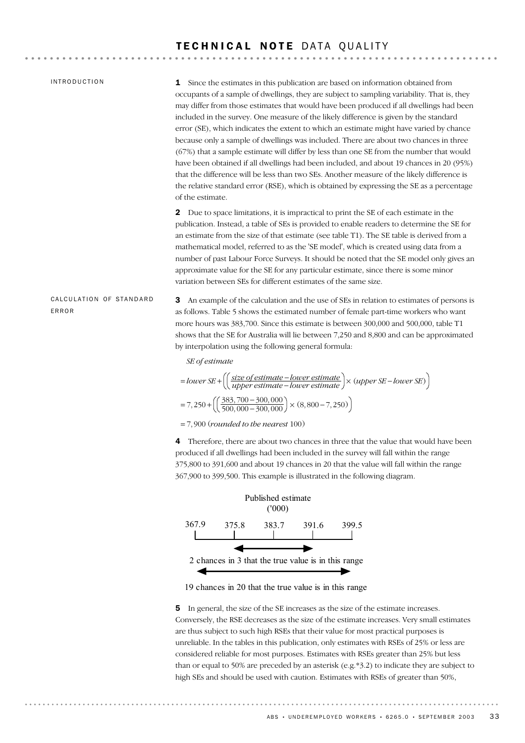# TECHNICAL NOTE DATA QUALITY

## INTRODUCTION

**1** Since the estimates in this publication are based on information obtained from occupants of a sample of dwellings, they are subject to sampling variability. That is, they may differ from those estimates that would have been produced if all dwellings had been included in the survey. One measure of the likely difference is given by the standard error (SE), which indicates the extent to which an estimate might have varied by chance because only a sample of dwellings was included. There are about two chances in three (67%) that a sample estimate will differ by less than one SE from the number that would have been obtained if all dwellings had been included, and about 19 chances in 20 (95%) that the difference will be less than two SEs. Another measure of the likely difference is the relative standard error (RSE), which is obtained by expressing the SE as a percentage of the estimate.

**2** Due to space limitations, it is impractical to print the SE of each estimate in the publication. Instead, a table of SEs is provided to enable readers to determine the SE for an estimate from the size of that estimate (see table T1). The SE table is derived from a mathematical model, referred to as the 'SE model', which is created using data from a number of past Labour Force Surveys. It should be noted that the SE model only gives an approximate value for the SE for any particular estimate, since there is some minor variation between SEs for different estimates of the same size.

## CALCULATION OF STANDARD ERROR

**3** An example of the calculation and the use of SEs in relation to estimates of persons is as follows. Table 5 shows the estimated number of female part-time workers who want more hours was 383,700. Since this estimate is between 300,000 and 500,000, table T1 shows that the SE for Australia will lie between 7,250 and 8,800 and can be approximated by interpolation using the following general formula:

*SE of estimate*

$$= lower\ SE + \left( \left( \frac{size\ of\ estimate - lower\ estimate}{upper\ estimate - lower\ estimate} \right) \times (upper\ SE - lower\ SE) \right)$$

$$= 7,250 + \left( \left( \frac{383,700 - 300,000}{500,000 - 300,000} \right) \times (8,800 - 7,250) \right)$$

$$= 7,900 \ (\textit{rounded to the nearest } 100)$$

**4** Therefore, there are about two chances in three that the value that would have been produced if all dwellings had been included in the survey will fall within the range 375,800 to 391,600 and about 19 chances in 20 that the value will fall within the range 367,900 to 399,500. This example is illustrated in the following diagram.

Published estimate ('000)

367.9 | 375.8 | 383.7 | 391.6 | 399.5

2 chances in 3 that the true value is in this range (375.8 to 391.6)

19 chances in 20 that the true value is in this range (367.9 to 399.5)

**5** In general, the size of the SE increases as the size of the estimate increases. Conversely, the RSE decreases as the size of the estimate increases. Very small estimates are thus subject to such high RSEs that their value for most practical purposes is unreliable. In the tables in this publication, only estimates with RSEs of 25% or less are considered reliable for most purposes. Estimates with RSEs greater than 25% but less than or equal to 50% are preceded by an asterisk (e.g.*3.2) to indicate they are subject to high SEs and should be used with caution. Estimates with RSEs of greater than 50%,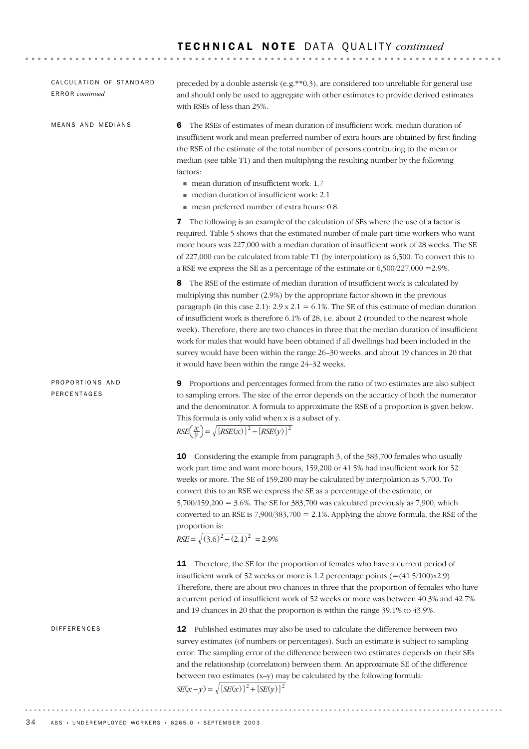## CALCULATION OF STANDARD ERROR *continued*

preceded by a double asterisk (e.g.**0.3), are considered too unreliable for general use and should only be used to aggregate with other estimates to provide derived estimates with RSEs of less than 25%.

## MEANS AND MEDIANS

**6** The RSEs of estimates of mean duration of insufficient work, median duration of insufficient work and mean preferred number of extra hours are obtained by first finding the RSE of the estimate of the total number of persons contributing to the mean or median (see table T1) and then multiplying the resulting number by the following factors:

- mean duration of insufficient work: 1.7
- median duration of insufficient work: 2.1
- mean preferred number of extra hours: 0.8.

**7** The following is an example of the calculation of SEs where the use of a factor is required. Table 5 shows that the estimated number of male part-time workers who want more hours was 227,000 with a median duration of insufficient work of 28 weeks. The SE of 227,000 can be calculated from table T1 (by interpolation) as 6,500. To convert this to a RSE we express the SE as a percentage of the estimate or 6,500/227,000 =2.9%.

**8** The RSE of the estimate of median duration of insufficient work is calculated by multiplying this number (2.9%) by the appropriate factor shown in the previous paragraph (in this case 2.1): 2.9 x 2.1 = 6.1%. The SE of this estimate of median duration of insufficient work is therefore 6.1% of 28, i.e. about 2 (rounded to the nearest whole week). Therefore, there are two chances in three that the median duration of insufficient work for males that would have been obtained if all dwellings had been included in the survey would have been within the range 26–30 weeks, and about 19 chances in 20 that it would have been within the range 24–32 weeks.

## PROPORTIONS AND PERCENTAGES

**9** Proportions and percentages formed from the ratio of two estimates are also subject to sampling errors. The size of the error depends on the accuracy of both the numerator and the denominator. A formula to approximate the RSE of a proportion is given below. This formula is only valid when x is a subset of y.

$$RSE\left(\frac{x}{y}\right) = \sqrt{[RSE(x)]^2 - [RSE(y)]^2}$$

**10** Considering the example from paragraph 3, of the 383,700 females who usually work part time and want more hours, 159,200 or 41.5% had insufficient work for 52 weeks or more. The SE of 159,200 may be calculated by interpolation as 5,700. To convert this to an RSE we express the SE as a percentage of the estimate, or 5,700/159,200 = 3.6%. The SE for 383,700 was calculated previously as 7,900, which converted to an RSE is 7,900/383,700 = 2.1%. Applying the above formula, the RSE of the proportion is:

$$RSE = \sqrt{(3.6)^2 - (2.1)^2} = 2.9\%$$

**11** Therefore, the SE for the proportion of females who have a current period of insufficient work of 52 weeks or more is 1.2 percentage points (=(41.5/100)x2.9). Therefore, there are about two chances in three that the proportion of females who have a current period of insufficient work of 52 weeks or more was between 40.3% and 42.7% and 19 chances in 20 that the proportion is within the range 39.1% to 43.9%.

## DIFFERENCES

**12** Published estimates may also be used to calculate the difference between two survey estimates (of numbers or percentages). Such an estimate is subject to sampling error. The sampling error of the difference between two estimates depends on their SEs and the relationship (correlation) between them. An approximate SE of the difference between two estimates (x–y) may be calculated by the following formula:

$$SE(x - y) = \sqrt{[SE(x)]^2 + [SE(y)]^2}$$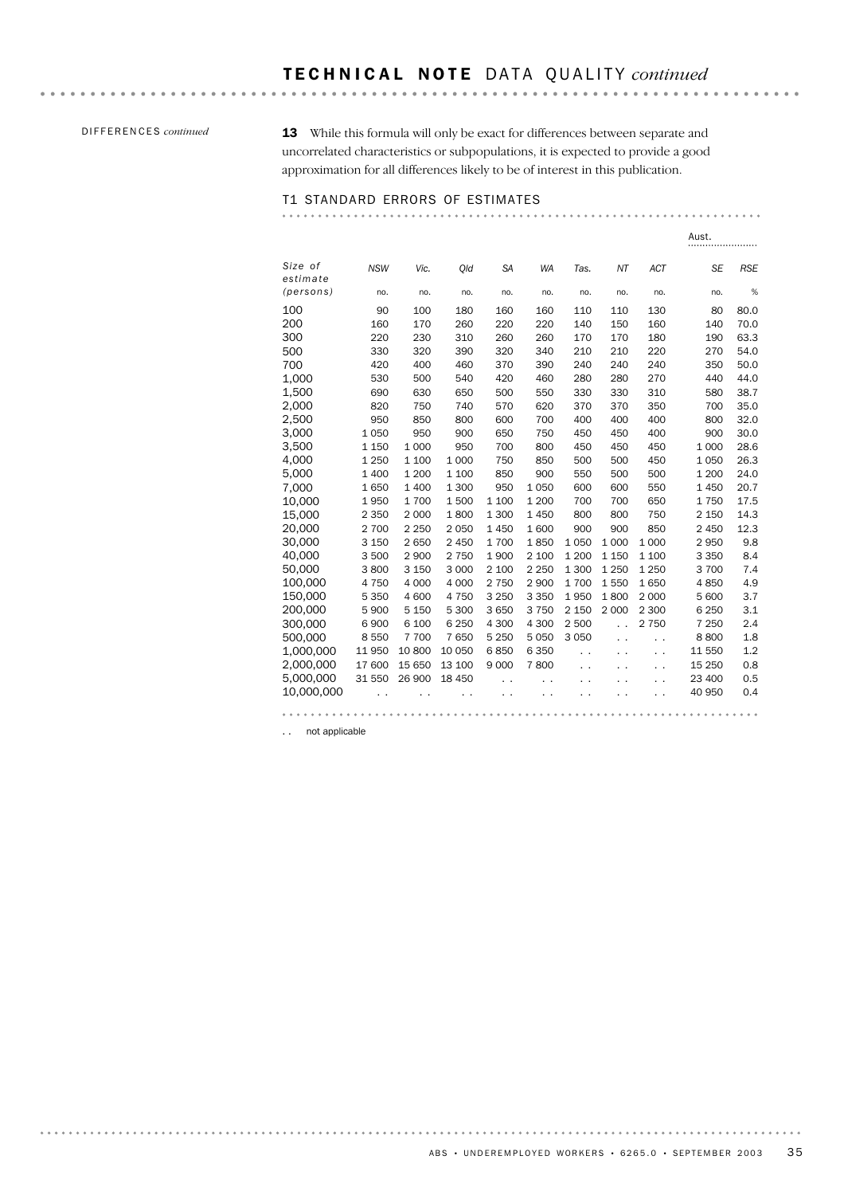## TECHNICAL NOTE DATA QUALITY *continued*

DIFFERENCES *continued*

**13** While this formula will only be exact for differences between separate and uncorrelated characteristics or subpopulations, it is expected to provide a good approximation for all differences likely to be of interest in this publication.

### T1 STANDARD ERRORS OF ESTIMATES

| | | | | | | | | | Aust. | |
|---|---|---|---|---|---|---|---|---|---|---|
| *Size of estimate (persons)* | *NSW* | *Vic.* | *Qld* | *SA* | *WA* | *Tas.* | *NT* | *ACT* | *SE* | *RSE* |
| | no. | no. | no. | no. | no. | no. | no. | no. | no. | % |
| 100 | 90 | 100 | 180 | 160 | 160 | 110 | 110 | 130 | 80 | 80.0 |
| 200 | 160 | 170 | 260 | 220 | 220 | 140 | 150 | 160 | 140 | 70.0 |
| 300 | 220 | 230 | 310 | 260 | 260 | 170 | 170 | 180 | 190 | 63.3 |
| 500 | 330 | 320 | 390 | 320 | 340 | 210 | 210 | 220 | 270 | 54.0 |
| 700 | 420 | 400 | 460 | 370 | 390 | 240 | 240 | 240 | 350 | 50.0 |
| 1,000 | 530 | 500 | 540 | 420 | 460 | 280 | 280 | 270 | 440 | 44.0 |
| 1,500 | 690 | 630 | 650 | 500 | 550 | 330 | 330 | 310 | 580 | 38.7 |
| 2,000 | 820 | 750 | 740 | 570 | 620 | 370 | 370 | 350 | 700 | 35.0 |
| 2,500 | 950 | 850 | 800 | 600 | 700 | 400 | 400 | 400 | 800 | 32.0 |
| 3,000 | 1 050 | 950 | 900 | 650 | 750 | 450 | 450 | 400 | 900 | 30.0 |
| 3,500 | 1 150 | 1 000 | 950 | 700 | 800 | 450 | 450 | 450 | 1 000 | 28.6 |
| 4,000 | 1 250 | 1 100 | 1 000 | 750 | 850 | 500 | 500 | 450 | 1 050 | 26.3 |
| 5,000 | 1 400 | 1 200 | 1 100 | 850 | 900 | 550 | 500 | 500 | 1 200 | 24.0 |
| 7,000 | 1 650 | 1 400 | 1 300 | 950 | 1 050 | 600 | 600 | 550 | 1 450 | 20.7 |
| 10,000 | 1 950 | 1 700 | 1 500 | 1 100 | 1 200 | 700 | 700 | 650 | 1 750 | 17.5 |
| 15,000 | 2 350 | 2 000 | 1 800 | 1 300 | 1 450 | 800 | 800 | 750 | 2 150 | 14.3 |
| 20,000 | 2 700 | 2 250 | 2 050 | 1 450 | 1 600 | 900 | 900 | 850 | 2 450 | 12.3 |
| 30,000 | 3 150 | 2 650 | 2 450 | 1 700 | 1 850 | 1 050 | 1 000 | 1 000 | 2 950 | 9.8 |
| 40,000 | 3 500 | 2 900 | 2 750 | 1 900 | 2 100 | 1 200 | 1 150 | 1 100 | 3 350 | 8.4 |
| 50,000 | 3 800 | 3 150 | 3 000 | 2 100 | 2 250 | 1 300 | 1 250 | 1 250 | 3 700 | 7.4 |
| 100,000 | 4 750 | 4 000 | 4 000 | 2 750 | 2 900 | 1 700 | 1 550 | 1 650 | 4 850 | 4.9 |
| 150,000 | 5 350 | 4 600 | 4 750 | 3 250 | 3 350 | 1 950 | 1 800 | 2 000 | 5 600 | 3.7 |
| 200,000 | 5 900 | 5 150 | 5 300 | 3 650 | 3 750 | 2 150 | 2 000 | 2 300 | 6 250 | 3.1 |
| 300,000 | 6 900 | 6 100 | 6 250 | 4 300 | 4 300 | 2 500 | . . | 2 750 | 7 250 | 2.4 |
| 500,000 | 8 550 | 7 700 | 7 650 | 5 250 | 5 050 | 3 050 | . . | . . | 8 800 | 1.8 |
| 1,000,000 | 11 950 | 10 800 | 10 050 | 6 850 | 6 350 | . . | . . | . . | 11 550 | 1.2 |
| 2,000,000 | 17 600 | 15 650 | 13 100 | 9 000 | 7 800 | . . | . . | . . | 15 250 | 0.8 |
| 5,000,000 | 31 550 | 26 900 | 18 450 | . . | . . | . . | . . | . . | 23 400 | 0.5 |
| 10,000,000 | . . | . . | . . | . . | . . | . . | . . | . . | 40 950 | 0.4 |

. . not applicable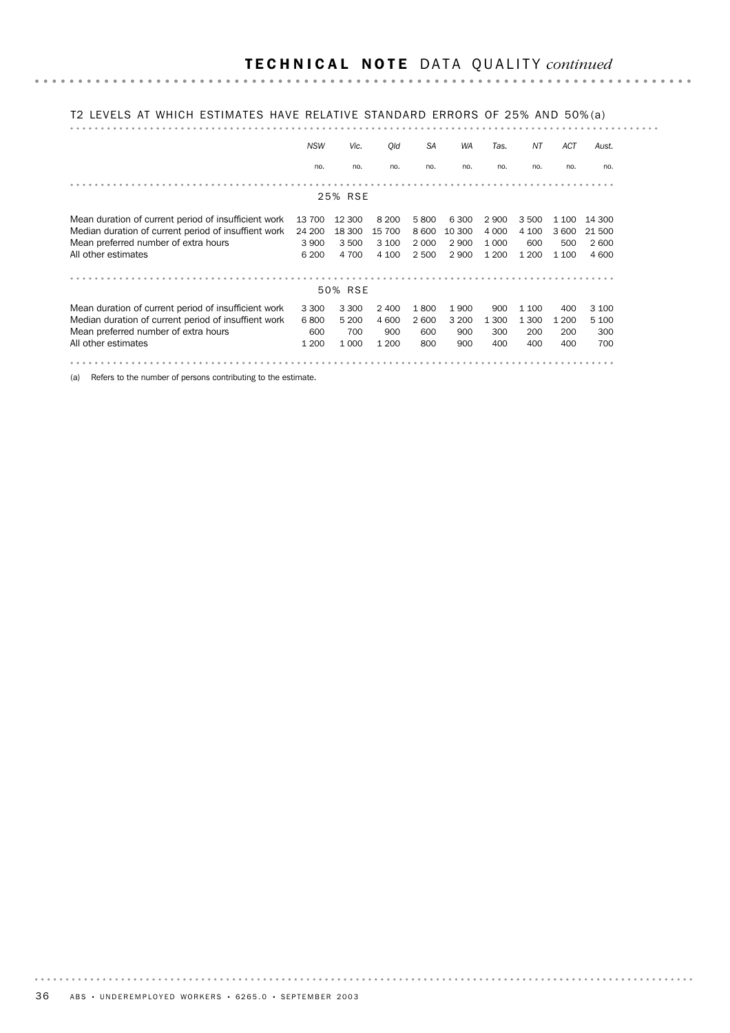## TECHNICAL NOTE DATA QUALITY *continued*

T2 LEVELS AT WHICH ESTIMATES HAVE RELATIVE STANDARD ERRORS OF 25% AND 50%(a)

| | *NSW* | *Vic.* | *Qld* | *SA* | *WA* | *Tas.* | *NT* | *ACT* | *Aust.* |
|---|---|---|---|---|---|---|---|---|---|
| | no. | no. | no. | no. | no. | no. | no. | no. | no. |
| **25% RSE** | | | | | | | | | |
| Mean duration of current period of insufficient work | 13 700 | 12 300 | 8 200 | 5 800 | 6 300 | 2 900 | 3 500 | 1 100 | 14 300 |
| Median duration of current period of insuffient work | 24 200 | 18 300 | 15 700 | 8 600 | 10 300 | 4 000 | 4 100 | 3 600 | 21 500 |
| Mean preferred number of extra hours | 3 900 | 3 500 | 3 100 | 2 000 | 2 900 | 1 000 | 600 | 500 | 2 600 |
| All other estimates | 6 200 | 4 700 | 4 100 | 2 500 | 2 900 | 1 200 | 1 200 | 1 100 | 4 600 |
| **50% RSE** | | | | | | | | | |
| Mean duration of current period of insufficient work | 3 300 | 3 300 | 2 400 | 1 800 | 1 900 | 900 | 1 100 | 400 | 3 100 |
| Median duration of current period of insuffient work | 6 800 | 5 200 | 4 600 | 2 600 | 3 200 | 1 300 | 1 300 | 1 200 | 5 100 |
| Mean preferred number of extra hours | 600 | 700 | 900 | 600 | 900 | 300 | 200 | 200 | 300 |
| All other estimates | 1 200 | 1 000 | 1 200 | 800 | 900 | 400 | 400 | 400 | 700 |

(a) Refers to the number of persons contributing to the estimate.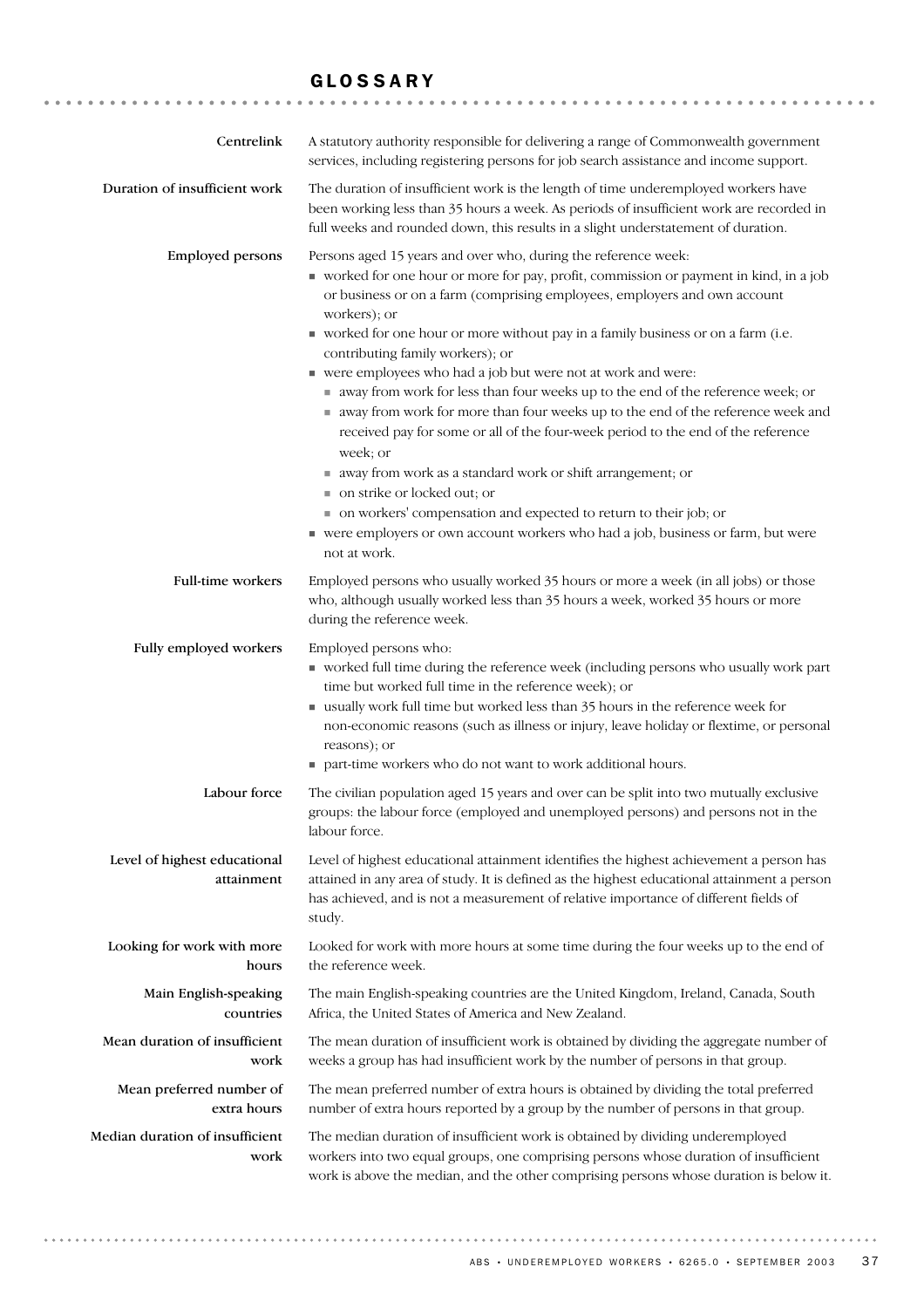# GLOSSARY

**Centrelink**

A statutory authority responsible for delivering a range of Commonwealth government services, including registering persons for job search assistance and income support.

**Duration of insufficient work**

The duration of insufficient work is the length of time underemployed workers have been working less than 35 hours a week. As periods of insufficient work are recorded in full weeks and rounded down, this results in a slight understatement of duration.

**Employed persons**

Persons aged 15 years and over who, during the reference week:

- worked for one hour or more for pay, profit, commission or payment in kind, in a job or business or on a farm (comprising employees, employers and own account workers); or
- worked for one hour or more without pay in a family business or on a farm (i.e. contributing family workers); or
- were employees who had a job but were not at work and were:
  - away from work for less than four weeks up to the end of the reference week; or
  - away from work for more than four weeks up to the end of the reference week and received pay for some or all of the four-week period to the end of the reference week; or
  - away from work as a standard work or shift arrangement; or
  - on strike or locked out; or
  - on workers' compensation and expected to return to their job; or
- were employers or own account workers who had a job, business or farm, but were not at work.

**Full-time workers**

Employed persons who usually worked 35 hours or more a week (in all jobs) or those who, although usually worked less than 35 hours a week, worked 35 hours or more during the reference week.

**Fully employed workers**

Employed persons who:

- worked full time during the reference week (including persons who usually work part time but worked full time in the reference week); or
- usually work full time but worked less than 35 hours in the reference week for non-economic reasons (such as illness or injury, leave holiday or flextime, or personal reasons); or
- part-time workers who do not want to work additional hours.

**Labour force**

The civilian population aged 15 years and over can be split into two mutually exclusive groups: the labour force (employed and unemployed persons) and persons not in the labour force.

**Level of highest educational attainment**

Level of highest educational attainment identifies the highest achievement a person has attained in any area of study. It is defined as the highest educational attainment a person has achieved, and is not a measurement of relative importance of different fields of study.

**Looking for work with more hours**

Looked for work with more hours at some time during the four weeks up to the end of the reference week.

**Main English-speaking countries**

The main English-speaking countries are the United Kingdom, Ireland, Canada, South Africa, the United States of America and New Zealand.

**Mean duration of insufficient work**

The mean duration of insufficient work is obtained by dividing the aggregate number of weeks a group has had insufficient work by the number of persons in that group.

**Mean preferred number of extra hours**

The mean preferred number of extra hours is obtained by dividing the total preferred number of extra hours reported by a group by the number of persons in that group.

**Median duration of insufficient work**

The median duration of insufficient work is obtained by dividing underemployed workers into two equal groups, one comprising persons whose duration of insufficient work is above the median, and the other comprising persons whose duration is below it.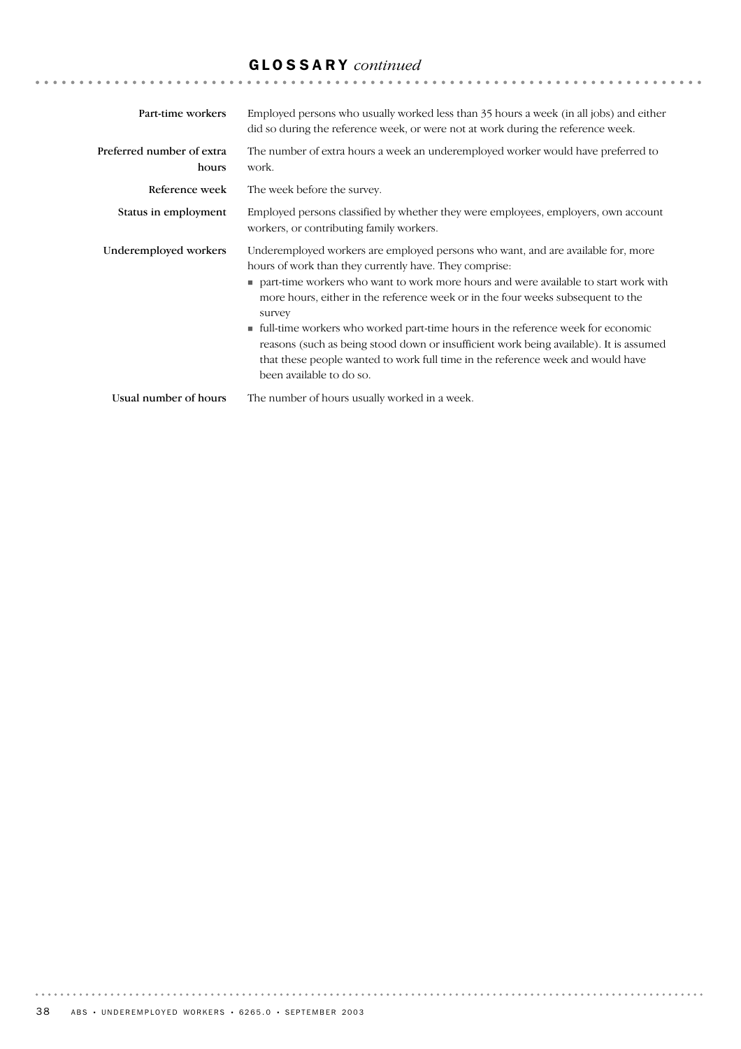## GLOSSARY *continued*

**Part-time workers**
Employed persons who usually worked less than 35 hours a week (in all jobs) and either did so during the reference week, or were not at work during the reference week.

**Preferred number of extra hours**
The number of extra hours a week an underemployed worker would have preferred to work.

**Reference week**
The week before the survey.

**Status in employment**
Employed persons classified by whether they were employees, employers, own account workers, or contributing family workers.

**Underemployed workers**
Underemployed workers are employed persons who want, and are available for, more hours of work than they currently have. They comprise:

- part-time workers who want to work more hours and were available to start work with more hours, either in the reference week or in the four weeks subsequent to the survey
- full-time workers who worked part-time hours in the reference week for economic reasons (such as being stood down or insufficient work being available). It is assumed that these people wanted to work full time in the reference week and would have been available to do so.

**Usual number of hours**
The number of hours usually worked in a week.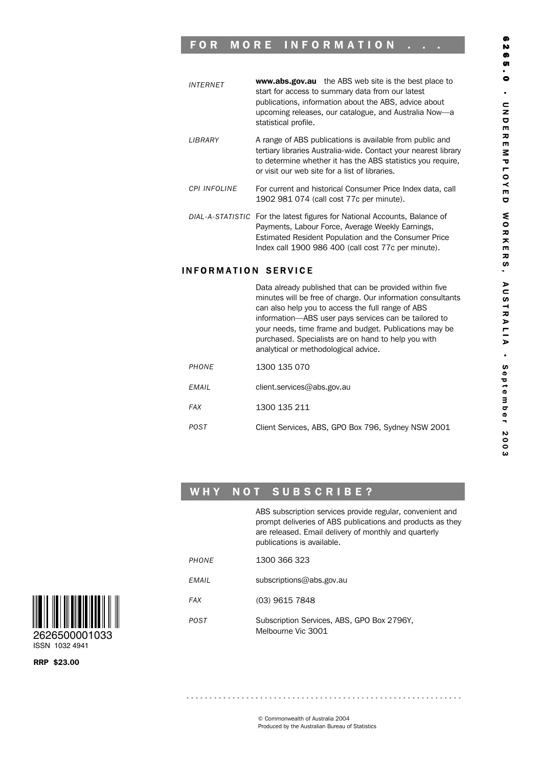## FOR MORE INFORMATION . . .

| | |
|---|---|
| *INTERNET* | **www.abs.gov.au** the ABS web site is the best place to start for access to summary data from our latest publications, information about the ABS, advice about upcoming releases, our catalogue, and Australia Now—a statistical profile. |
| *LIBRARY* | A range of ABS publications is available from public and tertiary libraries Australia-wide. Contact your nearest library to determine whether it has the ABS statistics you require, or visit our web site for a list of libraries. |
| *CPI INFOLINE* | For current and historical Consumer Price Index data, call 1902 981 074 (call cost 77c per minute). |
| *DIAL-A-STATISTIC* | For the latest figures for National Accounts, Balance of Payments, Labour Force, Average Weekly Earnings, Estimated Resident Population and the Consumer Price Index call 1900 986 400 (call cost 77c per minute). |

### INFORMATION SERVICE

Data already published that can be provided within five minutes will be free of charge. Our information consultants can also help you to access the full range of ABS information—ABS user pays services can be tailored to your needs, time frame and budget. Publications may be purchased. Specialists are on hand to help you with analytical or methodological advice.

| | |
|---|---|
| *PHONE* | 1300 135 070 |
| *EMAIL* | client.services@abs.gov.au |
| *FAX* | 1300 135 211 |
| *POST* | Client Services, ABS, GPO Box 796, Sydney NSW 2001 |

## WHY NOT SUBSCRIBE?

ABS subscription services provide regular, convenient and prompt deliveries of ABS publications and products as they are released. Email delivery of monthly and quarterly publications is available.

| | |
|---|---|
| *PHONE* | 1300 366 323 |
| *EMAIL* | subscriptions@abs.gov.au |
| *FAX* | (03) 9615 7848 |
| *POST* | Subscription Services, ABS, GPO Box 2796Y, Melbourne Vic 3001 |

2626500001033

ISSN 1032 4941

**RRP $23.00**

© Commonwealth of Australia 2004
Produced by the Australian Bureau of Statistics